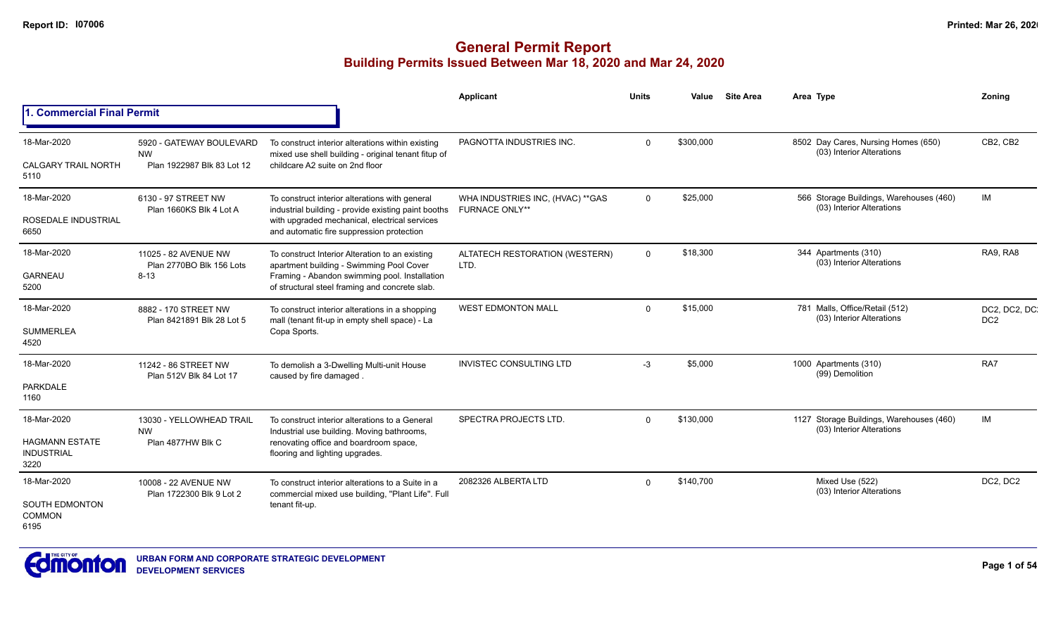# General Permit Report

## Building Permits Issued Between Mar 18, 2020 and Mar 24, 2020

### 1. Commercial Final Permit

| Date / Neighbourhood | Address / Legal | Description | Applicant | Units | Value | Site Area | Area Type | Zoning |
|---|---|---|---|---|---|---|---|---|
| 18-Mar-2020<br>CALGARY TRAIL NORTH<br>5110 | 5920 - GATEWAY BOULEVARD NW<br>Plan 1922987 Blk 83 Lot 12 | To construct interior alterations within existing mixed use shell building - original tenant fitup of childcare A2 suite on 2nd floor | PAGNOTTA INDUSTRIES INC. | 0 | $300,000 | | 8502 Day Cares, Nursing Homes (650)<br>(03) Interior Alterations | CB2, CB2 |
| 18-Mar-2020<br>ROSEDALE INDUSTRIAL<br>6650 | 6130 - 97 STREET NW<br>Plan 1660KS Blk 4 Lot A | To construct interior alterations with general industrial building - provide existing paint booths with upgraded mechanical, electrical services and automatic fire suppression protection | WHA INDUSTRIES INC, (HVAC) **GAS FURNACE ONLY** | 0 | $25,000 | | 566 Storage Buildings, Warehouses (460)<br>(03) Interior Alterations | IM |
| 18-Mar-2020<br>GARNEAU<br>5200 | 11025 - 82 AVENUE NW<br>Plan 2770BO Blk 156 Lots 8-13 | To construct Interior Alteration to an existing apartment building - Swimming Pool Cover Framing - Abandon swimming pool. Installation of structural steel framing and concrete slab. | ALTATECH RESTORATION (WESTERN) LTD. | 0 | $18,300 | | 344 Apartments (310)<br>(03) Interior Alterations | RA9, RA8 |
| 18-Mar-2020<br>SUMMERLEA<br>4520 | 8882 - 170 STREET NW<br>Plan 8421891 Blk 28 Lot 5 | To construct interior alterations in a shopping mall (tenant fit-up in empty shell space) - La Copa Sports. | WEST EDMONTON MALL | 0 | $15,000 | | 781 Malls, Office/Retail (512)<br>(03) Interior Alterations | DC2, DC2, DC2, DC2 |
| 18-Mar-2020<br>PARKDALE<br>1160 | 11242 - 86 STREET NW<br>Plan 512V Blk 84 Lot 17 | To demolish a 3-Dwelling Multi-unit House caused by fire damaged . | INVISTEC CONSULTING LTD | -3 | $5,000 | | 1000 Apartments (310)<br>(99) Demolition | RA7 |
| 18-Mar-2020<br>HAGMANN ESTATE INDUSTRIAL<br>3220 | 13030 - YELLOWHEAD TRAIL NW<br>Plan 4877HW Blk C | To construct interior alterations to a General Industrial use building. Moving bathrooms, renovating office and boardroom space, flooring and lighting upgrades. | SPECTRA PROJECTS LTD. | 0 | $130,000 | | 1127 Storage Buildings, Warehouses (460)<br>(03) Interior Alterations | IM |
| 18-Mar-2020<br>SOUTH EDMONTON COMMON<br>6195 | 10008 - 22 AVENUE NW<br>Plan 1722300 Blk 9 Lot 2 | To construct interior alterations to a Suite in a commercial mixed use building, "Plant Life". Full tenant fit-up. | 2082326 ALBERTA LTD | 0 | $140,700 | | Mixed Use (522)<br>(03) Interior Alterations | DC2, DC2 |

URBAN FORM AND CORPORATE STRATEGIC DEVELOPMENT
DEVELOPMENT SERVICES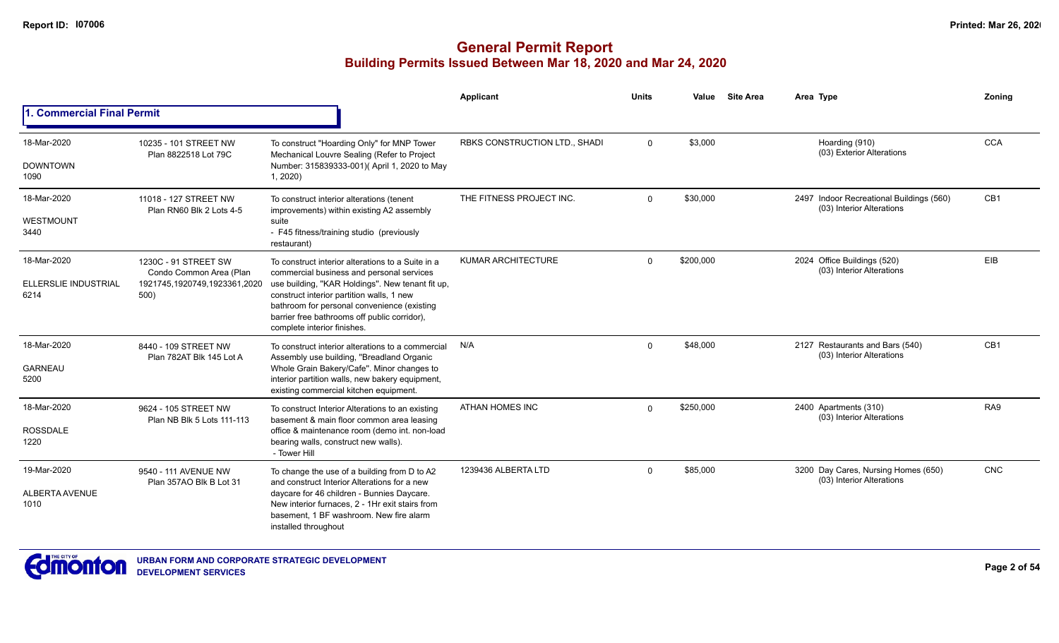# General Permit Report
## Building Permits Issued Between Mar 18, 2020 and Mar 24, 2020

### 1. Commercial Final Permit

| Date / Neighbourhood | Address / Legal | Description | Applicant | Units | Value | Site Area | Area Type | Zoning |
|---|---|---|---|---|---|---|---|---|
| 18-Mar-2020 DOWNTOWN 1090 | 10235 - 101 STREET NW Plan 8822518 Lot 79C | To construct "Hoarding Only" for MNP Tower Mechanical Louvre Sealing (Refer to Project Number: 315839333-001)( April 1, 2020 to May 1, 2020) | RBKS CONSTRUCTION LTD., SHADI | 0 | $3,000 | | Hoarding (910) (03) Exterior Alterations | CCA |
| 18-Mar-2020 WESTMOUNT 3440 | 11018 - 127 STREET NW Plan RN60 Blk 2 Lots 4-5 | To construct interior alterations (tenant improvements) within existing A2 assembly suite - F45 fitness/training studio (previously restaurant) | THE FITNESS PROJECT INC. | 0 | $30,000 | | 2497 Indoor Recreational Buildings (560) (03) Interior Alterations | CB1 |
| 18-Mar-2020 ELLERSLIE INDUSTRIAL 6214 | 1230C - 91 STREET SW Condo Common Area (Plan 1921745,1920749,1923361,2020 500) | To construct interior alterations to a Suite in a commercial business and personal services use building, "KAR Holdings". New tenant fit up, construct interior partition walls, 1 new bathroom for personal convenience (existing barrier free bathrooms off public corridor), complete interior finishes. | KUMAR ARCHITECTURE | 0 | $200,000 | | 2024 Office Buildings (520) (03) Interior Alterations | EIB |
| 18-Mar-2020 GARNEAU 5200 | 8440 - 109 STREET NW Plan 782AT Blk 145 Lot A | To construct interior alterations to a commercial Assembly use building, "Breadland Organic Whole Grain Bakery/Cafe". Minor changes to interior partition walls, new bakery equipment, existing commercial kitchen equipment. | N/A | 0 | $48,000 | | 2127 Restaurants and Bars (540) (03) Interior Alterations | CB1 |
| 18-Mar-2020 ROSSDALE 1220 | 9624 - 105 STREET NW Plan NB Blk 5 Lots 111-113 | To construct Interior Alterations to an existing basement & main floor common area leasing office & maintenance room (demo int. non-load bearing walls, construct new walls). - Tower Hill | ATHAN HOMES INC | 0 | $250,000 | | 2400 Apartments (310) (03) Interior Alterations | RA9 |
| 19-Mar-2020 ALBERTA AVENUE 1010 | 9540 - 111 AVENUE NW Plan 357AO Blk B Lot 31 | To change the use of a building from D to A2 and construct Interior Alterations for a new daycare for 46 children - Bunnies Daycare. New interior furnaces, 2 - 1Hr exit stairs from basement, 1 BF washroom. New fire alarm installed throughout | 1239436 ALBERTA LTD | 0 | $85,000 | | 3200 Day Cares, Nursing Homes (650) (03) Interior Alterations | CNC |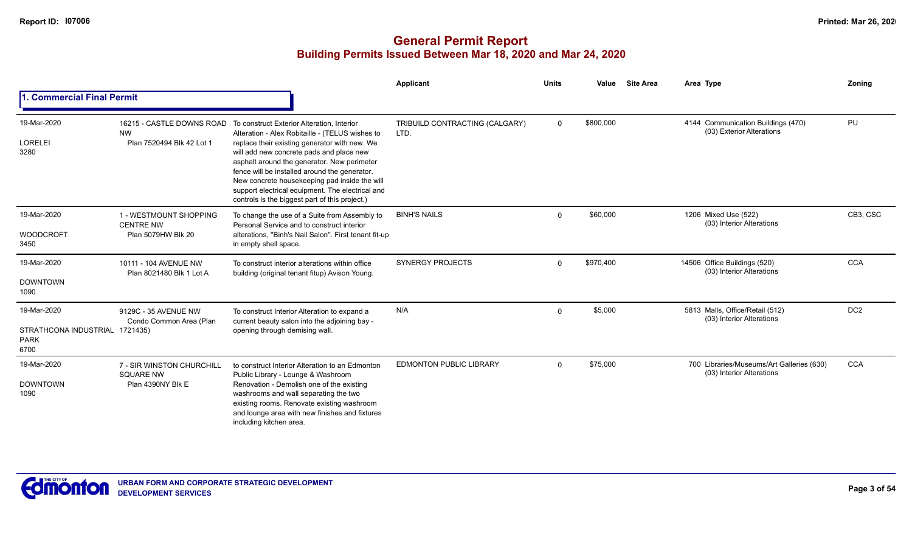# General Permit Report
## Building Permits Issued Between Mar 18, 2020 and Mar 24, 2020

### 1. Commercial Final Permit

| Date / Neighbourhood | Address / Legal | Description | Applicant | Units | Value | Site Area | Area Type | Zoning |
|---|---|---|---|---|---|---|---|---|
| 19-Mar-2020 LORELEI 3280 | 16215 - CASTLE DOWNS ROAD NW Plan 7520494 Blk 42 Lot 1 | To construct Exterior Alteration, Interior Alteration - Alex Robitaille - (TELUS wishes to replace their existing generator with new. We will add new concrete pads and place new asphalt around the generator. New perimeter fence will be installed around the generator. New concrete housekeeping pad inside the will support electrical equipment. The electrical and controls is the biggest part of this project.) | TRIBUILD CONTRACTING (CALGARY) LTD. | 0 | $800,000 | | 4144 Communication Buildings (470) (03) Exterior Alterations | PU |
| 19-Mar-2020 WOODCROFT 3450 | 1 - WESTMOUNT SHOPPING CENTRE NW Plan 5079HW Blk 20 | To change the use of a Suite from Assembly to Personal Service and to construct interior alterations, "Binh's Nail Salon". First tenant fit-up in empty shell space. | BINH'S NAILS | 0 | $60,000 | | 1206 Mixed Use (522) (03) Interior Alterations | CB3, CSC |
| 19-Mar-2020 DOWNTOWN 1090 | 10111 - 104 AVENUE NW Plan 8021480 Blk 1 Lot A | To construct interior alterations within office building (original tenant fitup) Avison Young. | SYNERGY PROJECTS | 0 | $970,400 | | 14506 Office Buildings (520) (03) Interior Alterations | CCA |
| 19-Mar-2020 STRATHCONA INDUSTRIAL PARK 6700 | 9129C - 35 AVENUE NW Condo Common Area (Plan 1721435) | To construct Interior Alteration to expand a current beauty salon into the adjoining bay - opening through demising wall. | N/A | 0 | $5,000 | | 5813 Malls, Office/Retail (512) (03) Interior Alterations | DC2 |
| 19-Mar-2020 DOWNTOWN 1090 | 7 - SIR WINSTON CHURCHILL SQUARE NW Plan 4390NY Blk E | to construct Interior Alteration to an Edmonton Public Library - Lounge & Washroom Renovation - Demolish one of the existing washrooms and wall separating the two existing rooms. Renovate existing washroom and lounge area with new finishes and fixtures including kitchen area. | EDMONTON PUBLIC LIBRARY | 0 | $75,000 | | 700 Libraries/Museums/Art Galleries (630) (03) Interior Alterations | CCA |

URBAN FORM AND CORPORATE STRATEGIC DEVELOPMENT
DEVELOPMENT SERVICES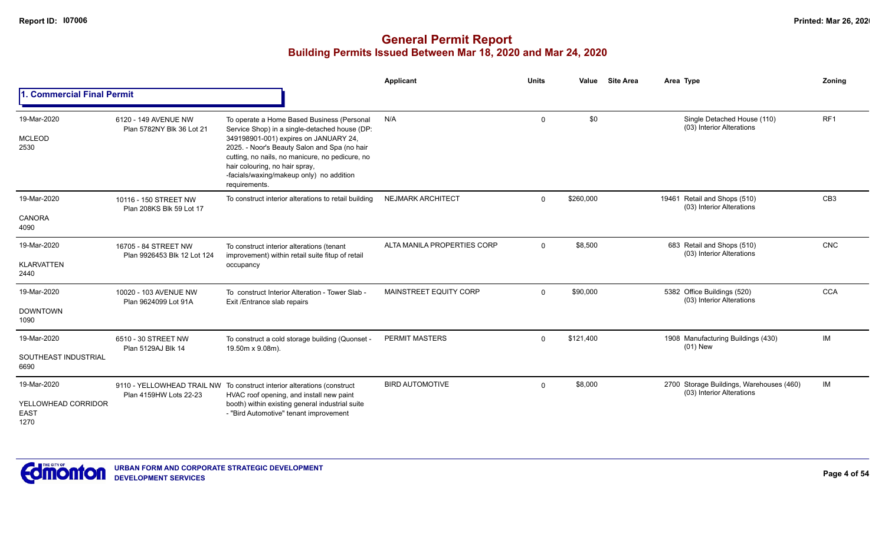# General Permit Report
## Building Permits Issued Between Mar 18, 2020 and Mar 24, 2020

### 1. Commercial Final Permit

| Date / Neighbourhood | Address / Legal | Description | Applicant | Units | Value | Site Area | Area | Type | Zoning |
|---|---|---|---|---|---|---|---|---|---|
| 19-Mar-2020 MCLEOD 2530 | 6120 - 149 AVENUE NW Plan 5782NY Blk 36 Lot 21 | To operate a Home Based Business (Personal Service Shop) in a single-detached house (DP: 349198901-001) expires on JANUARY 24, 2025. - Noor's Beauty Salon and Spa (no hair cutting, no nails, no manicure, no pedicure, no hair colouring, no hair spray, -facials/waxing/makeup only) no addition requirements. | N/A | 0 | $0 | | | Single Detached House (110) (03) Interior Alterations | RF1 |
| 19-Mar-2020 CANORA 4090 | 10116 - 150 STREET NW Plan 208KS Blk 59 Lot 17 | To construct interior alterations to retail building | NEJMARK ARCHITECT | 0 | $260,000 | | 19461 | Retail and Shops (510) (03) Interior Alterations | CB3 |
| 19-Mar-2020 KLARVATTEN 2440 | 16705 - 84 STREET NW Plan 9926453 Blk 12 Lot 124 | To construct interior alterations (tenant improvement) within retail suite fitup of retail occupancy | ALTA MANILA PROPERTIES CORP | 0 | $8,500 | | 683 | Retail and Shops (510) (03) Interior Alterations | CNC |
| 19-Mar-2020 DOWNTOWN 1090 | 10020 - 103 AVENUE NW Plan 9624099 Lot 91A | To construct Interior Alteration - Tower Slab - Exit /Entrance slab repairs | MAINSTREET EQUITY CORP | 0 | $90,000 | | 5382 | Office Buildings (520) (03) Interior Alterations | CCA |
| 19-Mar-2020 SOUTHEAST INDUSTRIAL 6690 | 6510 - 30 STREET NW Plan 5129AJ Blk 14 | To construct a cold storage building (Quonset - 19.50m x 9.08m). | PERMIT MASTERS | 0 | $121,400 | | 1908 | Manufacturing Buildings (430) (01) New | IM |
| 19-Mar-2020 YELLOWHEAD CORRIDOR EAST 1270 | 9110 - YELLOWHEAD TRAIL NW Plan 4159HW Lots 22-23 | To construct interior alterations (construct HVAC roof opening, and install new paint booth) within existing general industrial suite - "Bird Automotive" tenant improvement | BIRD AUTOMOTIVE | 0 | $8,000 | | 2700 | Storage Buildings, Warehouses (460) (03) Interior Alterations | IM |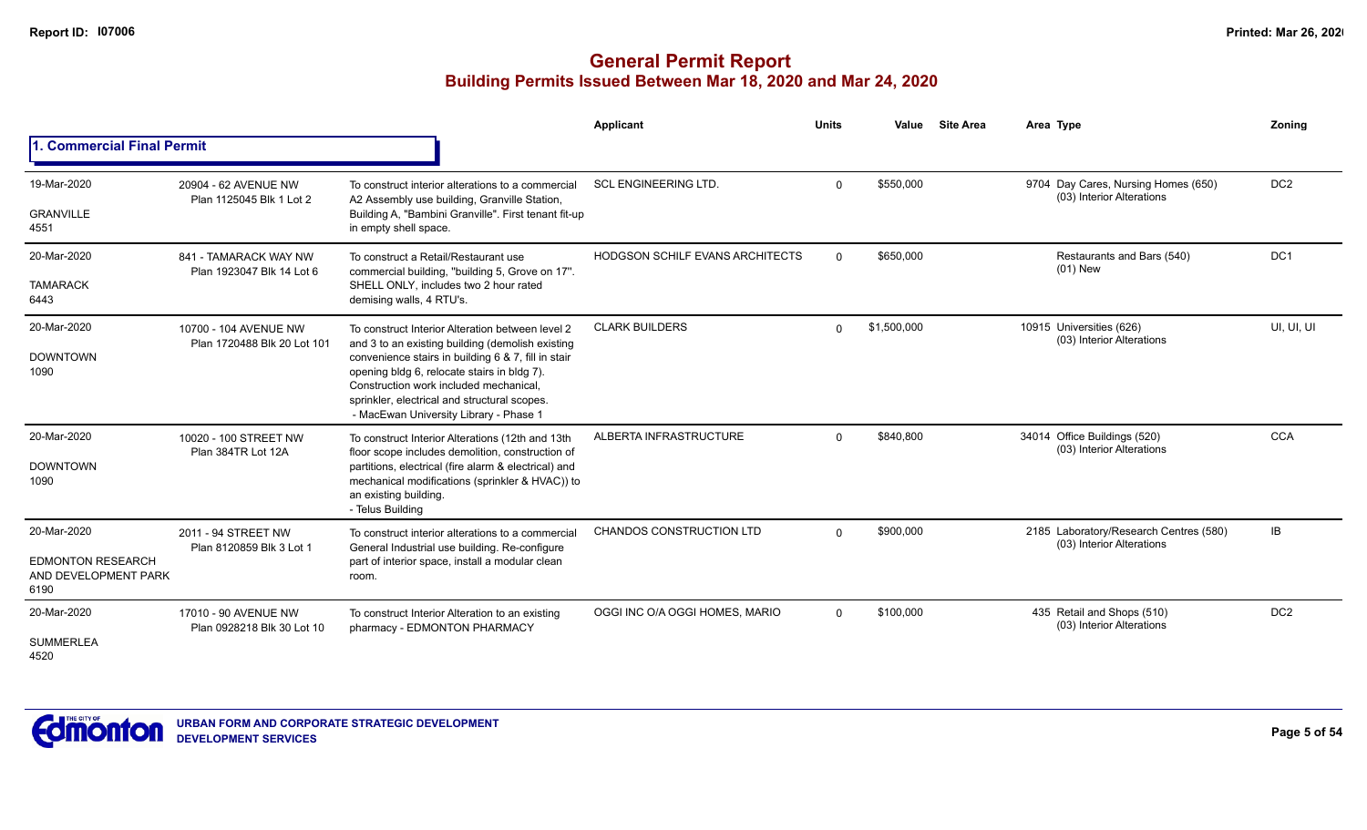# General Permit Report

## Building Permits Issued Between Mar 18, 2020 and Mar 24, 2020

### 1. Commercial Final Permit

| Date / Neighbourhood | Address / Legal | Description | Applicant | Units | Value | Site Area | Area | Type | Zoning |
|---|---|---|---|---|---|---|---|---|---|
| 19-Mar-2020<br>GRANVILLE<br>4551 | 20904 - 62 AVENUE NW<br>Plan 1125045 Blk 1 Lot 2 | To construct interior alterations to a commercial A2 Assembly use building, Granville Station, Building A, "Bambini Granville". First tenant fit-up in empty shell space. | SCL ENGINEERING LTD. | 0 | $550,000 | | 9704 | Day Cares, Nursing Homes (650)<br>(03) Interior Alterations | DC2 |
| 20-Mar-2020<br>TAMARACK<br>6443 | 841 - TAMARACK WAY NW<br>Plan 1923047 Blk 14 Lot 6 | To construct a Retail/Restaurant use commercial building, "building 5, Grove on 17". SHELL ONLY, includes two 2 hour rated demising walls, 4 RTU's. | HODGSON SCHILF EVANS ARCHITECTS | 0 | $650,000 | | | Restaurants and Bars (540)<br>(01) New | DC1 |
| 20-Mar-2020<br>DOWNTOWN<br>1090 | 10700 - 104 AVENUE NW<br>Plan 1720488 Blk 20 Lot 101 | To construct Interior Alteration between level 2 and 3 to an existing building (demolish existing convenience stairs in building 6 & 7, fill in stair opening bldg 6, relocate stairs in bldg 7). Construction work included mechanical, sprinkler, electrical and structural scopes.<br>- MacEwan University Library - Phase 1 | CLARK BUILDERS | 0 | $1,500,000 | | 10915 | Universities (626)<br>(03) Interior Alterations | UI, UI, UI |
| 20-Mar-2020<br>DOWNTOWN<br>1090 | 10020 - 100 STREET NW<br>Plan 384TR Lot 12A | To construct Interior Alterations (12th and 13th floor scope includes demolition, construction of partitions, electrical (fire alarm & electrical) and mechanical modifications (sprinkler & HVAC)) to an existing building.<br>- Telus Building | ALBERTA INFRASTRUCTURE | 0 | $840,800 | | 34014 | Office Buildings (520)<br>(03) Interior Alterations | CCA |
| 20-Mar-2020<br>EDMONTON RESEARCH AND DEVELOPMENT PARK<br>6190 | 2011 - 94 STREET NW<br>Plan 8120859 Blk 3 Lot 1 | To construct interior alterations to a commercial General Industrial use building. Re-configure part of interior space, install a modular clean room. | CHANDOS CONSTRUCTION LTD | 0 | $900,000 | | 2185 | Laboratory/Research Centres (580)<br>(03) Interior Alterations | IB |
| 20-Mar-2020<br>SUMMERLEA<br>4520 | 17010 - 90 AVENUE NW<br>Plan 0928218 Blk 30 Lot 10 | To construct Interior Alteration to an existing pharmacy - EDMONTON PHARMACY | OGGI INC O/A OGGI HOMES, MARIO | 0 | $100,000 | | 435 | Retail and Shops (510)<br>(03) Interior Alterations | DC2 |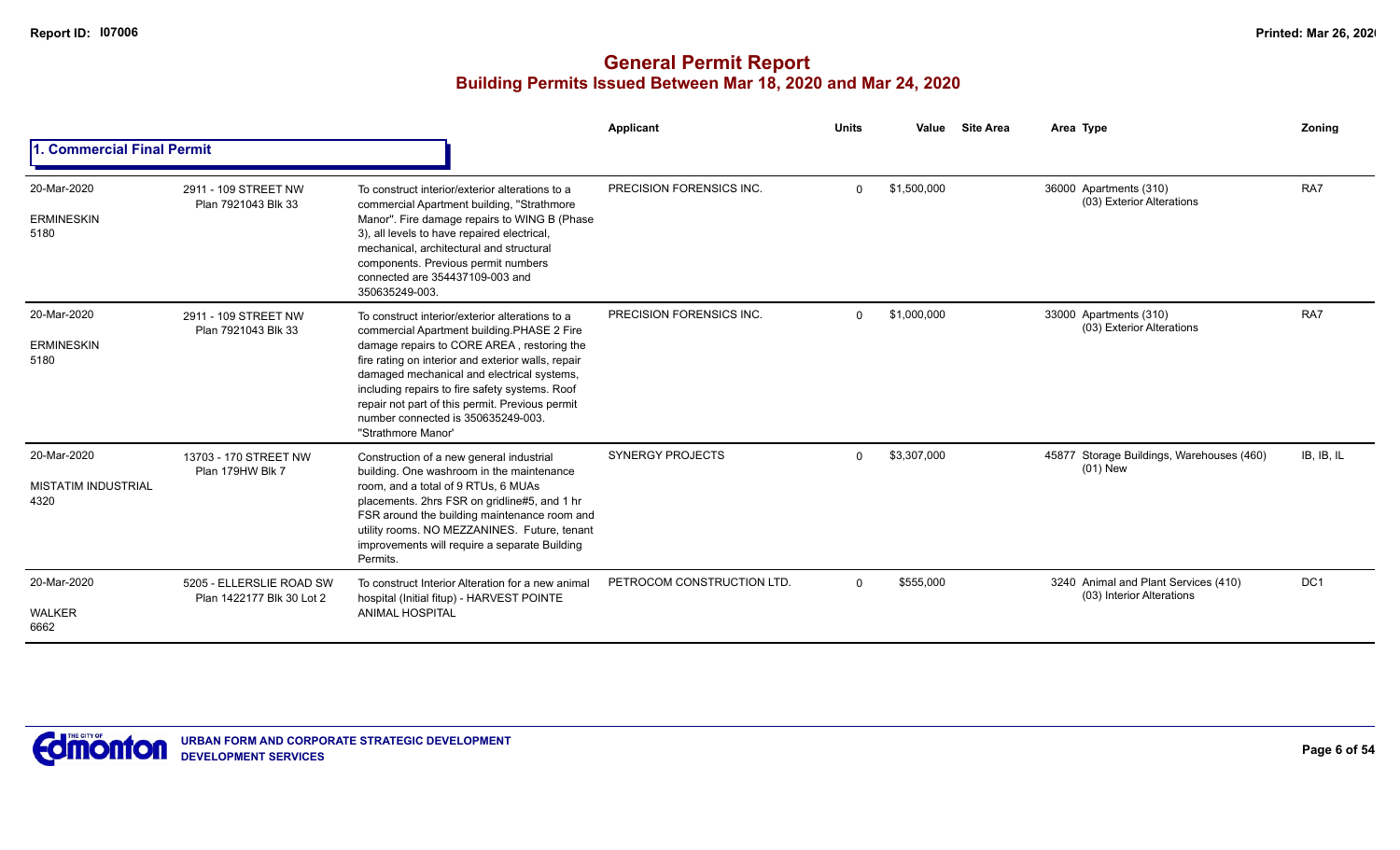# General Permit Report

## Building Permits Issued Between Mar 18, 2020 and Mar 24, 2020

### 1. Commercial Final Permit

| Date / Neighbourhood | Address | Description | Applicant | Units | Value | Site Area | Area Type | Zoning |
|---|---|---|---|---|---|---|---|---|
| 20-Mar-2020<br>ERMINESKIN<br>5180 | 2911 - 109 STREET NW<br>Plan 7921043 Blk 33 | To construct interior/exterior alterations to a commercial Apartment building, "Strathmore Manor". Fire damage repairs to WING B (Phase 3), all levels to have repaired electrical, mechanical, architectural and structural components. Previous permit numbers connected are 354437109-003 and 350635249-003. | PRECISION FORENSICS INC. | 0 | $1,500,000 | | 36000 Apartments (310)<br>(03) Exterior Alterations | RA7 |
| 20-Mar-2020<br>ERMINESKIN<br>5180 | 2911 - 109 STREET NW<br>Plan 7921043 Blk 33 | To construct interior/exterior alterations to a commercial Apartment building.PHASE 2 Fire damage repairs to CORE AREA , restoring the fire rating on interior and exterior walls, repair damaged mechanical and electrical systems, including repairs to fire safety systems. Roof repair not part of this permit. Previous permit number connected is 350635249-003. "Strathmore Manor' | PRECISION FORENSICS INC. | 0 | $1,000,000 | | 33000 Apartments (310)<br>(03) Exterior Alterations | RA7 |
| 20-Mar-2020<br>MISTATIM INDUSTRIAL<br>4320 | 13703 - 170 STREET NW<br>Plan 179HW Blk 7 | Construction of a new general industrial building. One washroom in the maintenance room, and a total of 9 RTUs, 6 MUAs placements. 2hrs FSR on gridline#5, and 1 hr FSR around the building maintenance room and utility rooms. NO MEZZANINES. Future, tenant improvements will require a separate Building Permits. | SYNERGY PROJECTS | 0 | $3,307,000 | | 45877 Storage Buildings, Warehouses (460)<br>(01) New | IB, IB, IL |
| 20-Mar-2020<br>WALKER<br>6662 | 5205 - ELLERSLIE ROAD SW<br>Plan 1422177 Blk 30 Lot 2 | To construct Interior Alteration for a new animal hospital (Initial fitup) - HARVEST POINTE ANIMAL HOSPITAL | PETROCOM CONSTRUCTION LTD. | 0 | $555,000 | | 3240 Animal and Plant Services (410)<br>(03) Interior Alterations | DC1 |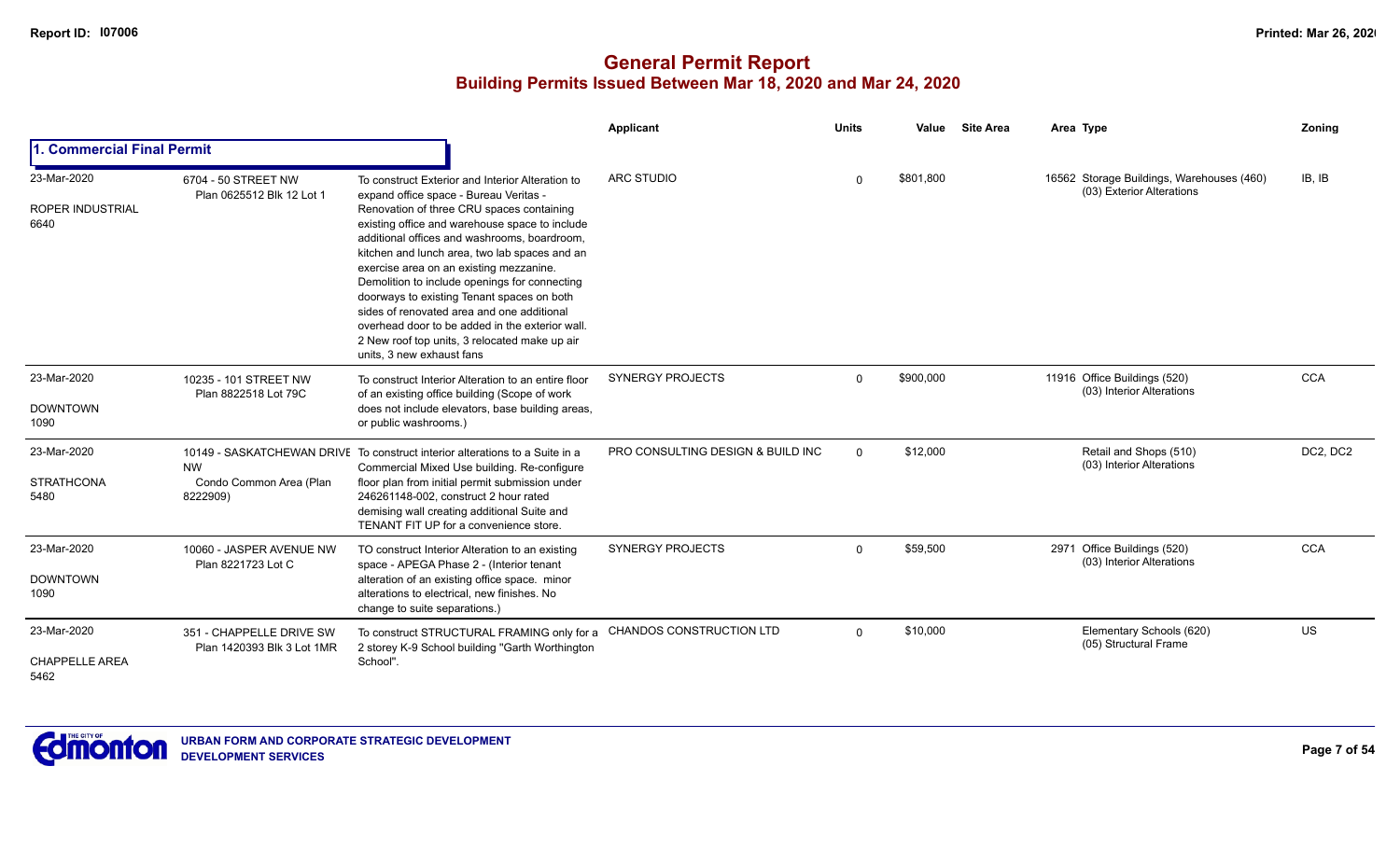## General Permit Report
### Building Permits Issued Between Mar 18, 2020 and Mar 24, 2020

### 1. Commercial Final Permit

| Date / Neighbourhood | Address / Legal | Description | Applicant | Units | Value | Site Area | Area | Type | Zoning |
|---|---|---|---|---|---|---|---|---|---|
| 23-Mar-2020<br>ROPER INDUSTRIAL<br>6640 | 6704 - 50 STREET NW<br>Plan 0625512 Blk 12 Lot 1 | To construct Exterior and Interior Alteration to expand office space - Bureau Veritas - Renovation of three CRU spaces containing existing office and warehouse space to include additional offices and washrooms, boardroom, kitchen and lunch area, two lab spaces and an exercise area on an existing mezzanine. Demolition to include openings for connecting doorways to existing Tenant spaces on both sides of renovated area and one additional overhead door to be added in the exterior wall. 2 New roof top units, 3 relocated make up air units, 3 new exhaust fans | ARC STUDIO | 0 | $801,800 | | 16562 | Storage Buildings, Warehouses (460)<br>(03) Exterior Alterations | IB, IB |
| 23-Mar-2020<br>DOWNTOWN<br>1090 | 10235 - 101 STREET NW<br>Plan 8822518 Lot 79C | To construct Interior Alteration to an entire floor of an existing office building (Scope of work does not include elevators, base building areas, or public washrooms.) | SYNERGY PROJECTS | 0 | $900,000 | | 11916 | Office Buildings (520)<br>(03) Interior Alterations | CCA |
| 23-Mar-2020<br>STRATHCONA<br>5480 | 10149 - SASKATCHEWAN DRIVE NW<br>Condo Common Area (Plan 8222909) | To construct interior alterations to a Suite in a Commercial Mixed Use building. Re-configure floor plan from initial permit submission under 246261148-002, construct 2 hour rated demising wall creating additional Suite and TENANT FIT UP for a convenience store. | PRO CONSULTING DESIGN & BUILD INC | 0 | $12,000 | | | Retail and Shops (510)<br>(03) Interior Alterations | DC2, DC2 |
| 23-Mar-2020<br>DOWNTOWN<br>1090 | 10060 - JASPER AVENUE NW<br>Plan 8221723 Lot C | TO construct Interior Alteration to an existing space - APEGA Phase 2 - (Interior tenant alteration of an existing office space. minor alterations to electrical, new finishes. No change to suite separations.) | SYNERGY PROJECTS | 0 | $59,500 | | 2971 | Office Buildings (520)<br>(03) Interior Alterations | CCA |
| 23-Mar-2020<br>CHAPPELLE AREA<br>5462 | 351 - CHAPPELLE DRIVE SW<br>Plan 1420393 Blk 3 Lot 1MR | To construct STRUCTURAL FRAMING only for a 2 storey K-9 School building "Garth Worthington School". | CHANDOS CONSTRUCTION LTD | 0 | $10,000 | | | Elementary Schools (620)<br>(05) Structural Frame | US |

URBAN FORM AND CORPORATE STRATEGIC DEVELOPMENT
DEVELOPMENT SERVICES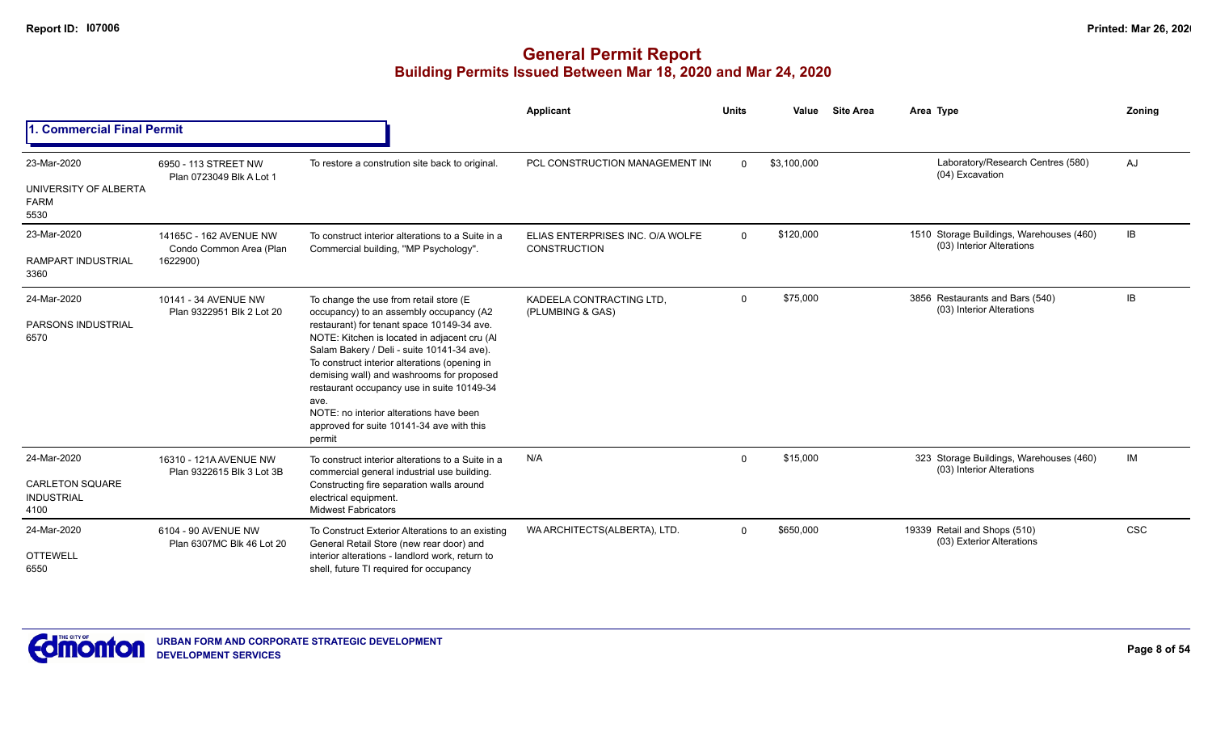# General Permit Report

## Building Permits Issued Between Mar 18, 2020 and Mar 24, 2020

### 1. Commercial Final Permit

| Date / Neighbourhood | Address / Legal | Description | Applicant | Units | Value | Site Area | Area | Type | Zoning |
|---|---|---|---|---|---|---|---|---|---|
| 23-Mar-2020<br>UNIVERSITY OF ALBERTA FARM<br>5530 | 6950 - 113 STREET NW<br>Plan 0723049 Blk A Lot 1 | To restore a constrution site back to original. | PCL CONSTRUCTION MANAGEMENT IN( | 0 | $3,100,000 | | | Laboratory/Research Centres (580)<br>(04) Excavation | AJ |
| 23-Mar-2020<br>RAMPART INDUSTRIAL<br>3360 | 14165C - 162 AVENUE NW<br>Condo Common Area (Plan 1622900) | To construct interior alterations to a Suite in a Commercial building, "MP Psychology". | ELIAS ENTERPRISES INC. O/A WOLFE CONSTRUCTION | 0 | $120,000 | | 1510 | Storage Buildings, Warehouses (460)<br>(03) Interior Alterations | IB |
| 24-Mar-2020<br>PARSONS INDUSTRIAL<br>6570 | 10141 - 34 AVENUE NW<br>Plan 9322951 Blk 2 Lot 20 | To change the use from retail store (E occupancy) to an assembly occupancy (A2 restaurant) for tenant space 10149-34 ave. NOTE: Kitchen is located in adjacent cru (Al Salam Bakery / Deli - suite 10141-34 ave). To construct interior alterations (opening in demising wall) and washrooms for proposed restaurant occupancy use in suite 10149-34 ave.<br>NOTE: no interior alterations have been approved for suite 10141-34 ave with this permit | KADEELA CONTRACTING LTD, (PLUMBING & GAS) | 0 | $75,000 | | 3856 | Restaurants and Bars (540)<br>(03) Interior Alterations | IB |
| 24-Mar-2020<br>CARLETON SQUARE INDUSTRIAL<br>4100 | 16310 - 121A AVENUE NW<br>Plan 9322615 Blk 3 Lot 3B | To construct interior alterations to a Suite in a commercial general industrial use building. Constructing fire separation walls around electrical equipment.<br>Midwest Fabricators | N/A | 0 | $15,000 | | 323 | Storage Buildings, Warehouses (460)<br>(03) Interior Alterations | IM |
| 24-Mar-2020<br>OTTEWELL<br>6550 | 6104 - 90 AVENUE NW<br>Plan 6307MC Blk 46 Lot 20 | To Construct Exterior Alterations to an existing General Retail Store (new rear door) and interior alterations - landlord work, return to shell, future TI required for occupancy | WA ARCHITECTS(ALBERTA), LTD. | 0 | $650,000 | | 19339 | Retail and Shops (510)<br>(03) Exterior Alterations | CSC |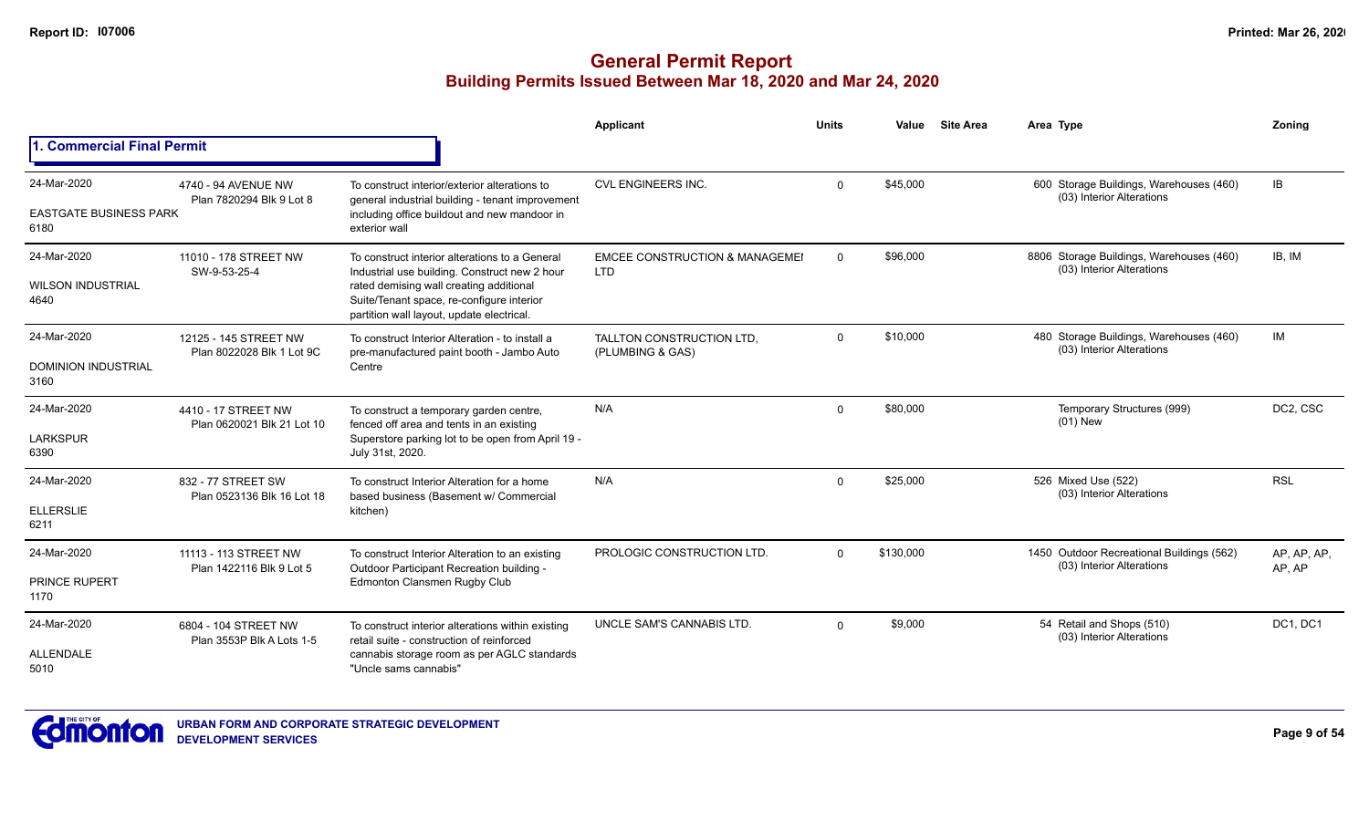# General Permit Report
## Building Permits Issued Between Mar 18, 2020 and Mar 24, 2020

### 1. Commercial Final Permit

| Date / Neighbourhood | Address / Legal | Description | Applicant | Units | Value | Site Area | Area Type | Zoning |
|---|---|---|---|---|---|---|---|---|
| 24-Mar-2020<br>EASTGATE BUSINESS PARK<br>6180 | 4740 - 94 AVENUE NW<br>Plan 7820294 Blk 9 Lot 8 | To construct interior/exterior alterations to general industrial building - tenant improvement including office buildout and new mandoor in exterior wall | CVL ENGINEERS INC. | 0 | $45,000 | | 600 Storage Buildings, Warehouses (460)<br>(03) Interior Alterations | IB |
| 24-Mar-2020<br>WILSON INDUSTRIAL<br>4640 | 11010 - 178 STREET NW<br>SW-9-53-25-4 | To construct interior alterations to a General Industrial use building. Construct new 2 hour rated demising wall creating additional Suite/Tenant space, re-configure interior partition wall layout, update electrical. | EMCEE CONSTRUCTION & MANAGEMEI LTD | 0 | $96,000 | | 8806 Storage Buildings, Warehouses (460)<br>(03) Interior Alterations | IB, IM |
| 24-Mar-2020<br>DOMINION INDUSTRIAL<br>3160 | 12125 - 145 STREET NW<br>Plan 8022028 Blk 1 Lot 9C | To construct Interior Alteration - to install a pre-manufactured paint booth - Jambo Auto Centre | TALLTON CONSTRUCTION LTD, (PLUMBING & GAS) | 0 | $10,000 | | 480 Storage Buildings, Warehouses (460)<br>(03) Interior Alterations | IM |
| 24-Mar-2020<br>LARKSPUR<br>6390 | 4410 - 17 STREET NW<br>Plan 0620021 Blk 21 Lot 10 | To construct a temporary garden centre, fenced off area and tents in an existing Superstore parking lot to be open from April 19 - July 31st, 2020. | N/A | 0 | $80,000 | | Temporary Structures (999)<br>(01) New | DC2, CSC |
| 24-Mar-2020<br>ELLERSLIE<br>6211 | 832 - 77 STREET SW<br>Plan 0523136 Blk 16 Lot 18 | To construct Interior Alteration for a home based business (Basement w/ Commercial kitchen) | N/A | 0 | $25,000 | | 526 Mixed Use (522)<br>(03) Interior Alterations | RSL |
| 24-Mar-2020<br>PRINCE RUPERT<br>1170 | 11113 - 113 STREET NW<br>Plan 1422116 Blk 9 Lot 5 | To construct Interior Alteration to an existing Outdoor Participant Recreation building - Edmonton Clansmen Rugby Club | PROLOGIC CONSTRUCTION LTD. | 0 | $130,000 | | 1450 Outdoor Recreational Buildings (562)<br>(03) Interior Alterations | AP, AP, AP, AP |
| 24-Mar-2020<br>ALLENDALE<br>5010 | 6804 - 104 STREET NW<br>Plan 3553P Blk A Lots 1-5 | To construct interior alterations within existing retail suite - construction of reinforced cannabis storage room as per AGLC standards "Uncle sams cannabis" | UNCLE SAM'S CANNABIS LTD. | 0 | $9,000 | | 54 Retail and Shops (510)<br>(03) Interior Alterations | DC1, DC1 |

URBAN FORM AND CORPORATE STRATEGIC DEVELOPMENT
DEVELOPMENT SERVICES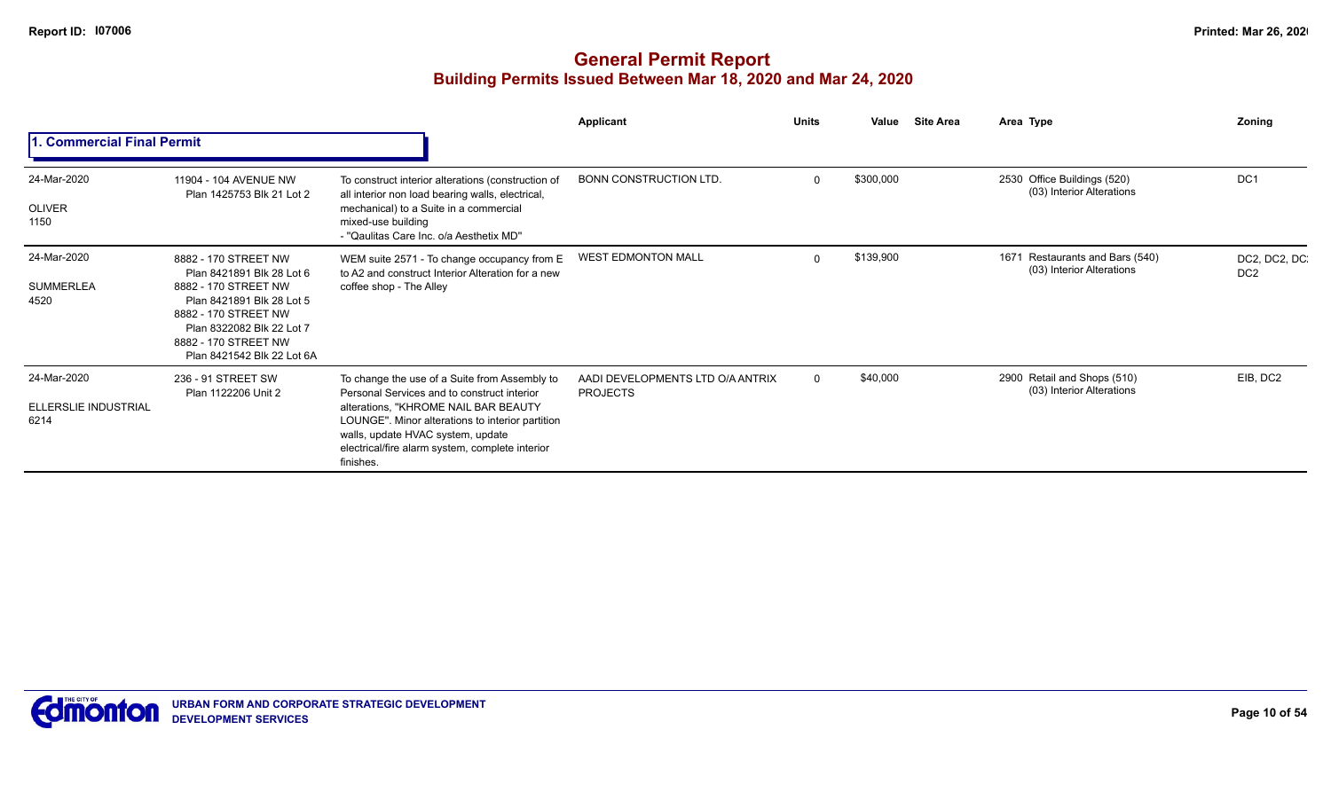# General Permit Report
## Building Permits Issued Between Mar 18, 2020 and Mar 24, 2020

### 1. Commercial Final Permit

| Date / Neighbourhood | Address | Description | Applicant | Units | Value | Site Area | Area Type | Zoning |
|---|---|---|---|---|---|---|---|---|
| 24-Mar-2020<br>OLIVER<br>1150 | 11904 - 104 AVENUE NW<br>Plan 1425753 Blk 21 Lot 2 | To construct interior alterations (construction of all interior non load bearing walls, electrical, mechanical) to a Suite in a commercial mixed-use building<br>- "Qaulitas Care Inc. o/a Aesthetix MD" | BONN CONSTRUCTION LTD. | 0 | $300,000 | | 2530 Office Buildings (520)<br>(03) Interior Alterations | DC1 |
| 24-Mar-2020<br>SUMMERLEA<br>4520 | 8882 - 170 STREET NW<br>Plan 8421891 Blk 28 Lot 6<br>8882 - 170 STREET NW<br>Plan 8421891 Blk 28 Lot 5<br>8882 - 170 STREET NW<br>Plan 8322082 Blk 22 Lot 7<br>8882 - 170 STREET NW<br>Plan 8421542 Blk 22 Lot 6A | WEM suite 2571 - To change occupancy from E to A2 and construct Interior Alteration for a new coffee shop - The Alley | WEST EDMONTON MALL | 0 | $139,900 | | 1671 Restaurants and Bars (540)<br>(03) Interior Alterations | DC2, DC2, DC2, DC2 |
| 24-Mar-2020<br>ELLERSLIE INDUSTRIAL<br>6214 | 236 - 91 STREET SW<br>Plan 1122206 Unit 2 | To change the use of a Suite from Assembly to Personal Services and to construct interior alterations, "KHROME NAIL BAR BEAUTY LOUNGE". Minor alterations to interior partition walls, update HVAC system, update electrical/fire alarm system, complete interior finishes. | AADI DEVELOPMENTS LTD O/A ANTRIX PROJECTS | 0 | $40,000 | | 2900 Retail and Shops (510)<br>(03) Interior Alterations | EIB, DC2 |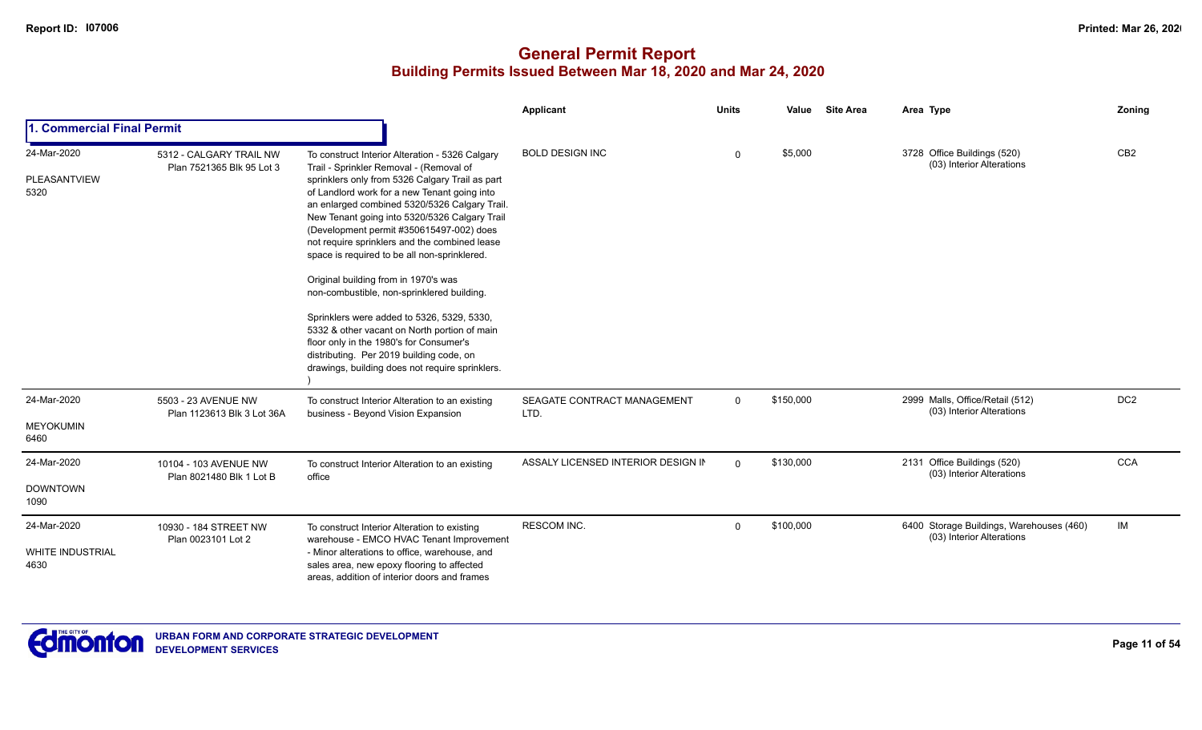# General Permit Report

## Building Permits Issued Between Mar 18, 2020 and Mar 24, 2020

### 1. Commercial Final Permit

| Date / Neighbourhood | Address / Legal | Description | Applicant | Units | Value | Site Area | Area Type | Zoning |
|---|---|---|---|---|---|---|---|---|
| 24-Mar-2020<br>PLEASANTVIEW<br>5320 | 5312 - CALGARY TRAIL NW<br>Plan 7521365 Blk 95 Lot 3 | To construct Interior Alteration - 5326 Calgary Trail - Sprinkler Removal - (Removal of sprinklers only from 5326 Calgary Trail as part of Landlord work for a new Tenant going into an enlarged combined 5320/5326 Calgary Trail. New Tenant going into 5320/5326 Calgary Trail (Development permit #350615497-002) does not require sprinklers and the combined lease space is required to be all non-sprinklered.<br><br>Original building from in 1970's was non-combustible, non-sprinklered building.<br><br>Sprinklers were added to 5326, 5329, 5330, 5332 & other vacant on North portion of main floor only in the 1980's for Consumer's distributing. Per 2019 building code, on drawings, building does not require sprinklers. ) | BOLD DESIGN INC | 0 | $5,000 | | 3728 Office Buildings (520)<br>(03) Interior Alterations | CB2 |
| 24-Mar-2020<br>MEYOKUMIN<br>6460 | 5503 - 23 AVENUE NW<br>Plan 1123613 Blk 3 Lot 36A | To construct Interior Alteration to an existing business - Beyond Vision Expansion | SEAGATE CONTRACT MANAGEMENT LTD. | 0 | $150,000 | | 2999 Malls, Office/Retail (512)<br>(03) Interior Alterations | DC2 |
| 24-Mar-2020<br>DOWNTOWN<br>1090 | 10104 - 103 AVENUE NW<br>Plan 8021480 Blk 1 Lot B | To construct Interior Alteration to an existing office | ASSALY LICENSED INTERIOR DESIGN IN | 0 | $130,000 | | 2131 Office Buildings (520)<br>(03) Interior Alterations | CCA |
| 24-Mar-2020<br>WHITE INDUSTRIAL<br>4630 | 10930 - 184 STREET NW<br>Plan 0023101 Lot 2 | To construct Interior Alteration to existing warehouse - EMCO HVAC Tenant Improvement - Minor alterations to office, warehouse, and sales area, new epoxy flooring to affected areas, addition of interior doors and frames | RESCOM INC. | 0 | $100,000 | | 6400 Storage Buildings, Warehouses (460)<br>(03) Interior Alterations | IM |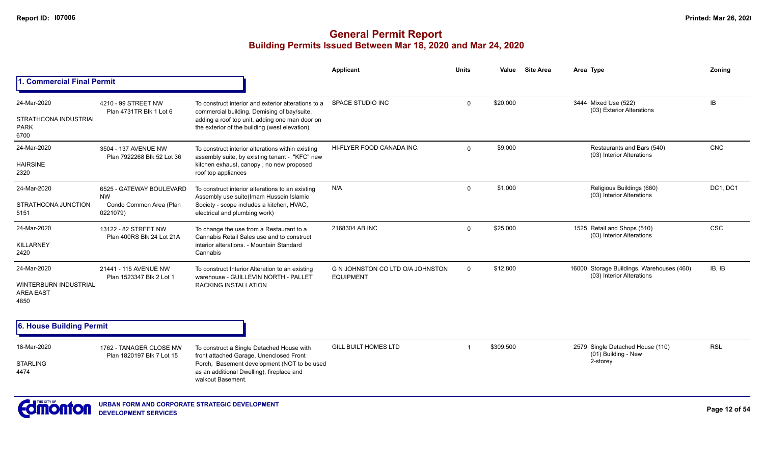# General Permit Report

## Building Permits Issued Between Mar 18, 2020 and Mar 24, 2020

### 1. Commercial Final Permit

| Date / Neighbourhood | Address | Description | Applicant | Units | Value | Site Area | Area | Type | Zoning |
|---|---|---|---|---|---|---|---|---|---|
| 24-Mar-2020 STRATHCONA INDUSTRIAL PARK 6700 | 4210 - 99 STREET NW Plan 4731TR Blk 1 Lot 6 | To construct interior and exterior alterations to a commercial building. Demising of bay/suite, adding a roof top unit, adding one man door on the exterior of the building (west elevation). | SPACE STUDIO INC | 0 | $20,000 | | 3444 | Mixed Use (522) (03) Exterior Alterations | IB |
| 24-Mar-2020 HAIRSINE 2320 | 3504 - 137 AVENUE NW Plan 7922268 Blk 52 Lot 36 | To construct interior alterations within existing assembly suite, by existing tenant - "KFC" new kitchen exhaust, canopy , no new proposed roof top appliances | HI-FLYER FOOD CANADA INC. | 0 | $9,000 | | | Restaurants and Bars (540) (03) Interior Alterations | CNC |
| 24-Mar-2020 STRATHCONA JUNCTION 5151 | 6525 - GATEWAY BOULEVARD NW Condo Common Area (Plan 0221079) | To construct interior alterations to an existing Assembly use suite(Imam Hussein Islamic Society - scope includes a kitchen, HVAC, electrical and plumbing work) | N/A | 0 | $1,000 | | | Religious Buildings (660) (03) Interior Alterations | DC1, DC1 |
| 24-Mar-2020 KILLARNEY 2420 | 13122 - 82 STREET NW Plan 400RS Blk 24 Lot 21A | To change the use from a Restaurant to a Cannabis Retail Sales use and to construct interior alterations. - Mountain Standard Cannabis | 2168304 AB INC | 0 | $25,000 | | 1525 | Retail and Shops (510) (03) Interior Alterations | CSC |
| 24-Mar-2020 WINTERBURN INDUSTRIAL AREA EAST 4650 | 21441 - 115 AVENUE NW Plan 1523347 Blk 2 Lot 1 | To construct Interior Alteration to an existing warehouse - GUILLEVIN NORTH - PALLET RACKING INSTALLATION | G N JOHNSTON CO LTD O/A JOHNSTON EQUIPMENT | 0 | $12,800 | | 16000 | Storage Buildings, Warehouses (460) (03) Interior Alterations | IB, IB |

### 6. House Building Permit

| Date / Neighbourhood | Address | Description | Applicant | Units | Value | Site Area | Area | Type | Zoning |
|---|---|---|---|---|---|---|---|---|---|
| 18-Mar-2020 STARLING 4474 | 1762 - TANAGER CLOSE NW Plan 1820197 Blk 7 Lot 15 | To construct a Single Detached House with front attached Garage, Unenclosed Front Porch, Basement development (NOT to be used as an additional Dwelling), fireplace and walkout Basement. | GILL BUILT HOMES LTD | 1 | $309,500 | | 2579 | Single Detached House (110) (01) Building - New 2-storey | RSL |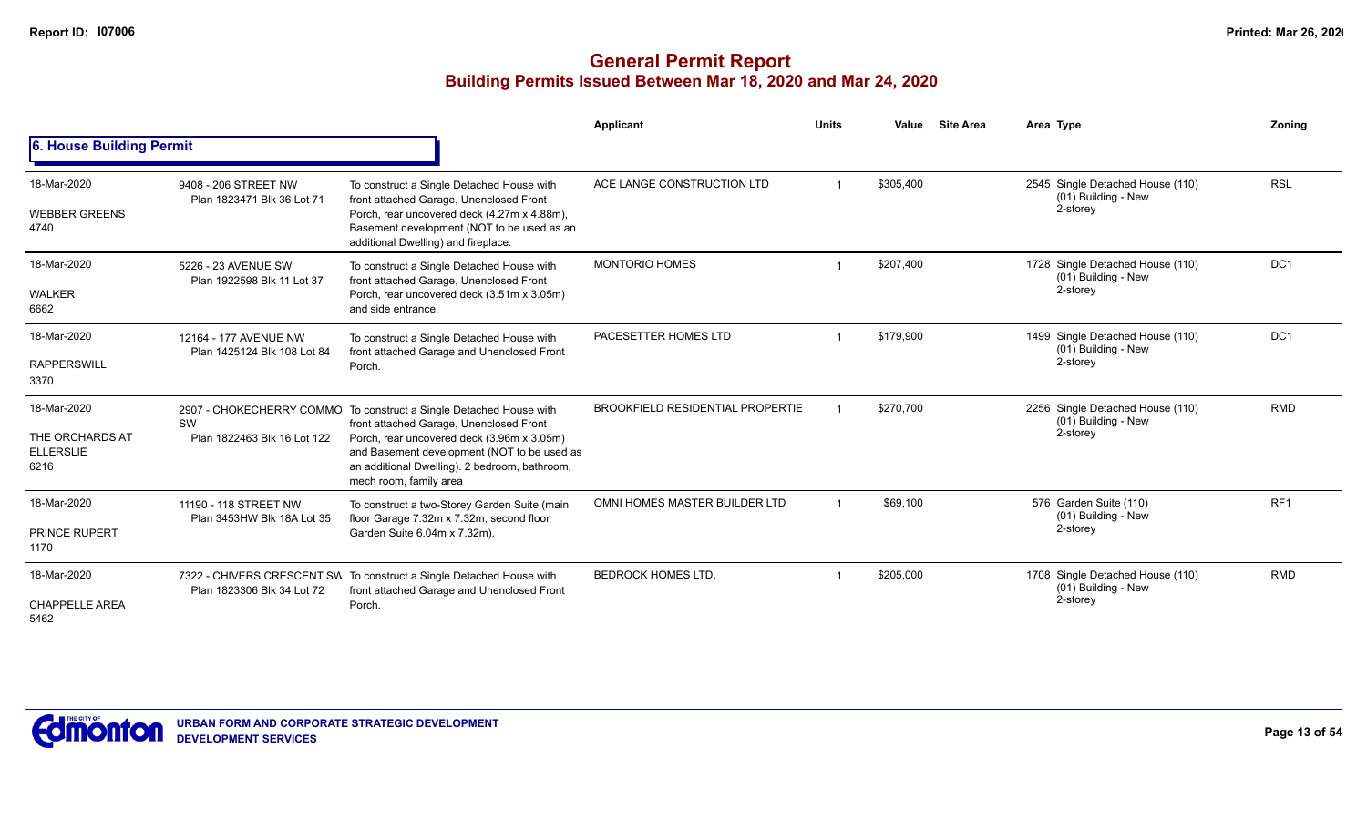# General Permit Report

## Building Permits Issued Between Mar 18, 2020 and Mar 24, 2020

### 6. House Building Permit

| Date / Neighbourhood | Address / Legal | Description | Applicant | Units | Value | Site Area | Area | Type | Zoning |
|---|---|---|---|---|---|---|---|---|---|
| 18-Mar-2020<br>WEBBER GREENS<br>4740 | 9408 - 206 STREET NW<br>Plan 1823471 Blk 36 Lot 71 | To construct a Single Detached House with front attached Garage, Unenclosed Front Porch, rear uncovered deck (4.27m x 4.88m), Basement development (NOT to be used as an additional Dwelling) and fireplace. | ACE LANGE CONSTRUCTION LTD | 1 | $305,400 | | 2545 | Single Detached House (110)<br>(01) Building - New<br>2-storey | RSL |
| 18-Mar-2020<br>WALKER<br>6662 | 5226 - 23 AVENUE SW<br>Plan 1922598 Blk 11 Lot 37 | To construct a Single Detached House with front attached Garage, Unenclosed Front Porch, rear uncovered deck (3.51m x 3.05m) and side entrance. | MONTORIO HOMES | 1 | $207,400 | | 1728 | Single Detached House (110)<br>(01) Building - New<br>2-storey | DC1 |
| 18-Mar-2020<br>RAPPERSWILL<br>3370 | 12164 - 177 AVENUE NW<br>Plan 1425124 Blk 108 Lot 84 | To construct a Single Detached House with front attached Garage and Unenclosed Front Porch. | PACESETTER HOMES LTD | 1 | $179,900 | | 1499 | Single Detached House (110)<br>(01) Building - New<br>2-storey | DC1 |
| 18-Mar-2020<br>THE ORCHARDS AT ELLERSLIE<br>6216 | 2907 - CHOKECHERRY COMMO SW<br>Plan 1822463 Blk 16 Lot 122 | To construct a Single Detached House with front attached Garage, Unenclosed Front Porch, rear uncovered deck (3.96m x 3.05m) and Basement development (NOT to be used as an additional Dwelling). 2 bedroom, bathroom, mech room, family area | BROOKFIELD RESIDENTIAL PROPERTIE | 1 | $270,700 | | 2256 | Single Detached House (110)<br>(01) Building - New<br>2-storey | RMD |
| 18-Mar-2020<br>PRINCE RUPERT<br>1170 | 11190 - 118 STREET NW<br>Plan 3453HW Blk 18A Lot 35 | To construct a two-Storey Garden Suite (main floor Garage 7.32m x 7.32m, second floor Garden Suite 6.04m x 7.32m). | OMNI HOMES MASTER BUILDER LTD | 1 | $69,100 | | 576 | Garden Suite (110)<br>(01) Building - New<br>2-storey | RF1 |
| 18-Mar-2020<br>CHAPPELLE AREA<br>5462 | 7322 - CHIVERS CRESCENT SW<br>Plan 1823306 Blk 34 Lot 72 | To construct a Single Detached House with front attached Garage and Unenclosed Front Porch. | BEDROCK HOMES LTD. | 1 | $205,000 | | 1708 | Single Detached House (110)<br>(01) Building - New<br>2-storey | RMD |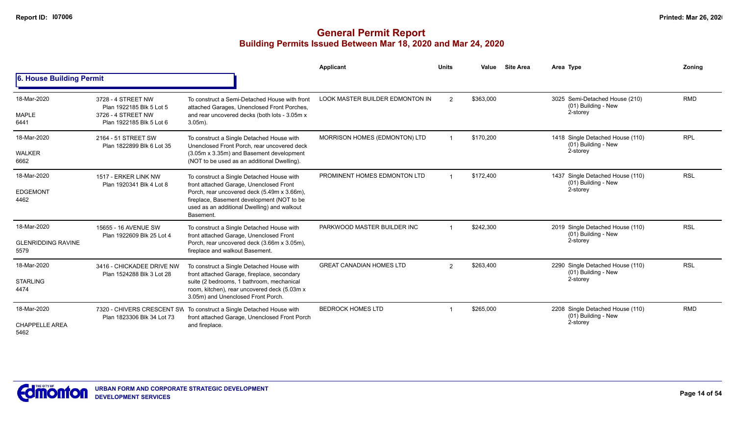# General Permit Report
## Building Permits Issued Between Mar 18, 2020 and Mar 24, 2020

### 6. House Building Permit

| Date / Neighbourhood | Address | Description | Applicant | Units | Value | Site Area | Area Type | Zoning |
|---|---|---|---|---|---|---|---|---|
| 18-Mar-2020 MAPLE 6441 | 3728 - 4 STREET NW Plan 1922185 Blk 5 Lot 5 3726 - 4 STREET NW Plan 1922185 Blk 5 Lot 6 | To construct a Semi-Detached House with front attached Garages, Unenclosed Front Porches, and rear uncovered decks (both lots - 3.05m x 3.05m). | LOOK MASTER BUILDER EDMONTON IN | 2 | $363,000 | | 3025 Semi-Detached House (210) (01) Building - New 2-storey | RMD |
| 18-Mar-2020 WALKER 6662 | 2164 - 51 STREET SW Plan 1822899 Blk 6 Lot 35 | To construct a Single Detached House with Unenclosed Front Porch, rear uncovered deck (3.05m x 3.35m) and Basement development (NOT to be used as an additional Dwelling). | MORRISON HOMES (EDMONTON) LTD | 1 | $170,200 | | 1418 Single Detached House (110) (01) Building - New 2-storey | RPL |
| 18-Mar-2020 EDGEMONT 4462 | 1517 - ERKER LINK NW Plan 1920341 Blk 4 Lot 8 | To construct a Single Detached House with front attached Garage, Unenclosed Front Porch, rear uncovered deck (5.49m x 3.66m), fireplace, Basement development (NOT to be used as an additional Dwelling) and walkout Basement. | PROMINENT HOMES EDMONTON LTD | 1 | $172,400 | | 1437 Single Detached House (110) (01) Building - New 2-storey | RSL |
| 18-Mar-2020 GLENRIDDING RAVINE 5579 | 15655 - 16 AVENUE SW Plan 1922609 Blk 25 Lot 4 | To construct a Single Detached House with front attached Garage, Unenclosed Front Porch, rear uncovered deck (3.66m x 3.05m), fireplace and walkout Basement. | PARKWOOD MASTER BUILDER INC | 1 | $242,300 | | 2019 Single Detached House (110) (01) Building - New 2-storey | RSL |
| 18-Mar-2020 STARLING 4474 | 3416 - CHICKADEE DRIVE NW Plan 1524288 Blk 3 Lot 28 | To construct a Single Detached House with front attached Garage, fireplace, secondary suite (2 bedrooms, 1 bathroom, mechanical room, kitchen), rear uncovered deck (5.03m x 3.05m) and Unenclosed Front Porch. | GREAT CANADIAN HOMES LTD | 2 | $263,400 | | 2290 Single Detached House (110) (01) Building - New 2-storey | RSL |
| 18-Mar-2020 CHAPPELLE AREA 5462 | 7320 - CHIVERS CRESCENT SW Plan 1823306 Blk 34 Lot 73 | To construct a Single Detached House with front attached Garage, Unenclosed Front Porch and fireplace. | BEDROCK HOMES LTD | 1 | $265,000 | | 2208 Single Detached House (110) (01) Building - New 2-storey | RMD |

URBAN FORM AND CORPORATE STRATEGIC DEVELOPMENT
DEVELOPMENT SERVICES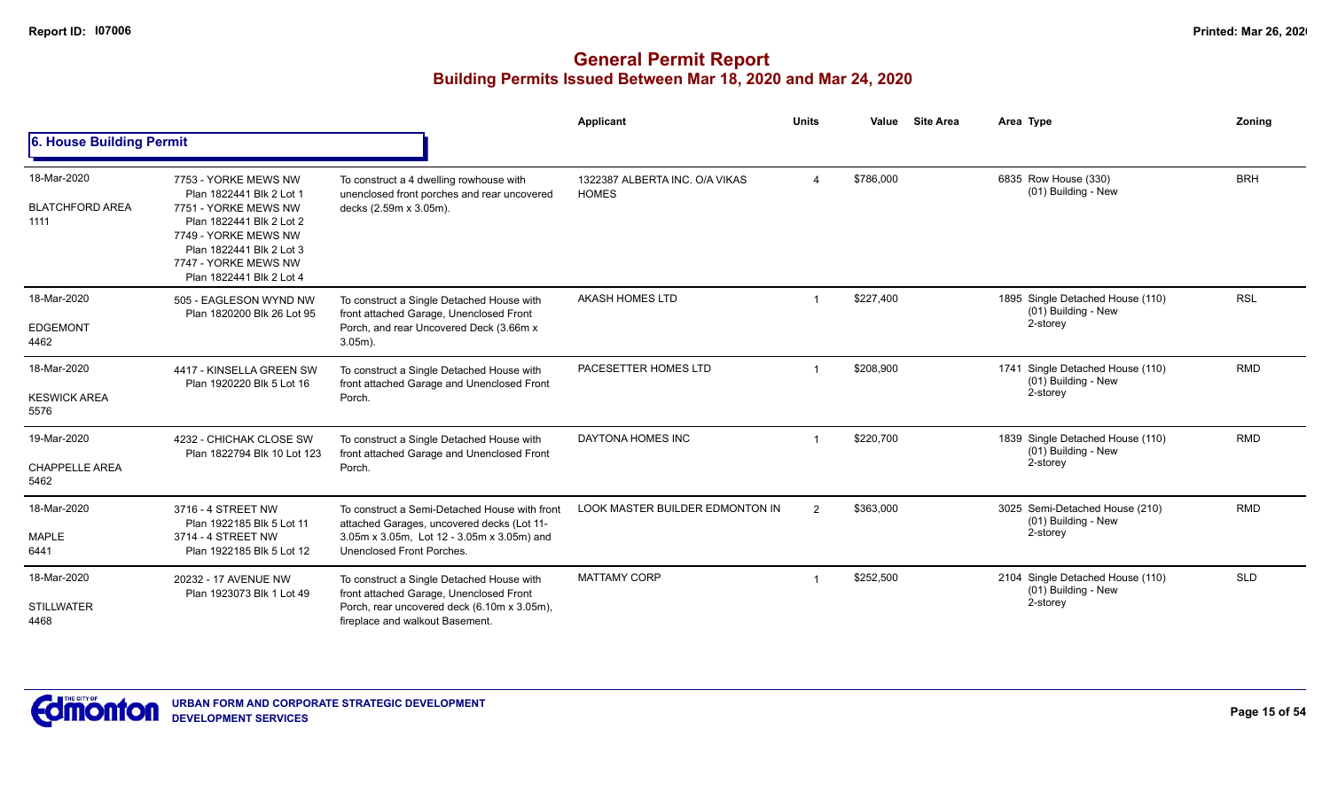# General Permit Report

## Building Permits Issued Between Mar 18, 2020 and Mar 24, 2020

### 6. House Building Permit

| Date / Neighbourhood | Address / Legal | Description | Applicant | Units | Value | Site Area | Area Type | Zoning |
|---|---|---|---|---|---|---|---|---|
| 18-Mar-2020<br>BLATCHFORD AREA<br>1111 | 7753 - YORKE MEWS NW<br>Plan 1822441 Blk 2 Lot 1<br>7751 - YORKE MEWS NW<br>Plan 1822441 Blk 2 Lot 2<br>7749 - YORKE MEWS NW<br>Plan 1822441 Blk 2 Lot 3<br>7747 - YORKE MEWS NW<br>Plan 1822441 Blk 2 Lot 4 | To construct a 4 dwelling rowhouse with unenclosed front porches and rear uncovered decks (2.59m x 3.05m). | 1322387 ALBERTA INC. O/A VIKAS HOMES | 4 | $786,000 | | 6835 Row House (330)<br>(01) Building - New | BRH |
| 18-Mar-2020<br>EDGEMONT<br>4462 | 505 - EAGLESON WYND NW<br>Plan 1820200 Blk 26 Lot 95 | To construct a Single Detached House with front attached Garage, Unenclosed Front Porch, and rear Uncovered Deck (3.66m x 3.05m). | AKASH HOMES LTD | 1 | $227,400 | | 1895 Single Detached House (110)<br>(01) Building - New<br>2-storey | RSL |
| 18-Mar-2020<br>KESWICK AREA<br>5576 | 4417 - KINSELLA GREEN SW<br>Plan 1920220 Blk 5 Lot 16 | To construct a Single Detached House with front attached Garage and Unenclosed Front Porch. | PACESETTER HOMES LTD | 1 | $208,900 | | 1741 Single Detached House (110)<br>(01) Building - New<br>2-storey | RMD |
| 19-Mar-2020<br>CHAPPELLE AREA<br>5462 | 4232 - CHICHAK CLOSE SW<br>Plan 1822794 Blk 10 Lot 123 | To construct a Single Detached House with front attached Garage and Unenclosed Front Porch. | DAYTONA HOMES INC | 1 | $220,700 | | 1839 Single Detached House (110)<br>(01) Building - New<br>2-storey | RMD |
| 18-Mar-2020<br>MAPLE<br>6441 | 3716 - 4 STREET NW<br>Plan 1922185 Blk 5 Lot 11<br>3714 - 4 STREET NW<br>Plan 1922185 Blk 5 Lot 12 | To construct a Semi-Detached House with front attached Garages, uncovered decks (Lot 11- 3.05m x 3.05m, Lot 12 - 3.05m x 3.05m) and Unenclosed Front Porches. | LOOK MASTER BUILDER EDMONTON IN | 2 | $363,000 | | 3025 Semi-Detached House (210)<br>(01) Building - New<br>2-storey | RMD |
| 18-Mar-2020<br>STILLWATER<br>4468 | 20232 - 17 AVENUE NW<br>Plan 1923073 Blk 1 Lot 49 | To construct a Single Detached House with front attached Garage, Unenclosed Front Porch, rear uncovered deck (6.10m x 3.05m), fireplace and walkout Basement. | MATTAMY CORP | 1 | $252,500 | | 2104 Single Detached House (110)<br>(01) Building - New<br>2-storey | SLD |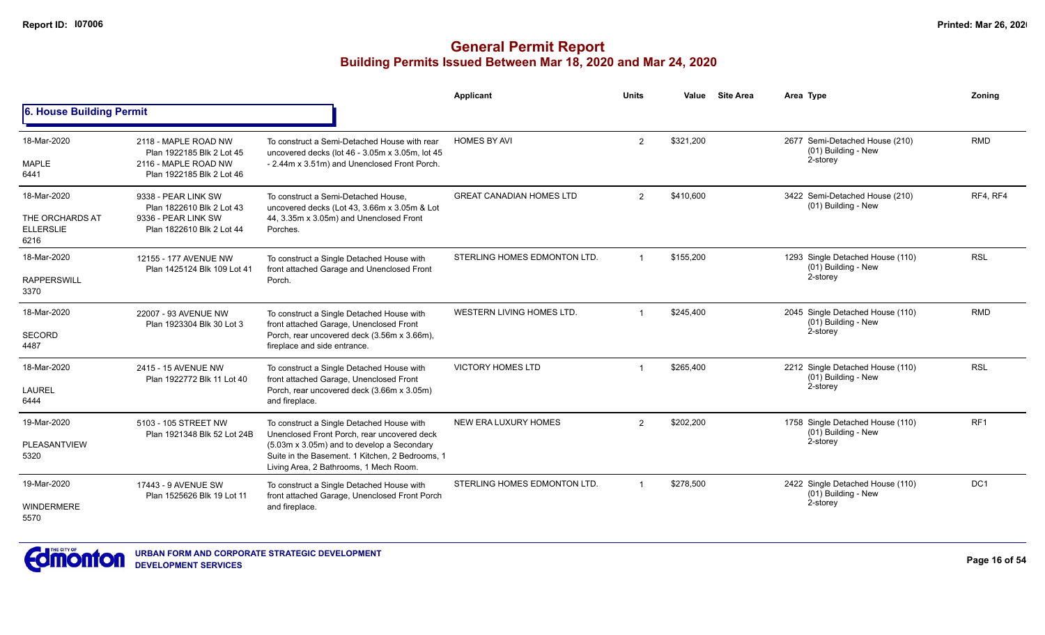# General Permit Report

## Building Permits Issued Between Mar 18, 2020 and Mar 24, 2020

### 6. House Building Permit

| Date / Neighbourhood | Address / Legal | Description | Applicant | Units | Value | Site Area | Area Type | Zoning |
|---|---|---|---|---|---|---|---|---|
| 18-Mar-2020<br>MAPLE<br>6441 | 2118 - MAPLE ROAD NW<br>Plan 1922185 Blk 2 Lot 45<br>2116 - MAPLE ROAD NW<br>Plan 1922185 Blk 2 Lot 46 | To construct a Semi-Detached House with rear uncovered decks (lot 46 - 3.05m x 3.05m, lot 45 - 2.44m x 3.51m) and Unenclosed Front Porch. | HOMES BY AVI | 2 | $321,200 | | 2677 Semi-Detached House (210)<br>(01) Building - New<br>2-storey | RMD |
| 18-Mar-2020<br>THE ORCHARDS AT ELLERSLIE<br>6216 | 9338 - PEAR LINK SW<br>Plan 1822610 Blk 2 Lot 43<br>9336 - PEAR LINK SW<br>Plan 1822610 Blk 2 Lot 44 | To construct a Semi-Detached House, uncovered decks (Lot 43, 3.66m x 3.05m & Lot 44, 3.35m x 3.05m) and Unenclosed Front Porches. | GREAT CANADIAN HOMES LTD | 2 | $410,600 | | 3422 Semi-Detached House (210)<br>(01) Building - New | RF4, RF4 |
| 18-Mar-2020<br>RAPPERSWILL<br>3370 | 12155 - 177 AVENUE NW<br>Plan 1425124 Blk 109 Lot 41 | To construct a Single Detached House with front attached Garage and Unenclosed Front Porch. | STERLING HOMES EDMONTON LTD. | 1 | $155,200 | | 1293 Single Detached House (110)<br>(01) Building - New<br>2-storey | RSL |
| 18-Mar-2020<br>SECORD<br>4487 | 22007 - 93 AVENUE NW<br>Plan 1923304 Blk 30 Lot 3 | To construct a Single Detached House with front attached Garage, Unenclosed Front Porch, rear uncovered deck (3.56m x 3.66m), fireplace and side entrance. | WESTERN LIVING HOMES LTD. | 1 | $245,400 | | 2045 Single Detached House (110)<br>(01) Building - New<br>2-storey | RMD |
| 18-Mar-2020<br>LAUREL<br>6444 | 2415 - 15 AVENUE NW<br>Plan 1922772 Blk 11 Lot 40 | To construct a Single Detached House with front attached Garage, Unenclosed Front Porch, rear uncovered deck (3.66m x 3.05m) and fireplace. | VICTORY HOMES LTD | 1 | $265,400 | | 2212 Single Detached House (110)<br>(01) Building - New<br>2-storey | RSL |
| 19-Mar-2020<br>PLEASANTVIEW<br>5320 | 5103 - 105 STREET NW<br>Plan 1921348 Blk 52 Lot 24B | To construct a Single Detached House with Unenclosed Front Porch, rear uncovered deck (5.03m x 3.05m) and to develop a Secondary Suite in the Basement. 1 Kitchen, 2 Bedrooms, 1 Living Area, 2 Bathrooms, 1 Mech Room. | NEW ERA LUXURY HOMES | 2 | $202,200 | | 1758 Single Detached House (110)<br>(01) Building - New<br>2-storey | RF1 |
| 19-Mar-2020<br>WINDERMERE<br>5570 | 17443 - 9 AVENUE SW<br>Plan 1525626 Blk 19 Lot 11 | To construct a Single Detached House with front attached Garage, Unenclosed Front Porch and fireplace. | STERLING HOMES EDMONTON LTD. | 1 | $278,500 | | 2422 Single Detached House (110)<br>(01) Building - New<br>2-storey | DC1 |

URBAN FORM AND CORPORATE STRATEGIC DEVELOPMENT
DEVELOPMENT SERVICES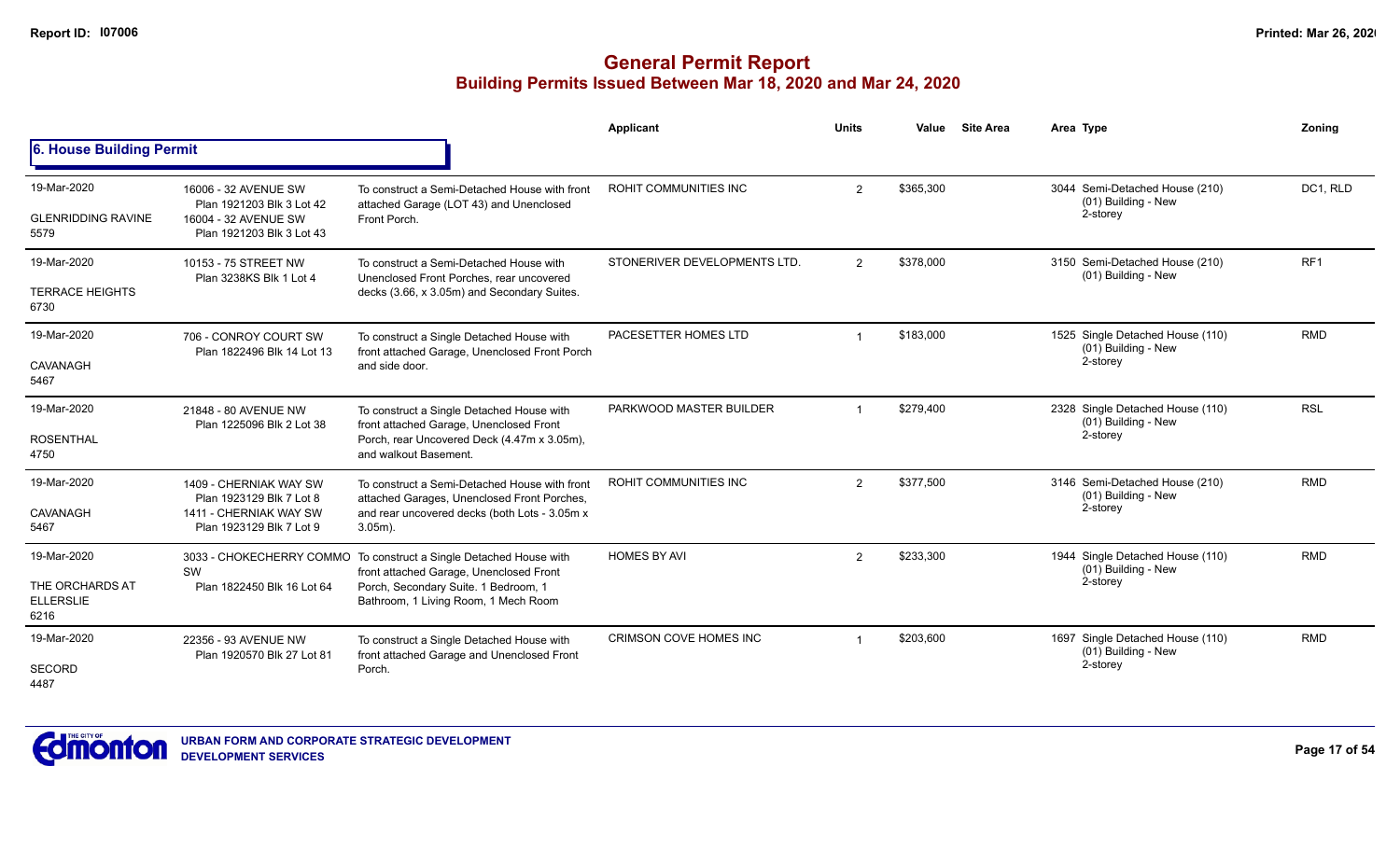# General Permit Report
## Building Permits Issued Between Mar 18, 2020 and Mar 24, 2020

### 6. House Building Permit

| Date / Neighbourhood | Address / Legal | Description | Applicant | Units | Value | Site Area | Area Type | Zoning |
|---|---|---|---|---|---|---|---|---|
| 19-Mar-2020 GLENRIDDING RAVINE 5579 | 16006 - 32 AVENUE SW Plan 1921203 Blk 3 Lot 42 16004 - 32 AVENUE SW Plan 1921203 Blk 3 Lot 43 | To construct a Semi-Detached House with front attached Garage (LOT 43) and Unenclosed Front Porch. | ROHIT COMMUNITIES INC | 2 | $365,300 | | 3044 Semi-Detached House (210) (01) Building - New 2-storey | DC1, RLD |
| 19-Mar-2020 TERRACE HEIGHTS 6730 | 10153 - 75 STREET NW Plan 3238KS Blk 1 Lot 4 | To construct a Semi-Detached House with Unenclosed Front Porches, rear uncovered decks (3.66, x 3.05m) and Secondary Suites. | STONERIVER DEVELOPMENTS LTD. | 2 | $378,000 | | 3150 Semi-Detached House (210) (01) Building - New | RF1 |
| 19-Mar-2020 CAVANAGH 5467 | 706 - CONROY COURT SW Plan 1822496 Blk 14 Lot 13 | To construct a Single Detached House with front attached Garage, Unenclosed Front Porch and side door. | PACESETTER HOMES LTD | 1 | $183,000 | | 1525 Single Detached House (110) (01) Building - New 2-storey | RMD |
| 19-Mar-2020 ROSENTHAL 4750 | 21848 - 80 AVENUE NW Plan 1225096 Blk 2 Lot 38 | To construct a Single Detached House with front attached Garage, Unenclosed Front Porch, rear Uncovered Deck (4.47m x 3.05m), and walkout Basement. | PARKWOOD MASTER BUILDER | 1 | $279,400 | | 2328 Single Detached House (110) (01) Building - New 2-storey | RSL |
| 19-Mar-2020 CAVANAGH 5467 | 1409 - CHERNIAK WAY SW Plan 1923129 Blk 7 Lot 8 1411 - CHERNIAK WAY SW Plan 1923129 Blk 7 Lot 9 | To construct a Semi-Detached House with front attached Garages, Unenclosed Front Porches, and rear uncovered decks (both Lots - 3.05m x 3.05m). | ROHIT COMMUNITIES INC | 2 | $377,500 | | 3146 Semi-Detached House (210) (01) Building - New 2-storey | RMD |
| 19-Mar-2020 THE ORCHARDS AT ELLERSLIE 6216 | 3033 - CHOKECHERRY COMMO SW Plan 1822450 Blk 16 Lot 64 | To construct a Single Detached House with front attached Garage, Unenclosed Front Porch, Secondary Suite. 1 Bedroom, 1 Bathroom, 1 Living Room, 1 Mech Room | HOMES BY AVI | 2 | $233,300 | | 1944 Single Detached House (110) (01) Building - New 2-storey | RMD |
| 19-Mar-2020 SECORD 4487 | 22356 - 93 AVENUE NW Plan 1920570 Blk 27 Lot 81 | To construct a Single Detached House with front attached Garage and Unenclosed Front Porch. | CRIMSON COVE HOMES INC | 1 | $203,600 | | 1697 Single Detached House (110) (01) Building - New 2-storey | RMD |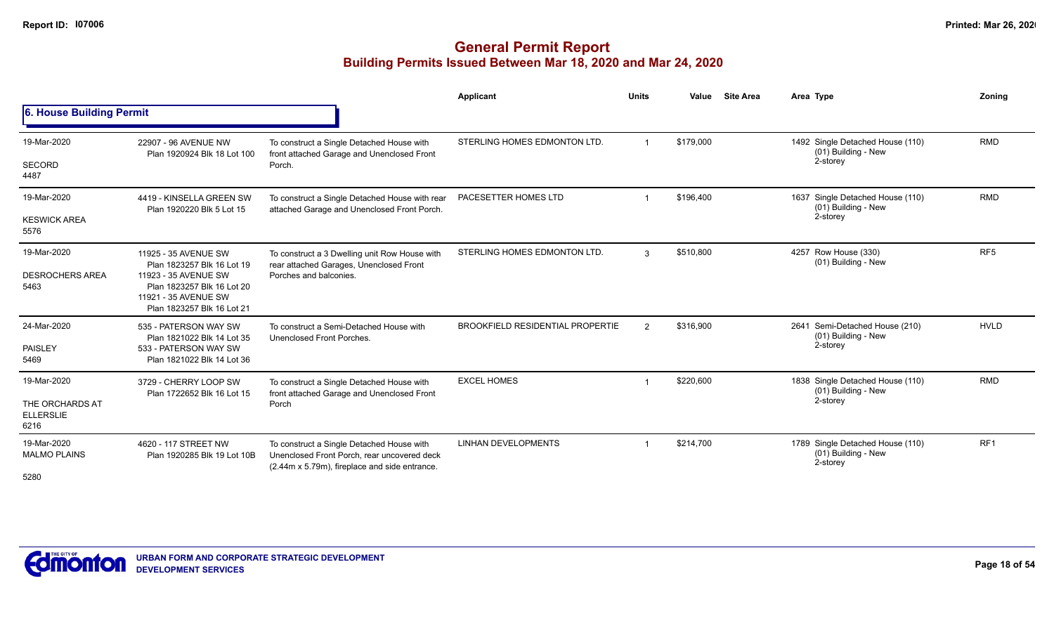# General Permit Report

## Building Permits Issued Between Mar 18, 2020 and Mar 24, 2020

### 6. House Building Permit

| Date / Neighbourhood | Address / Legal | Description | Applicant | Units | Value | Site Area | Area Type | Zoning |
|---|---|---|---|---|---|---|---|---|
| 19-Mar-2020<br>SECORD<br>4487 | 22907 - 96 AVENUE NW<br>Plan 1920924 Blk 18 Lot 100 | To construct a Single Detached House with front attached Garage and Unenclosed Front Porch. | STERLING HOMES EDMONTON LTD. | 1 | $179,000 | | 1492 Single Detached House (110)<br>(01) Building - New<br>2-storey | RMD |
| 19-Mar-2020<br>KESWICK AREA<br>5576 | 4419 - KINSELLA GREEN SW<br>Plan 1920220 Blk 5 Lot 15 | To construct a Single Detached House with rear attached Garage and Unenclosed Front Porch. | PACESETTER HOMES LTD | 1 | $196,400 | | 1637 Single Detached House (110)<br>(01) Building - New<br>2-storey | RMD |
| 19-Mar-2020<br>DESROCHERS AREA<br>5463 | 11925 - 35 AVENUE SW<br>Plan 1823257 Blk 16 Lot 19<br>11923 - 35 AVENUE SW<br>Plan 1823257 Blk 16 Lot 20<br>11921 - 35 AVENUE SW<br>Plan 1823257 Blk 16 Lot 21 | To construct a 3 Dwelling unit Row House with rear attached Garages, Unenclosed Front Porches and balconies. | STERLING HOMES EDMONTON LTD. | 3 | $510,800 | | 4257 Row House (330)<br>(01) Building - New | RF5 |
| 24-Mar-2020<br>PAISLEY<br>5469 | 535 - PATERSON WAY SW<br>Plan 1821022 Blk 14 Lot 35<br>533 - PATERSON WAY SW<br>Plan 1821022 Blk 14 Lot 36 | To construct a Semi-Detached House with Unenclosed Front Porches. | BROOKFIELD RESIDENTIAL PROPERTIE | 2 | $316,900 | | 2641 Semi-Detached House (210)<br>(01) Building - New<br>2-storey | HVLD |
| 19-Mar-2020<br>THE ORCHARDS AT ELLERSLIE<br>6216 | 3729 - CHERRY LOOP SW<br>Plan 1722652 Blk 16 Lot 15 | To construct a Single Detached House with front attached Garage and Unenclosed Front Porch | EXCEL HOMES | 1 | $220,600 | | 1838 Single Detached House (110)<br>(01) Building - New<br>2-storey | RMD |
| 19-Mar-2020<br>MALMO PLAINS<br>5280 | 4620 - 117 STREET NW<br>Plan 1920285 Blk 19 Lot 10B | To construct a Single Detached House with Unenclosed Front Porch, rear uncovered deck (2.44m x 5.79m), fireplace and side entrance. | LINHAN DEVELOPMENTS | 1 | $214,700 | | 1789 Single Detached House (110)<br>(01) Building - New<br>2-storey | RF1 |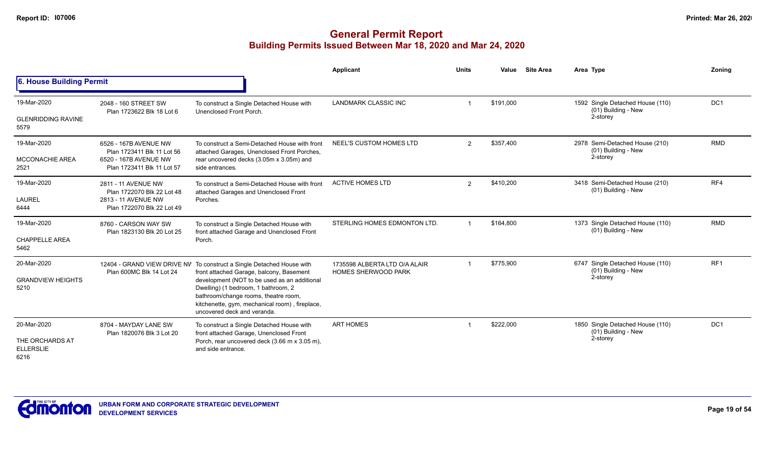# General Permit Report
## Building Permits Issued Between Mar 18, 2020 and Mar 24, 2020

### 6. House Building Permit

| Date / Neighbourhood | Address / Legal | Description | Applicant | Units | Value | Site Area | Area Type | Zoning |
|---|---|---|---|---|---|---|---|---|
| 19-Mar-2020<br>GLENRIDDING RAVINE<br>5579 | 2048 - 160 STREET SW<br>Plan 1723622 Blk 18 Lot 6 | To construct a Single Detached House with Unenclosed Front Porch. | LANDMARK CLASSIC INC | 1 | $191,000 | | 1592 Single Detached House (110)<br>(01) Building - New<br>2-storey | DC1 |
| 19-Mar-2020<br>MCCONACHIE AREA<br>2521 | 6526 - 167B AVENUE NW<br>Plan 1723411 Blk 11 Lot 56<br>6520 - 167B AVENUE NW<br>Plan 1723411 Blk 11 Lot 57 | To construct a Semi-Detached House with front attached Garages, Unenclosed Front Porches, rear uncovered decks (3.05m x 3.05m) and side entrances. | NEEL'S CUSTOM HOMES LTD | 2 | $357,400 | | 2978 Semi-Detached House (210)<br>(01) Building - New<br>2-storey | RMD |
| 19-Mar-2020<br>LAUREL<br>6444 | 2811 - 11 AVENUE NW<br>Plan 1722070 Blk 22 Lot 48<br>2813 - 11 AVENUE NW<br>Plan 1722070 Blk 22 Lot 49 | To construct a Semi-Detached House with front attached Garages and Unenclosed Front Porches. | ACTIVE HOMES LTD | 2 | $410,200 | | 3418 Semi-Detached House (210)<br>(01) Building - New | RF4 |
| 19-Mar-2020<br>CHAPPELLE AREA<br>5462 | 8760 - CARSON WAY SW<br>Plan 1823130 Blk 20 Lot 25 | To construct a Single Detached House with front attached Garage and Unenclosed Front Porch. | STERLING HOMES EDMONTON LTD. | 1 | $164,800 | | 1373 Single Detached House (110)<br>(01) Building - New | RMD |
| 20-Mar-2020<br>GRANDVIEW HEIGHTS<br>5210 | 12404 - GRAND VIEW DRIVE NW<br>Plan 600MC Blk 14 Lot 24 | To construct a Single Detached House with front attached Garage, balcony, Basement development (NOT to be used as an additional Dwelling) (1 bedroom, 1 bathroom, 2 bathroom/change rooms, theatre room, kitchenette, gym, mechanical room) , fireplace, uncovered deck and veranda. | 1735598 ALBERTA LTD O/A ALAIR HOMES SHERWOOD PARK | 1 | $775,900 | | 6747 Single Detached House (110)<br>(01) Building - New<br>2-storey | RF1 |
| 20-Mar-2020<br>THE ORCHARDS AT ELLERSLIE<br>6216 | 8704 - MAYDAY LANE SW<br>Plan 1820076 Blk 3 Lot 20 | To construct a Single Detached House with front attached Garage, Unenclosed Front Porch, rear uncovered deck (3.66 m x 3.05 m), and side entrance. | ART HOMES | 1 | $222,000 | | 1850 Single Detached House (110)<br>(01) Building - New<br>2-storey | DC1 |

URBAN FORM AND CORPORATE STRATEGIC DEVELOPMENT
DEVELOPMENT SERVICES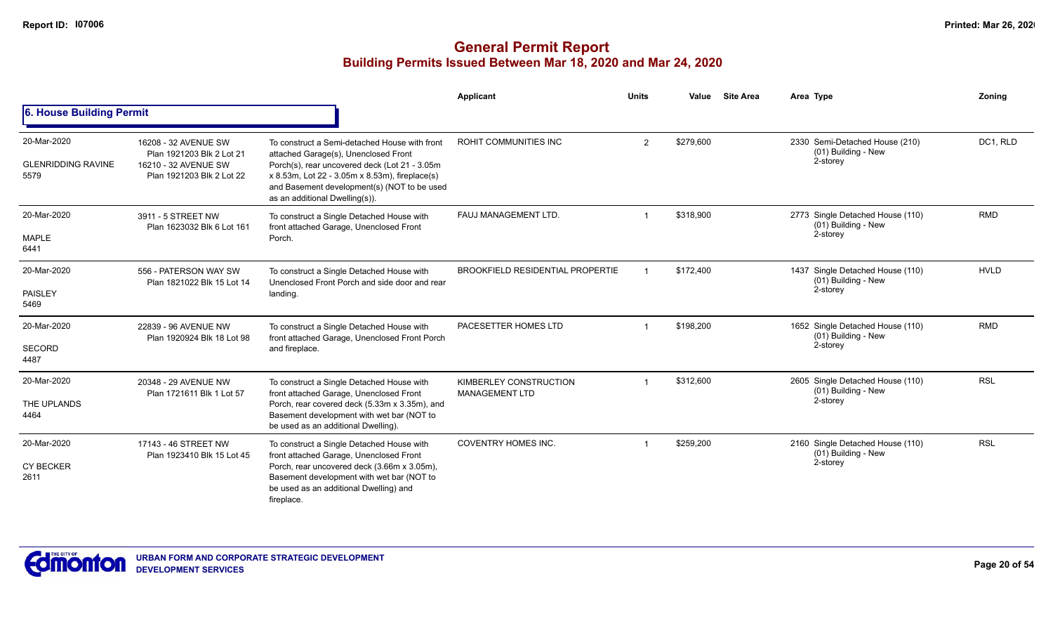# General Permit Report
## Building Permits Issued Between Mar 18, 2020 and Mar 24, 2020

### 6. House Building Permit

| Date / Neighbourhood | Address / Legal | Description | Applicant | Units | Value | Site Area | Area | Type | Zoning |
|---|---|---|---|---|---|---|---|---|---|
| 20-Mar-2020<br>GLENRIDDING RAVINE<br>5579 | 16208 - 32 AVENUE SW<br>Plan 1921203 Blk 2 Lot 21<br>16210 - 32 AVENUE SW<br>Plan 1921203 Blk 2 Lot 22 | To construct a Semi-detached House with front attached Garage(s), Unenclosed Front Porch(s), rear uncovered deck (Lot 21 - 3.05m x 8.53m, Lot 22 - 3.05m x 8.53m), fireplace(s) and Basement development(s) (NOT to be used as an additional Dwelling(s)). | ROHIT COMMUNITIES INC | 2 | $279,600 | | 2330 | Semi-Detached House (210)<br>(01) Building - New<br>2-storey | DC1, RLD |
| 20-Mar-2020<br>MAPLE<br>6441 | 3911 - 5 STREET NW<br>Plan 1623032 Blk 6 Lot 161 | To construct a Single Detached House with front attached Garage, Unenclosed Front Porch. | FAUJ MANAGEMENT LTD. | 1 | $318,900 | | 2773 | Single Detached House (110)<br>(01) Building - New<br>2-storey | RMD |
| 20-Mar-2020<br>PAISLEY<br>5469 | 556 - PATERSON WAY SW<br>Plan 1821022 Blk 15 Lot 14 | To construct a Single Detached House with Unenclosed Front Porch and side door and rear landing. | BROOKFIELD RESIDENTIAL PROPERTIE | 1 | $172,400 | | 1437 | Single Detached House (110)<br>(01) Building - New<br>2-storey | HVLD |
| 20-Mar-2020<br>SECORD<br>4487 | 22839 - 96 AVENUE NW<br>Plan 1920924 Blk 18 Lot 98 | To construct a Single Detached House with front attached Garage, Unenclosed Front Porch and fireplace. | PACESETTER HOMES LTD | 1 | $198,200 | | 1652 | Single Detached House (110)<br>(01) Building - New<br>2-storey | RMD |
| 20-Mar-2020<br>THE UPLANDS<br>4464 | 20348 - 29 AVENUE NW<br>Plan 1721611 Blk 1 Lot 57 | To construct a Single Detached House with front attached Garage, Unenclosed Front Porch, rear covered deck (5.33m x 3.35m), and Basement development with wet bar (NOT to be used as an additional Dwelling). | KIMBERLEY CONSTRUCTION MANAGEMENT LTD | 1 | $312,600 | | 2605 | Single Detached House (110)<br>(01) Building - New<br>2-storey | RSL |
| 20-Mar-2020<br>CY BECKER<br>2611 | 17143 - 46 STREET NW<br>Plan 1923410 Blk 15 Lot 45 | To construct a Single Detached House with front attached Garage, Unenclosed Front Porch, rear uncovered deck (3.66m x 3.05m), Basement development with wet bar (NOT to be used as an additional Dwelling) and fireplace. | COVENTRY HOMES INC. | 1 | $259,200 | | 2160 | Single Detached House (110)<br>(01) Building - New<br>2-storey | RSL |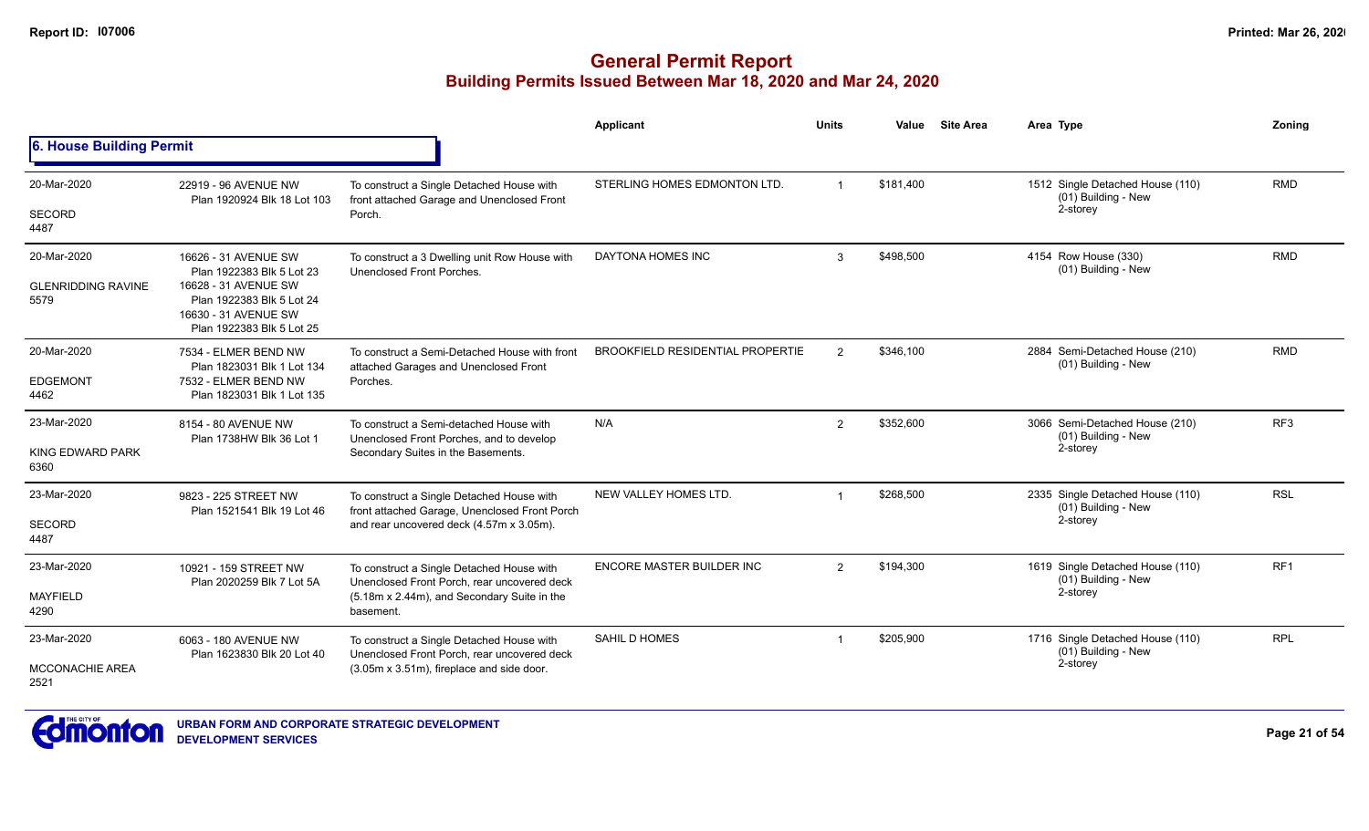# General Permit Report

## Building Permits Issued Between Mar 18, 2020 and Mar 24, 2020

### 6. House Building Permit

| Date / Neighbourhood | Address / Legal | Description | Applicant | Units | Value | Site Area | Area Type | Zoning |
|---|---|---|---|---|---|---|---|---|
| 20-Mar-2020<br>SECORD<br>4487 | 22919 - 96 AVENUE NW<br>Plan 1920924 Blk 18 Lot 103 | To construct a Single Detached House with front attached Garage and Unenclosed Front Porch. | STERLING HOMES EDMONTON LTD. | 1 | $181,400 | | 1512 Single Detached House (110)<br>(01) Building - New<br>2-storey | RMD |
| 20-Mar-2020<br>GLENRIDDING RAVINE<br>5579 | 16626 - 31 AVENUE SW<br>Plan 1922383 Blk 5 Lot 23<br>16628 - 31 AVENUE SW<br>Plan 1922383 Blk 5 Lot 24<br>16630 - 31 AVENUE SW<br>Plan 1922383 Blk 5 Lot 25 | To construct a 3 Dwelling unit Row House with Unenclosed Front Porches. | DAYTONA HOMES INC | 3 | $498,500 | | 4154 Row House (330)<br>(01) Building - New | RMD |
| 20-Mar-2020<br>EDGEMONT<br>4462 | 7534 - ELMER BEND NW<br>Plan 1823031 Blk 1 Lot 134<br>7532 - ELMER BEND NW<br>Plan 1823031 Blk 1 Lot 135 | To construct a Semi-Detached House with front attached Garages and Unenclosed Front Porches. | BROOKFIELD RESIDENTIAL PROPERTIE | 2 | $346,100 | | 2884 Semi-Detached House (210)<br>(01) Building - New | RMD |
| 23-Mar-2020<br>KING EDWARD PARK<br>6360 | 8154 - 80 AVENUE NW<br>Plan 1738HW Blk 36 Lot 1 | To construct a Semi-detached House with Unenclosed Front Porches, and to develop Secondary Suites in the Basements. | N/A | 2 | $352,600 | | 3066 Semi-Detached House (210)<br>(01) Building - New<br>2-storey | RF3 |
| 23-Mar-2020<br>SECORD<br>4487 | 9823 - 225 STREET NW<br>Plan 1521541 Blk 19 Lot 46 | To construct a Single Detached House with front attached Garage, Unenclosed Front Porch and rear uncovered deck (4.57m x 3.05m). | NEW VALLEY HOMES LTD. | 1 | $268,500 | | 2335 Single Detached House (110)<br>(01) Building - New<br>2-storey | RSL |
| 23-Mar-2020<br>MAYFIELD<br>4290 | 10921 - 159 STREET NW<br>Plan 2020259 Blk 7 Lot 5A | To construct a Single Detached House with Unenclosed Front Porch, rear uncovered deck (5.18m x 2.44m), and Secondary Suite in the basement. | ENCORE MASTER BUILDER INC | 2 | $194,300 | | 1619 Single Detached House (110)<br>(01) Building - New<br>2-storey | RF1 |
| 23-Mar-2020<br>MCCONACHIE AREA<br>2521 | 6063 - 180 AVENUE NW<br>Plan 1623830 Blk 20 Lot 40 | To construct a Single Detached House with Unenclosed Front Porch, rear uncovered deck (3.05m x 3.51m), fireplace and side door. | SAHIL D HOMES | 1 | $205,900 | | 1716 Single Detached House (110)<br>(01) Building - New<br>2-storey | RPL |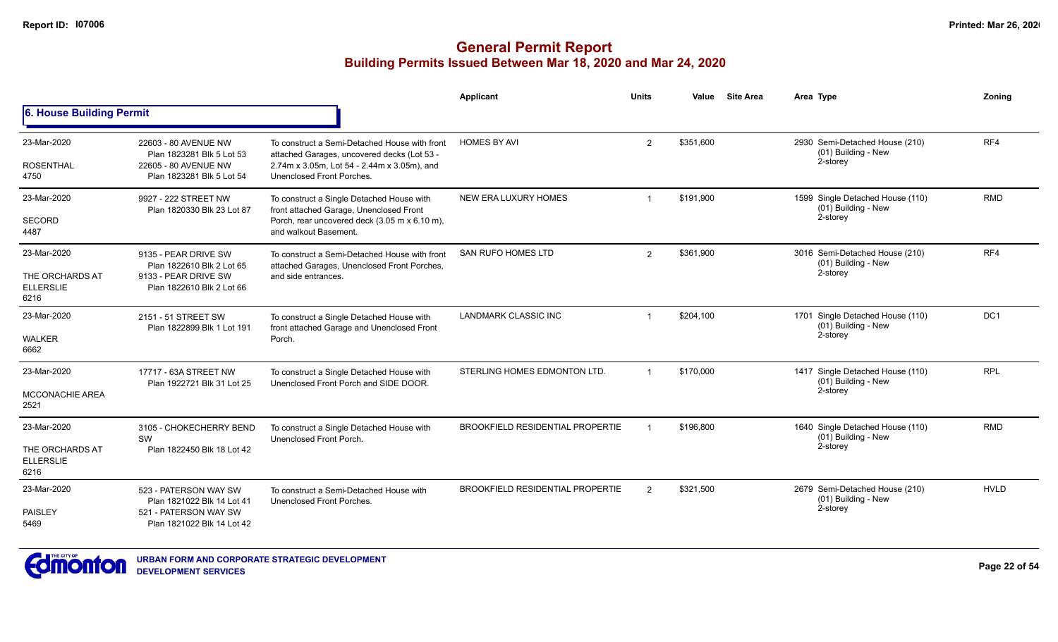# General Permit Report
## Building Permits Issued Between Mar 18, 2020 and Mar 24, 2020

### 6. House Building Permit

| | | | Applicant | Units | Value | Site Area | Area Type | Zoning |
|---|---|---|---|---|---|---|---|---|
| 23-Mar-2020<br>ROSENTHAL<br>4750 | 22603 - 80 AVENUE NW<br>Plan 1823281 Blk 5 Lot 53<br>22605 - 80 AVENUE NW<br>Plan 1823281 Blk 5 Lot 54 | To construct a Semi-Detached House with front attached Garages, uncovered decks (Lot 53 - 2.74m x 3.05m, Lot 54 - 2.44m x 3.05m), and Unenclosed Front Porches. | HOMES BY AVI | 2 | $351,600 | | 2930 Semi-Detached House (210)<br>(01) Building - New<br>2-storey | RF4 |
| 23-Mar-2020<br>SECORD<br>4487 | 9927 - 222 STREET NW<br>Plan 1820330 Blk 23 Lot 87 | To construct a Single Detached House with front attached Garage, Unenclosed Front Porch, rear uncovered deck (3.05 m x 6.10 m), and walkout Basement. | NEW ERA LUXURY HOMES | 1 | $191,900 | | 1599 Single Detached House (110)<br>(01) Building - New<br>2-storey | RMD |
| 23-Mar-2020<br>THE ORCHARDS AT ELLERSLIE<br>6216 | 9135 - PEAR DRIVE SW<br>Plan 1822610 Blk 2 Lot 65<br>9133 - PEAR DRIVE SW<br>Plan 1822610 Blk 2 Lot 66 | To construct a Semi-Detached House with front attached Garages, Unenclosed Front Porches, and side entrances. | SAN RUFO HOMES LTD | 2 | $361,900 | | 3016 Semi-Detached House (210)<br>(01) Building - New<br>2-storey | RF4 |
| 23-Mar-2020<br>WALKER<br>6662 | 2151 - 51 STREET SW<br>Plan 1822899 Blk 1 Lot 191 | To construct a Single Detached House with front attached Garage and Unenclosed Front Porch. | LANDMARK CLASSIC INC | 1 | $204,100 | | 1701 Single Detached House (110)<br>(01) Building - New<br>2-storey | DC1 |
| 23-Mar-2020<br>MCCONACHIE AREA<br>2521 | 17717 - 63A STREET NW<br>Plan 1922721 Blk 31 Lot 25 | To construct a Single Detached House with Unenclosed Front Porch and SIDE DOOR. | STERLING HOMES EDMONTON LTD. | 1 | $170,000 | | 1417 Single Detached House (110)<br>(01) Building - New<br>2-storey | RPL |
| 23-Mar-2020<br>THE ORCHARDS AT ELLERSLIE<br>6216 | 3105 - CHOKECHERRY BEND SW<br>Plan 1822450 Blk 18 Lot 42 | To construct a Single Detached House with Unenclosed Front Porch. | BROOKFIELD RESIDENTIAL PROPERTIE | 1 | $196,800 | | 1640 Single Detached House (110)<br>(01) Building - New<br>2-storey | RMD |
| 23-Mar-2020<br>PAISLEY<br>5469 | 523 - PATERSON WAY SW<br>Plan 1821022 Blk 14 Lot 41<br>521 - PATERSON WAY SW<br>Plan 1821022 Blk 14 Lot 42 | To construct a Semi-Detached House with Unenclosed Front Porches. | BROOKFIELD RESIDENTIAL PROPERTIE | 2 | $321,500 | | 2679 Semi-Detached House (210)<br>(01) Building - New<br>2-storey | HVLD |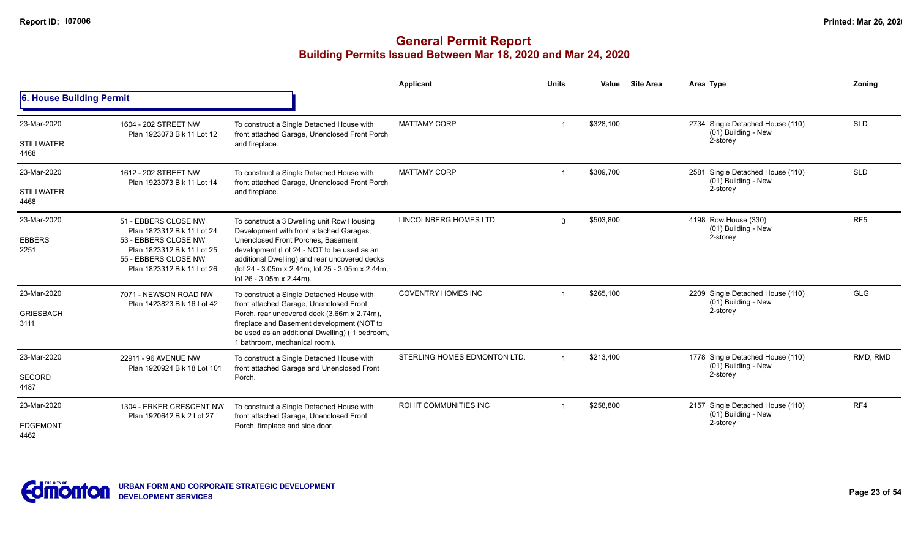# General Permit Report
## Building Permits Issued Between Mar 18, 2020 and Mar 24, 2020

Report ID: I07006

Printed: Mar 26, 2020

### 6. House Building Permit

| Date / Neighbourhood | Address | Description | Applicant | Units | Value | Site Area | Area | Type | Zoning |
|---|---|---|---|---|---|---|---|---|---|
| 23-Mar-2020<br>STILLWATER<br>4468 | 1604 - 202 STREET NW<br>Plan 1923073 Blk 11 Lot 12 | To construct a Single Detached House with front attached Garage, Unenclosed Front Porch and fireplace. | MATTAMY CORP | 1 | $328,100 | | 2734 | Single Detached House (110)<br>(01) Building - New<br>2-storey | SLD |
| 23-Mar-2020<br>STILLWATER<br>4468 | 1612 - 202 STREET NW<br>Plan 1923073 Blk 11 Lot 14 | To construct a Single Detached House with front attached Garage, Unenclosed Front Porch and fireplace. | MATTAMY CORP | 1 | $309,700 | | 2581 | Single Detached House (110)<br>(01) Building - New<br>2-storey | SLD |
| 23-Mar-2020<br>EBBERS<br>2251 | 51 - EBBERS CLOSE NW<br>Plan 1823312 Blk 11 Lot 24<br>53 - EBBERS CLOSE NW<br>Plan 1823312 Blk 11 Lot 25<br>55 - EBBERS CLOSE NW<br>Plan 1823312 Blk 11 Lot 26 | To construct a 3 Dwelling unit Row Housing Development with front attached Garages, Unenclosed Front Porches, Basement development (Lot 24 - NOT to be used as an additional Dwelling) and rear uncovered decks (lot 24 - 3.05m x 2.44m, lot 25 - 3.05m x 2.44m, lot 26 - 3.05m x 2.44m). | LINCOLNBERG HOMES LTD | 3 | $503,800 | | 4198 | Row House (330)<br>(01) Building - New<br>2-storey | RF5 |
| 23-Mar-2020<br>GRIESBACH<br>3111 | 7071 - NEWSON ROAD NW<br>Plan 1423823 Blk 16 Lot 42 | To construct a Single Detached House with front attached Garage, Unenclosed Front Porch, rear uncovered deck (3.66m x 2.74m), fireplace and Basement development (NOT to be used as an additional Dwelling) ( 1 bedroom, 1 bathroom, mechanical room). | COVENTRY HOMES INC | 1 | $265,100 | | 2209 | Single Detached House (110)<br>(01) Building - New<br>2-storey | GLG |
| 23-Mar-2020<br>SECORD<br>4487 | 22911 - 96 AVENUE NW<br>Plan 1920924 Blk 18 Lot 101 | To construct a Single Detached House with front attached Garage and Unenclosed Front Porch. | STERLING HOMES EDMONTON LTD. | 1 | $213,400 | | 1778 | Single Detached House (110)<br>(01) Building - New<br>2-storey | RMD, RMD |
| 23-Mar-2020<br>EDGEMONT<br>4462 | 1304 - ERKER CRESCENT NW<br>Plan 1920642 Blk 2 Lot 27 | To construct a Single Detached House with front attached Garage, Unenclosed Front Porch, fireplace and side door. | ROHIT COMMUNITIES INC | 1 | $258,800 | | 2157 | Single Detached House (110)<br>(01) Building - New<br>2-storey | RF4 |

URBAN FORM AND CORPORATE STRATEGIC DEVELOPMENT
DEVELOPMENT SERVICES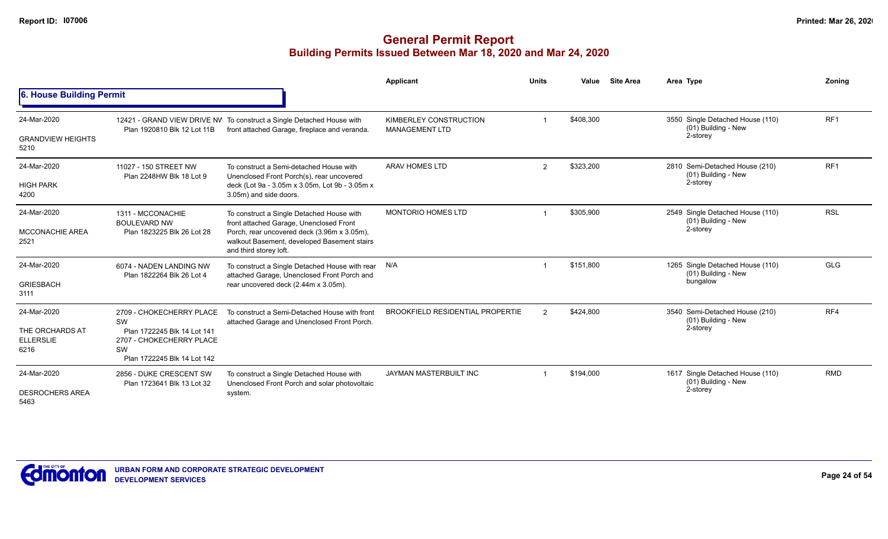# General Permit Report
## Building Permits Issued Between Mar 18, 2020 and Mar 24, 2020

### 6. House Building Permit

| | | | Applicant | Units | Value | Site Area | Area | Type | Zoning |
|---|---|---|---|---|---|---|---|---|---|
| 24-Mar-2020<br>GRANDVIEW HEIGHTS<br>5210 | 12421 - GRAND VIEW DRIVE NW<br>Plan 1920810 Blk 12 Lot 11B | To construct a Single Detached House with front attached Garage, fireplace and veranda. | KIMBERLEY CONSTRUCTION MANAGEMENT LTD | 1 | $408,300 | | 3550 | Single Detached House (110)<br>(01) Building - New<br>2-storey | RF1 |
| 24-Mar-2020<br>HIGH PARK<br>4200 | 11027 - 150 STREET NW<br>Plan 2248HW Blk 18 Lot 9 | To construct a Semi-detached House with Unenclosed Front Porch(s), rear uncovered deck (Lot 9a - 3.05m x 3.05m, Lot 9b - 3.05m x 3.05m) and side doors. | ARAV HOMES LTD | 2 | $323,200 | | 2810 | Semi-Detached House (210)<br>(01) Building - New<br>2-storey | RF1 |
| 24-Mar-2020<br>MCCONACHIE AREA<br>2521 | 1311 - MCCONACHIE BOULEVARD NW<br>Plan 1823225 Blk 26 Lot 28 | To construct a Single Detached House with front attached Garage, Unenclosed Front Porch, rear uncovered deck (3.96m x 3.05m), walkout Basement, developed Basement stairs and third storey loft. | MONTORIO HOMES LTD | 1 | $305,900 | | 2549 | Single Detached House (110)<br>(01) Building - New<br>2-storey | RSL |
| 24-Mar-2020<br>GRIESBACH<br>3111 | 6074 - NADEN LANDING NW<br>Plan 1822264 Blk 26 Lot 4 | To construct a Single Detached House with rear attached Garage, Unenclosed Front Porch and rear uncovered deck (2.44m x 3.05m). | N/A | 1 | $151,800 | | 1265 | Single Detached House (110)<br>(01) Building - New<br>bungalow | GLG |
| 24-Mar-2020<br>THE ORCHARDS AT ELLERSLIE<br>6216 | 2709 - CHOKECHERRY PLACE SW<br>Plan 1722245 Blk 14 Lot 141<br>2707 - CHOKECHERRY PLACE SW<br>Plan 1722245 Blk 14 Lot 142 | To construct a Semi-Detached House with front attached Garage and Unenclosed Front Porch. | BROOKFIELD RESIDENTIAL PROPERTIE | 2 | $424,800 | | 3540 | Semi-Detached House (210)<br>(01) Building - New<br>2-storey | RF4 |
| 24-Mar-2020<br>DESROCHERS AREA<br>5463 | 2856 - DUKE CRESCENT SW<br>Plan 1723641 Blk 13 Lot 32 | To construct a Single Detached House with Unenclosed Front Porch and solar photovoltaic system. | JAYMAN MASTERBUILT INC | 1 | $194,000 | | 1617 | Single Detached House (110)<br>(01) Building - New<br>2-storey | RMD |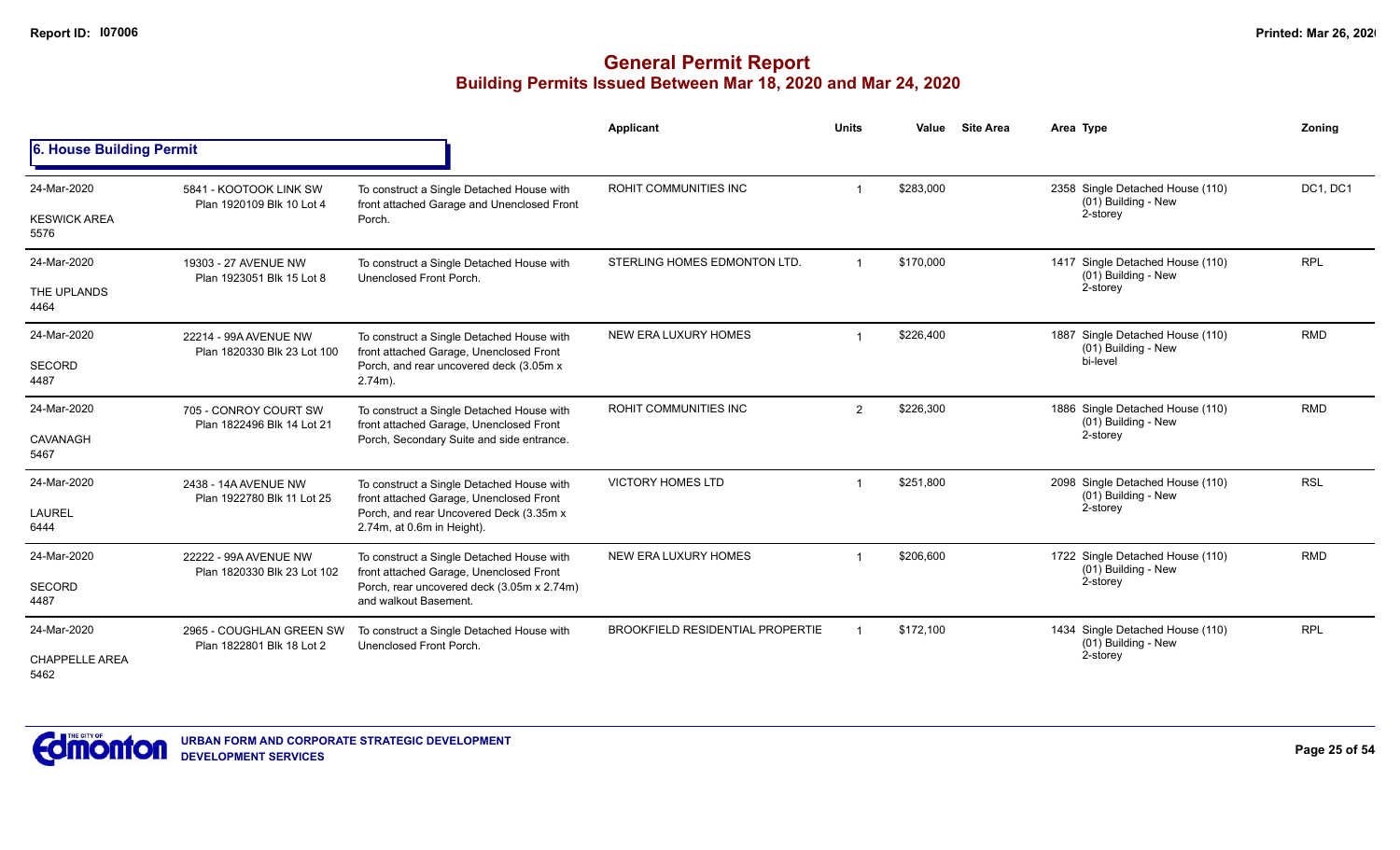# General Permit Report
## Building Permits Issued Between Mar 18, 2020 and Mar 24, 2020

### 6. House Building Permit

| Date / Neighbourhood | Address / Legal | Description | Applicant | Units | Value | Site Area | Area Type | Zoning |
|---|---|---|---|---|---|---|---|---|
| 24-Mar-2020<br>KESWICK AREA<br>5576 | 5841 - KOOTOOK LINK SW<br>Plan 1920109 Blk 10 Lot 4 | To construct a Single Detached House with front attached Garage and Unenclosed Front Porch. | ROHIT COMMUNITIES INC | 1 | $283,000 | | 2358 Single Detached House (110) (01) Building - New 2-storey | DC1, DC1 |
| 24-Mar-2020<br>THE UPLANDS<br>4464 | 19303 - 27 AVENUE NW<br>Plan 1923051 Blk 15 Lot 8 | To construct a Single Detached House with Unenclosed Front Porch. | STERLING HOMES EDMONTON LTD. | 1 | $170,000 | | 1417 Single Detached House (110) (01) Building - New 2-storey | RPL |
| 24-Mar-2020<br>SECORD<br>4487 | 22214 - 99A AVENUE NW<br>Plan 1820330 Blk 23 Lot 100 | To construct a Single Detached House with front attached Garage, Unenclosed Front Porch, and rear uncovered deck (3.05m x 2.74m). | NEW ERA LUXURY HOMES | 1 | $226,400 | | 1887 Single Detached House (110) (01) Building - New bi-level | RMD |
| 24-Mar-2020<br>CAVANAGH<br>5467 | 705 - CONROY COURT SW<br>Plan 1822496 Blk 14 Lot 21 | To construct a Single Detached House with front attached Garage, Unenclosed Front Porch, Secondary Suite and side entrance. | ROHIT COMMUNITIES INC | 2 | $226,300 | | 1886 Single Detached House (110) (01) Building - New 2-storey | RMD |
| 24-Mar-2020<br>LAUREL<br>6444 | 2438 - 14A AVENUE NW<br>Plan 1922780 Blk 11 Lot 25 | To construct a Single Detached House with front attached Garage, Unenclosed Front Porch, and rear Uncovered Deck (3.35m x 2.74m, at 0.6m in Height). | VICTORY HOMES LTD | 1 | $251,800 | | 2098 Single Detached House (110) (01) Building - New 2-storey | RSL |
| 24-Mar-2020<br>SECORD<br>4487 | 22222 - 99A AVENUE NW<br>Plan 1820330 Blk 23 Lot 102 | To construct a Single Detached House with front attached Garage, Unenclosed Front Porch, rear uncovered deck (3.05m x 2.74m) and walkout Basement. | NEW ERA LUXURY HOMES | 1 | $206,600 | | 1722 Single Detached House (110) (01) Building - New 2-storey | RMD |
| 24-Mar-2020<br>CHAPPELLE AREA<br>5462 | 2965 - COUGHLAN GREEN SW<br>Plan 1822801 Blk 18 Lot 2 | To construct a Single Detached House with Unenclosed Front Porch. | BROOKFIELD RESIDENTIAL PROPERTIE | 1 | $172,100 | | 1434 Single Detached House (110) (01) Building - New 2-storey | RPL |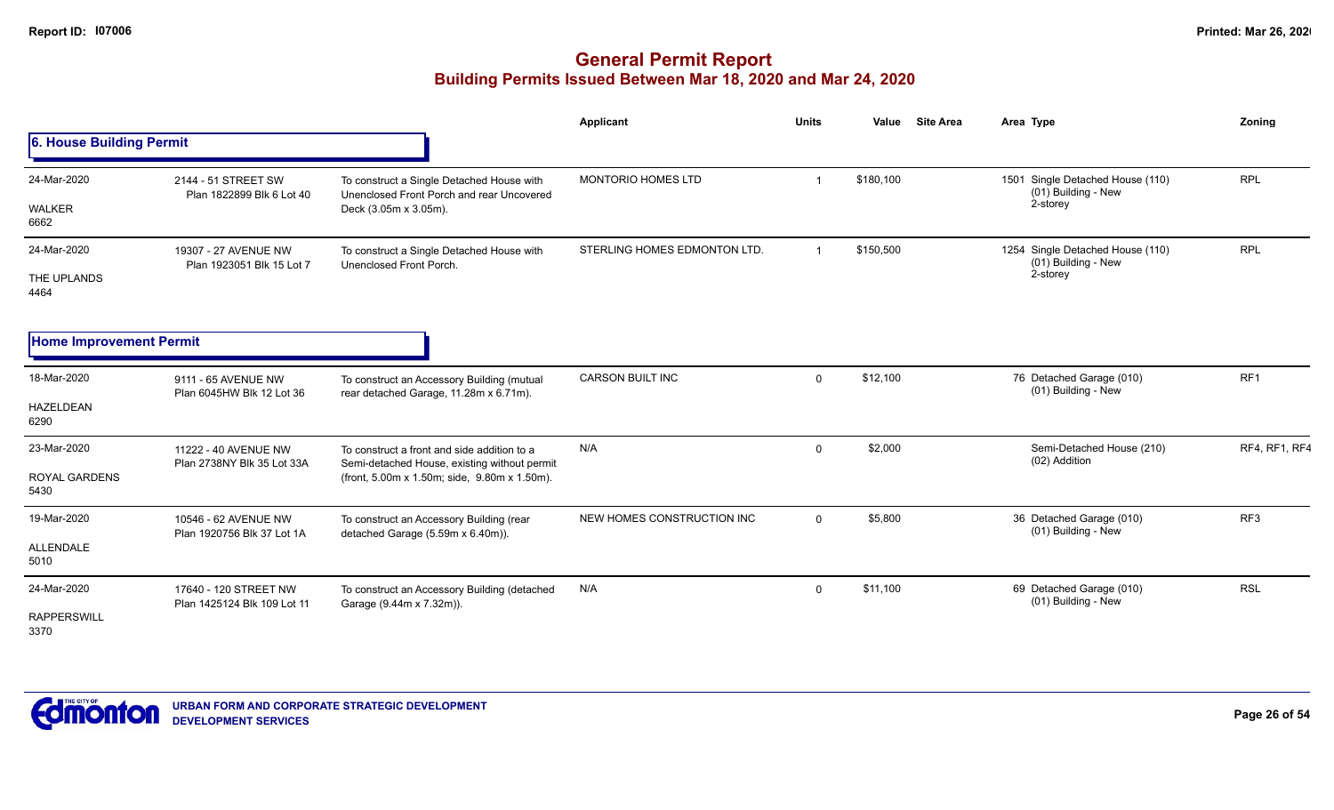# General Permit Report
## Building Permits Issued Between Mar 18, 2020 and Mar 24, 2020

### 6. House Building Permit

| Date / Neighbourhood | Address / Legal | Description | Applicant | Units | Value | Site Area | Area | Type | Zoning |
|---|---|---|---|---|---|---|---|---|---|
| 24-Mar-2020<br>WALKER<br>6662 | 2144 - 51 STREET SW<br>Plan 1822899 Blk 6 Lot 40 | To construct a Single Detached House with Unenclosed Front Porch and rear Uncovered Deck (3.05m x 3.05m). | MONTORIO HOMES LTD | 1 | $180,100 | | 1501 | Single Detached House (110)<br>(01) Building - New<br>2-storey | RPL |
| 24-Mar-2020<br>THE UPLANDS<br>4464 | 19307 - 27 AVENUE NW<br>Plan 1923051 Blk 15 Lot 7 | To construct a Single Detached House with Unenclosed Front Porch. | STERLING HOMES EDMONTON LTD. | 1 | $150,500 | | 1254 | Single Detached House (110)<br>(01) Building - New<br>2-storey | RPL |

### Home Improvement Permit

| Date / Neighbourhood | Address / Legal | Description | Applicant | Units | Value | Site Area | Area | Type | Zoning |
|---|---|---|---|---|---|---|---|---|---|
| 18-Mar-2020<br>HAZELDEAN<br>6290 | 9111 - 65 AVENUE NW<br>Plan 6045HW Blk 12 Lot 36 | To construct an Accessory Building (mutual rear detached Garage, 11.28m x 6.71m). | CARSON BUILT INC | 0 | $12,100 | | 76 | Detached Garage (010)<br>(01) Building - New | RF1 |
| 23-Mar-2020<br>ROYAL GARDENS<br>5430 | 11222 - 40 AVENUE NW<br>Plan 2738NY Blk 35 Lot 33A | To construct a front and side addition to a Semi-detached House, existing without permit (front, 5.00m x 1.50m; side, 9.80m x 1.50m). | N/A | 0 | $2,000 | | | Semi-Detached House (210)<br>(02) Addition | RF4, RF1, RF4 |
| 19-Mar-2020<br>ALLENDALE<br>5010 | 10546 - 62 AVENUE NW<br>Plan 1920756 Blk 37 Lot 1A | To construct an Accessory Building (rear detached Garage (5.59m x 6.40m)). | NEW HOMES CONSTRUCTION INC | 0 | $5,800 | | 36 | Detached Garage (010)<br>(01) Building - New | RF3 |
| 24-Mar-2020<br>RAPPERSWILL<br>3370 | 17640 - 120 STREET NW<br>Plan 1425124 Blk 109 Lot 11 | To construct an Accessory Building (detached Garage (9.44m x 7.32m)). | N/A | 0 | $11,100 | | 69 | Detached Garage (010)<br>(01) Building - New | RSL |

URBAN FORM AND CORPORATE STRATEGIC DEVELOPMENT
DEVELOPMENT SERVICES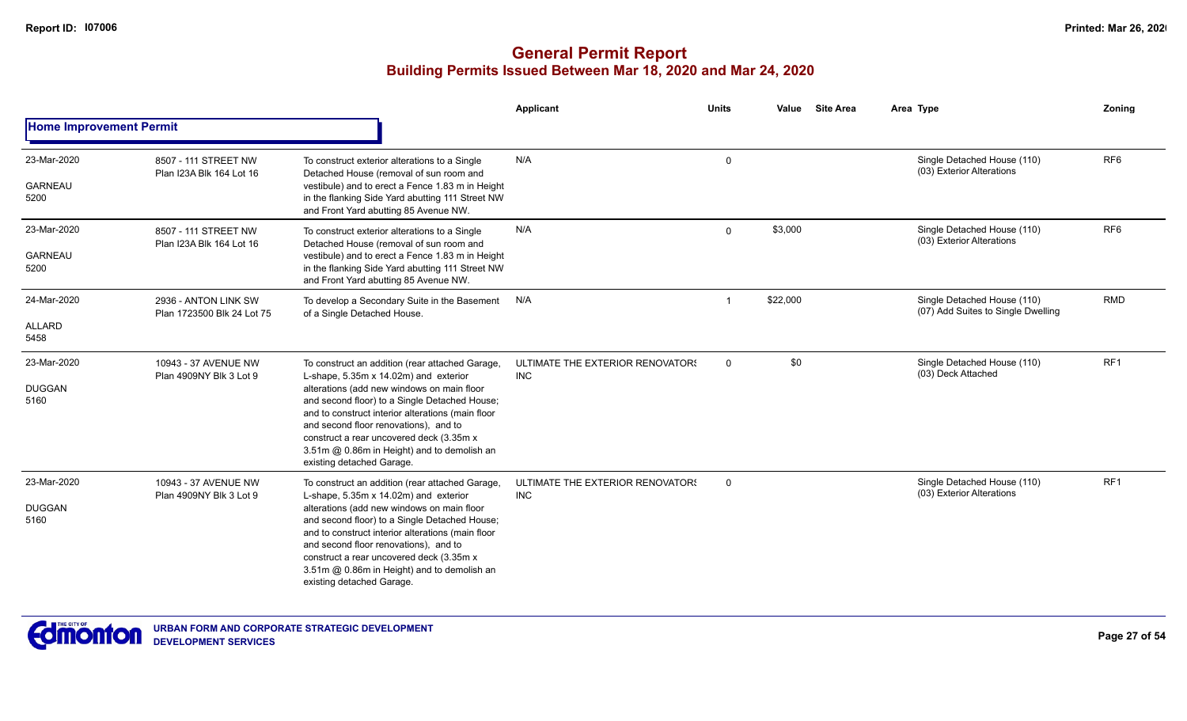# General Permit Report

## Building Permits Issued Between Mar 18, 2020 and Mar 24, 2020

| | | | Applicant | Units | Value | Site Area | Area Type | Zoning |
|---|---|---|---|---|---|---|---|---|
| **Home Improvement Permit** | | | | | | | | |
| 23-Mar-2020<br>GARNEAU<br>5200 | 8507 - 111 STREET NW<br>Plan I23A Blk 164 Lot 16 | To construct exterior alterations to a Single Detached House (removal of sun room and vestibule) and to erect a Fence 1.83 m in Height in the flanking Side Yard abutting 111 Street NW and Front Yard abutting 85 Avenue NW. | N/A | 0 | | | Single Detached House (110)<br>(03) Exterior Alterations | RF6 |
| 23-Mar-2020<br>GARNEAU<br>5200 | 8507 - 111 STREET NW<br>Plan I23A Blk 164 Lot 16 | To construct exterior alterations to a Single Detached House (removal of sun room and vestibule) and to erect a Fence 1.83 m in Height in the flanking Side Yard abutting 111 Street NW and Front Yard abutting 85 Avenue NW. | N/A | 0 | $3,000 | | Single Detached House (110)<br>(03) Exterior Alterations | RF6 |
| 24-Mar-2020<br>ALLARD<br>5458 | 2936 - ANTON LINK SW<br>Plan 1723500 Blk 24 Lot 75 | To develop a Secondary Suite in the Basement of a Single Detached House. | N/A | 1 | $22,000 | | Single Detached House (110)<br>(07) Add Suites to Single Dwelling | RMD |
| 23-Mar-2020<br>DUGGAN<br>5160 | 10943 - 37 AVENUE NW<br>Plan 4909NY Blk 3 Lot 9 | To construct an addition (rear attached Garage, L-shape, 5.35m x 14.02m) and exterior alterations (add new windows on main floor and second floor) to a Single Detached House; and to construct interior alterations (main floor and second floor renovations), and to construct a rear uncovered deck (3.35m x 3.51m @ 0.86m in Height) and to demolish an existing detached Garage. | ULTIMATE THE EXTERIOR RENOVATORS INC | 0 | $0 | | Single Detached House (110)<br>(03) Deck Attached | RF1 |
| 23-Mar-2020<br>DUGGAN<br>5160 | 10943 - 37 AVENUE NW<br>Plan 4909NY Blk 3 Lot 9 | To construct an addition (rear attached Garage, L-shape, 5.35m x 14.02m) and exterior alterations (add new windows on main floor and second floor) to a Single Detached House; and to construct interior alterations (main floor and second floor renovations), and to construct a rear uncovered deck (3.35m x 3.51m @ 0.86m in Height) and to demolish an existing detached Garage. | ULTIMATE THE EXTERIOR RENOVATORS INC | 0 | | | Single Detached House (110)<br>(03) Exterior Alterations | RF1 |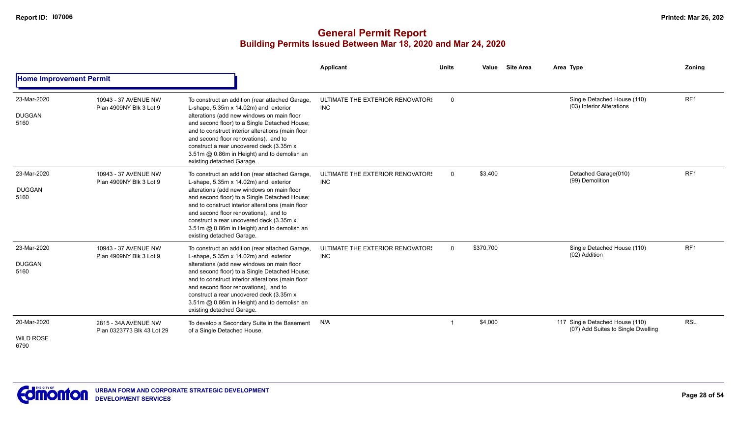# General Permit Report
## Building Permits Issued Between Mar 18, 2020 and Mar 24, 2020

### Home Improvement Permit

| Date / Neighbourhood | Address / Legal | Description | Applicant | Units | Value | Site Area | Area | Type | Zoning |
|---|---|---|---|---|---|---|---|---|---|
| 23-Mar-2020 DUGGAN 5160 | 10943 - 37 AVENUE NW Plan 4909NY Blk 3 Lot 9 | To construct an addition (rear attached Garage, L-shape, 5.35m x 14.02m) and exterior alterations (add new windows on main floor and second floor) to a Single Detached House; and to construct interior alterations (main floor and second floor renovations), and to construct a rear uncovered deck (3.35m x 3.51m @ 0.86m in Height) and to demolish an existing detached Garage. | ULTIMATE THE EXTERIOR RENOVATORS INC | 0 | | | | Single Detached House (110) (03) Interior Alterations | RF1 |
| 23-Mar-2020 DUGGAN 5160 | 10943 - 37 AVENUE NW Plan 4909NY Blk 3 Lot 9 | To construct an addition (rear attached Garage, L-shape, 5.35m x 14.02m) and exterior alterations (add new windows on main floor and second floor) to a Single Detached House; and to construct interior alterations (main floor and second floor renovations), and to construct a rear uncovered deck (3.35m x 3.51m @ 0.86m in Height) and to demolish an existing detached Garage. | ULTIMATE THE EXTERIOR RENOVATORS INC | 0 | $3,400 | | | Detached Garage(010) (99) Demolition | RF1 |
| 23-Mar-2020 DUGGAN 5160 | 10943 - 37 AVENUE NW Plan 4909NY Blk 3 Lot 9 | To construct an addition (rear attached Garage, L-shape, 5.35m x 14.02m) and exterior alterations (add new windows on main floor and second floor) to a Single Detached House; and to construct interior alterations (main floor and second floor renovations), and to construct a rear uncovered deck (3.35m x 3.51m @ 0.86m in Height) and to demolish an existing detached Garage. | ULTIMATE THE EXTERIOR RENOVATORS INC | 0 | $370,700 | | | Single Detached House (110) (02) Addition | RF1 |
| 20-Mar-2020 WILD ROSE 6790 | 2815 - 34A AVENUE NW Plan 0323773 Blk 43 Lot 29 | To develop a Secondary Suite in the Basement of a Single Detached House. | N/A | 1 | $4,000 | | 117 | Single Detached House (110) (07) Add Suites to Single Dwelling | RSL |

URBAN FORM AND CORPORATE STRATEGIC DEVELOPMENT
DEVELOPMENT SERVICES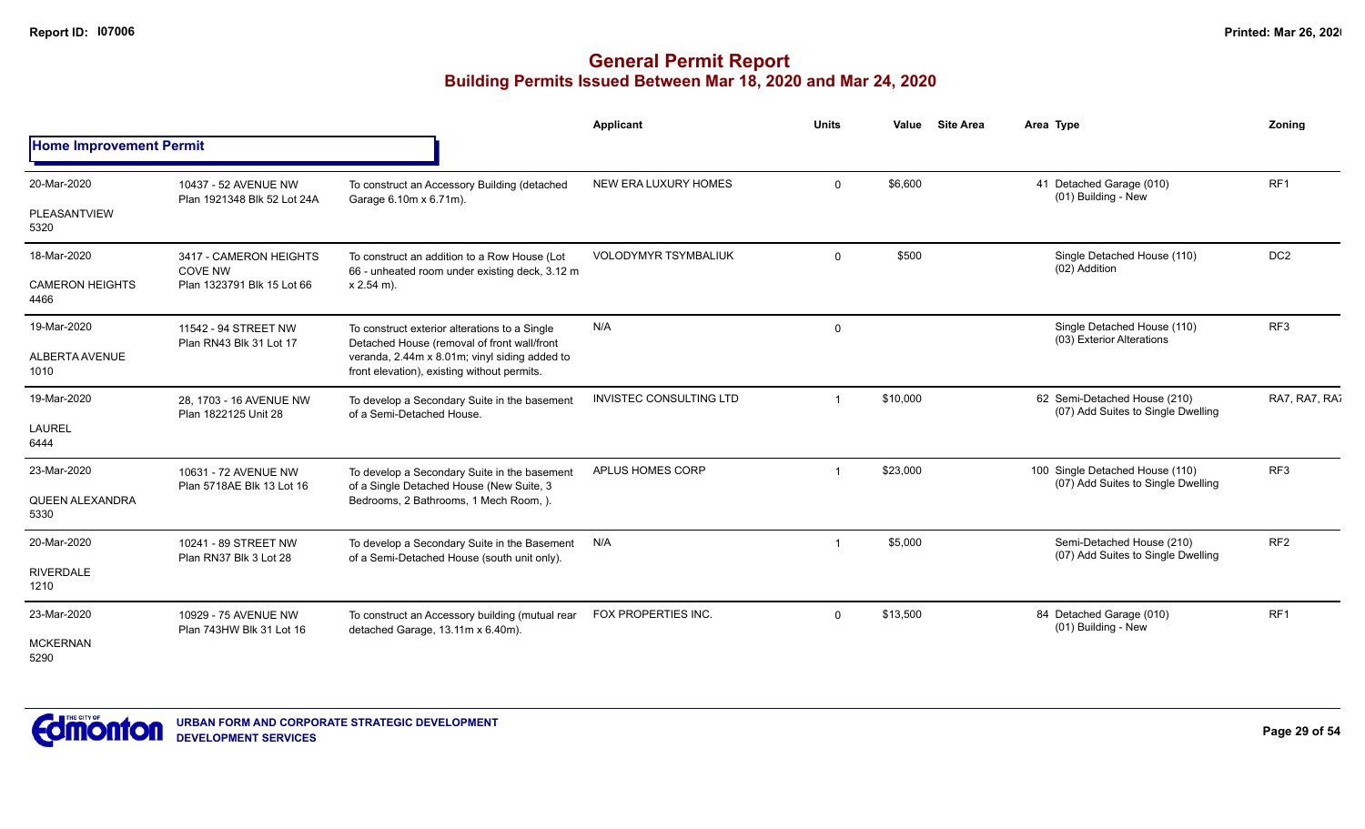# General Permit Report

## Building Permits Issued Between Mar 18, 2020 and Mar 24, 2020

| | | | Applicant | Units | Value | Site Area | Area | Type | Zoning |
|---|---|---|---|---|---|---|---|---|---|
| **Home Improvement Permit** | | | | | | | | | |
| 20-Mar-2020<br>PLEASANTVIEW<br>5320 | 10437 - 52 AVENUE NW<br>Plan 1921348 Blk 52 Lot 24A | To construct an Accessory Building (detached Garage 6.10m x 6.71m). | NEW ERA LUXURY HOMES | 0 | $6,600 | | 41 | Detached Garage (010)<br>(01) Building - New | RF1 |
| 18-Mar-2020<br>CAMERON HEIGHTS<br>4466 | 3417 - CAMERON HEIGHTS COVE NW<br>Plan 1323791 Blk 15 Lot 66 | To construct an addition to a Row House (Lot 66 - unheated room under existing deck, 3.12 m x 2.54 m). | VOLODYMYR TSYMBALIUK | 0 | $500 | | | Single Detached House (110)<br>(02) Addition | DC2 |
| 19-Mar-2020<br>ALBERTA AVENUE<br>1010 | 11542 - 94 STREET NW<br>Plan RN43 Blk 31 Lot 17 | To construct exterior alterations to a Single Detached House (removal of front wall/front veranda, 2.44m x 8.01m; vinyl siding added to front elevation), existing without permits. | N/A | 0 | | | | Single Detached House (110)<br>(03) Exterior Alterations | RF3 |
| 19-Mar-2020<br>LAUREL<br>6444 | 28, 1703 - 16 AVENUE NW<br>Plan 1822125 Unit 28 | To develop a Secondary Suite in the basement of a Semi-Detached House. | INVISTEC CONSULTING LTD | 1 | $10,000 | | 62 | Semi-Detached House (210)<br>(07) Add Suites to Single Dwelling | RA7, RA7, RA7 |
| 23-Mar-2020<br>QUEEN ALEXANDRA<br>5330 | 10631 - 72 AVENUE NW<br>Plan 5718AE Blk 13 Lot 16 | To develop a Secondary Suite in the basement of a Single Detached House (New Suite, 3 Bedrooms, 2 Bathrooms, 1 Mech Room, ). | APLUS HOMES CORP | 1 | $23,000 | | 100 | Single Detached House (110)<br>(07) Add Suites to Single Dwelling | RF3 |
| 20-Mar-2020<br>RIVERDALE<br>1210 | 10241 - 89 STREET NW<br>Plan RN37 Blk 3 Lot 28 | To develop a Secondary Suite in the Basement of a Semi-Detached House (south unit only). | N/A | 1 | $5,000 | | | Semi-Detached House (210)<br>(07) Add Suites to Single Dwelling | RF2 |
| 23-Mar-2020<br>MCKERNAN<br>5290 | 10929 - 75 AVENUE NW<br>Plan 743HW Blk 31 Lot 16 | To construct an Accessory building (mutual rear detached Garage, 13.11m x 6.40m). | FOX PROPERTIES INC. | 0 | $13,500 | | 84 | Detached Garage (010)<br>(01) Building - New | RF1 |

URBAN FORM AND CORPORATE STRATEGIC DEVELOPMENT
DEVELOPMENT SERVICES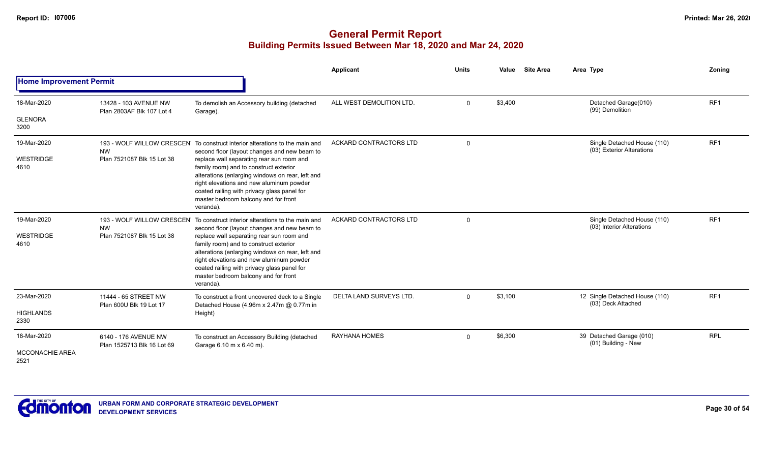# General Permit Report

## Building Permits Issued Between Mar 18, 2020 and Mar 24, 2020

| | | | Applicant | Units | Value | Site Area | Area Type | Zoning |
|---|---|---|---|---|---|---|---|---|
| **Home Improvement Permit** | | | | | | | | |
| 18-Mar-2020<br>GLENORA<br>3200 | 13428 - 103 AVENUE NW<br>Plan 2803AF Blk 107 Lot 4 | To demolish an Accessory building (detached Garage). | ALL WEST DEMOLITION LTD. | 0 | $3,400 | | Detached Garage(010)<br>(99) Demolition | RF1 |
| 19-Mar-2020<br>WESTRIDGE<br>4610 | 193 - WOLF WILLOW CRESCEN NW<br>Plan 7521087 Blk 15 Lot 38 | To construct interior alterations to the main and second floor (layout changes and new beam to replace wall separating rear sun room and family room) and to construct exterior alterations (enlarging windows on rear, left and right elevations and new aluminum powder coated railing with privacy glass panel for master bedroom balcony and for front veranda). | ACKARD CONTRACTORS LTD | 0 | | | Single Detached House (110)<br>(03) Exterior Alterations | RF1 |
| 19-Mar-2020<br>WESTRIDGE<br>4610 | 193 - WOLF WILLOW CRESCEN NW<br>Plan 7521087 Blk 15 Lot 38 | To construct interior alterations to the main and second floor (layout changes and new beam to replace wall separating rear sun room and family room) and to construct exterior alterations (enlarging windows on rear, left and right elevations and new aluminum powder coated railing with privacy glass panel for master bedroom balcony and for front veranda). | ACKARD CONTRACTORS LTD | 0 | | | Single Detached House (110)<br>(03) Interior Alterations | RF1 |
| 23-Mar-2020<br>HIGHLANDS<br>2330 | 11444 - 65 STREET NW<br>Plan 600U Blk 19 Lot 17 | To construct a front uncovered deck to a Single Detached House (4.96m x 2.47m @ 0.77m in Height) | DELTA LAND SURVEYS LTD. | 0 | $3,100 | | 12 Single Detached House (110)<br>(03) Deck Attached | RF1 |
| 18-Mar-2020<br>MCCONACHIE AREA<br>2521 | 6140 - 176 AVENUE NW<br>Plan 1525713 Blk 16 Lot 69 | To construct an Accessory Building (detached Garage 6.10 m x 6.40 m). | RAYHANA HOMES | 0 | $6,300 | | 39 Detached Garage (010)<br>(01) Building - New | RPL |

URBAN FORM AND CORPORATE STRATEGIC DEVELOPMENT
DEVELOPMENT SERVICES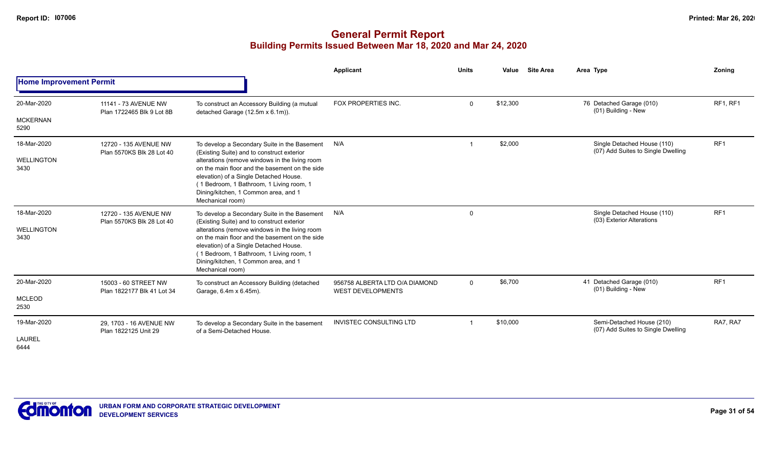# General Permit Report

## Building Permits Issued Between Mar 18, 2020 and Mar 24, 2020

| | | | Applicant | Units | Value | Site Area | Area Type | Zoning |
|---|---|---|---|---|---|---|---|---|
| **Home Improvement Permit** | | | | | | | | |
| 20-Mar-2020<br>MCKERNAN<br>5290 | 11141 - 73 AVENUE NW<br>Plan 1722465 Blk 9 Lot 8B | To construct an Accessory Building (a mutual detached Garage (12.5m x 6.1m)). | FOX PROPERTIES INC. | 0 | $12,300 | | 76 Detached Garage (010)<br>(01) Building - New | RF1, RF1 |
| 18-Mar-2020<br>WELLINGTON<br>3430 | 12720 - 135 AVENUE NW<br>Plan 5570KS Blk 28 Lot 40 | To develop a Secondary Suite in the Basement (Existing Suite) and to construct exterior alterations (remove windows in the living room on the main floor and the basement on the side elevation) of a Single Detached House. (1 Bedroom, 1 Bathroom, 1 Living room, 1 Dining/kitchen, 1 Common area, and 1 Mechanical room) | N/A | 1 | $2,000 | | Single Detached House (110)<br>(07) Add Suites to Single Dwelling | RF1 |
| 18-Mar-2020<br>WELLINGTON<br>3430 | 12720 - 135 AVENUE NW<br>Plan 5570KS Blk 28 Lot 40 | To develop a Secondary Suite in the Basement (Existing Suite) and to construct exterior alterations (remove windows in the living room on the main floor and the basement on the side elevation) of a Single Detached House. (1 Bedroom, 1 Bathroom, 1 Living room, 1 Dining/kitchen, 1 Common area, and 1 Mechanical room) | N/A | 0 | | | Single Detached House (110)<br>(03) Exterior Alterations | RF1 |
| 20-Mar-2020<br>MCLEOD<br>2530 | 15003 - 60 STREET NW<br>Plan 1822177 Blk 41 Lot 34 | To construct an Accessory Building (detached Garage, 6.4m x 6.45m). | 956758 ALBERTA LTD O/A DIAMOND WEST DEVELOPMENTS | 0 | $6,700 | | 41 Detached Garage (010)<br>(01) Building - New | RF1 |
| 19-Mar-2020<br>LAUREL<br>6444 | 29, 1703 - 16 AVENUE NW<br>Plan 1822125 Unit 29 | To develop a Secondary Suite in the basement of a Semi-Detached House. | INVISTEC CONSULTING LTD | 1 | $10,000 | | Semi-Detached House (210)<br>(07) Add Suites to Single Dwelling | RA7, RA7 |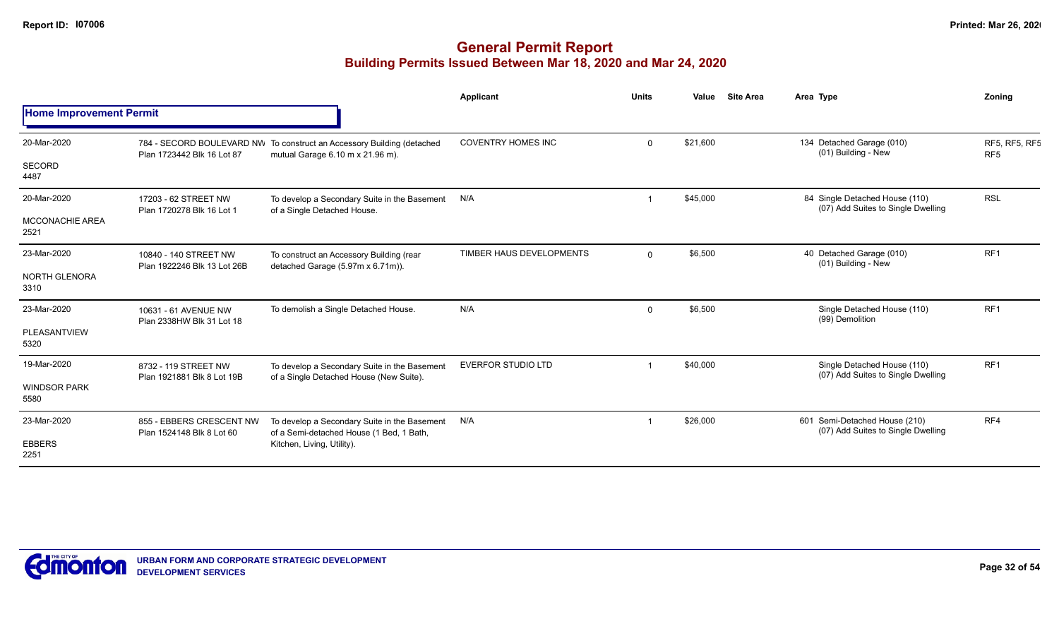# General Permit Report

## Building Permits Issued Between Mar 18, 2020 and Mar 24, 2020

### Home Improvement Permit

| Date / Neighbourhood | Address | Description | Applicant | Units | Value | Site Area | Area Type | Zoning |
|---|---|---|---|---|---|---|---|---|
| 20-Mar-2020 SECORD 4487 | 784 - SECORD BOULEVARD NW Plan 1723442 Blk 16 Lot 87 | To construct an Accessory Building (detached mutual Garage 6.10 m x 21.96 m). | COVENTRY HOMES INC | 0 | $21,600 | | 134 Detached Garage (010) (01) Building - New | RF5, RF5, RF5 RF5 |
| 20-Mar-2020 MCCONACHIE AREA 2521 | 17203 - 62 STREET NW Plan 1720278 Blk 16 Lot 1 | To develop a Secondary Suite in the Basement of a Single Detached House. | N/A | 1 | $45,000 | | 84 Single Detached House (110) (07) Add Suites to Single Dwelling | RSL |
| 23-Mar-2020 NORTH GLENORA 3310 | 10840 - 140 STREET NW Plan 1922246 Blk 13 Lot 26B | To construct an Accessory Building (rear detached Garage (5.97m x 6.71m)). | TIMBER HAUS DEVELOPMENTS | 0 | $6,500 | | 40 Detached Garage (010) (01) Building - New | RF1 |
| 23-Mar-2020 PLEASANTVIEW 5320 | 10631 - 61 AVENUE NW Plan 2338HW Blk 31 Lot 18 | To demolish a Single Detached House. | N/A | 0 | $6,500 | | Single Detached House (110) (99) Demolition | RF1 |
| 19-Mar-2020 WINDSOR PARK 5580 | 8732 - 119 STREET NW Plan 1921881 Blk 8 Lot 19B | To develop a Secondary Suite in the Basement of a Single Detached House (New Suite). | EVERFOR STUDIO LTD | 1 | $40,000 | | Single Detached House (110) (07) Add Suites to Single Dwelling | RF1 |
| 23-Mar-2020 EBBERS 2251 | 855 - EBBERS CRESCENT NW Plan 1524148 Blk 8 Lot 60 | To develop a Secondary Suite in the Basement of a Semi-detached House (1 Bed, 1 Bath, Kitchen, Living, Utility). | N/A | 1 | $26,000 | | 601 Semi-Detached House (210) (07) Add Suites to Single Dwelling | RF4 |

URBAN FORM AND CORPORATE STRATEGIC DEVELOPMENT
DEVELOPMENT SERVICES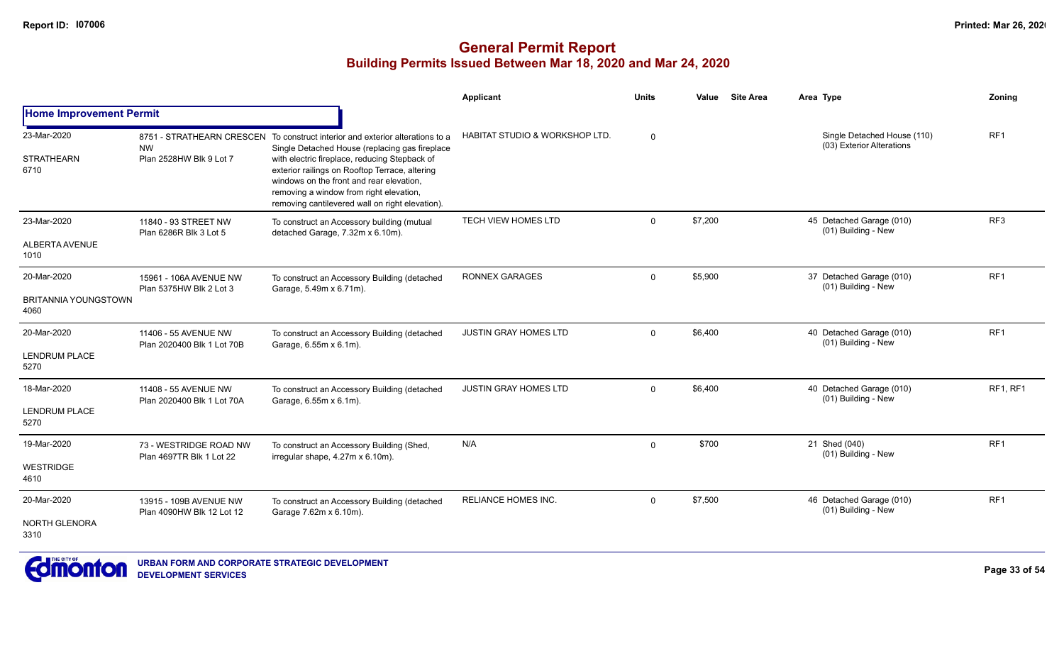# General Permit Report
## Building Permits Issued Between Mar 18, 2020 and Mar 24, 2020

| | | | Applicant | Units | Value | Site Area | Area Type | Zoning |
|---|---|---|---|---|---|---|---|---|
| **Home Improvement Permit** | | | | | | | | |
| 23-Mar-2020<br>STRATHEARN<br>6710 | 8751 - STRATHEARN CRESCENT NW<br>Plan 2528HW Blk 9 Lot 7 | To construct interior and exterior alterations to a Single Detached House (replacing gas fireplace with electric fireplace, reducing Stepback of exterior railings on Rooftop Terrace, altering windows on the front and rear elevation, removing a window from right elevation, removing cantilevered wall on right elevation). | HABITAT STUDIO & WORKSHOP LTD. | 0 | | | Single Detached House (110)<br>(03) Exterior Alterations | RF1 |
| 23-Mar-2020<br>ALBERTA AVENUE<br>1010 | 11840 - 93 STREET NW<br>Plan 6286R Blk 3 Lot 5 | To construct an Accessory building (mutual detached Garage, 7.32m x 6.10m). | TECH VIEW HOMES LTD | 0 | $7,200 | | 45 Detached Garage (010)<br>(01) Building - New | RF3 |
| 20-Mar-2020<br>BRITANNIA YOUNGSTOWN<br>4060 | 15961 - 106A AVENUE NW<br>Plan 5375HW Blk 2 Lot 3 | To construct an Accessory Building (detached Garage, 5.49m x 6.71m). | RONNEX GARAGES | 0 | $5,900 | | 37 Detached Garage (010)<br>(01) Building - New | RF1 |
| 20-Mar-2020<br>LENDRUM PLACE<br>5270 | 11406 - 55 AVENUE NW<br>Plan 2020400 Blk 1 Lot 70B | To construct an Accessory Building (detached Garage, 6.55m x 6.1m). | JUSTIN GRAY HOMES LTD | 0 | $6,400 | | 40 Detached Garage (010)<br>(01) Building - New | RF1 |
| 18-Mar-2020<br>LENDRUM PLACE<br>5270 | 11408 - 55 AVENUE NW<br>Plan 2020400 Blk 1 Lot 70A | To construct an Accessory Building (detached Garage, 6.55m x 6.1m). | JUSTIN GRAY HOMES LTD | 0 | $6,400 | | 40 Detached Garage (010)<br>(01) Building - New | RF1, RF1 |
| 19-Mar-2020<br>WESTRIDGE<br>4610 | 73 - WESTRIDGE ROAD NW<br>Plan 4697TR Blk 1 Lot 22 | To construct an Accessory Building (Shed, irregular shape, 4.27m x 6.10m). | N/A | 0 | $700 | | 21 Shed (040)<br>(01) Building - New | RF1 |
| 20-Mar-2020<br>NORTH GLENORA<br>3310 | 13915 - 109B AVENUE NW<br>Plan 4090HW Blk 12 Lot 12 | To construct an Accessory Building (detached Garage 7.62m x 6.10m). | RELIANCE HOMES INC. | 0 | $7,500 | | 46 Detached Garage (010)<br>(01) Building - New | RF1 |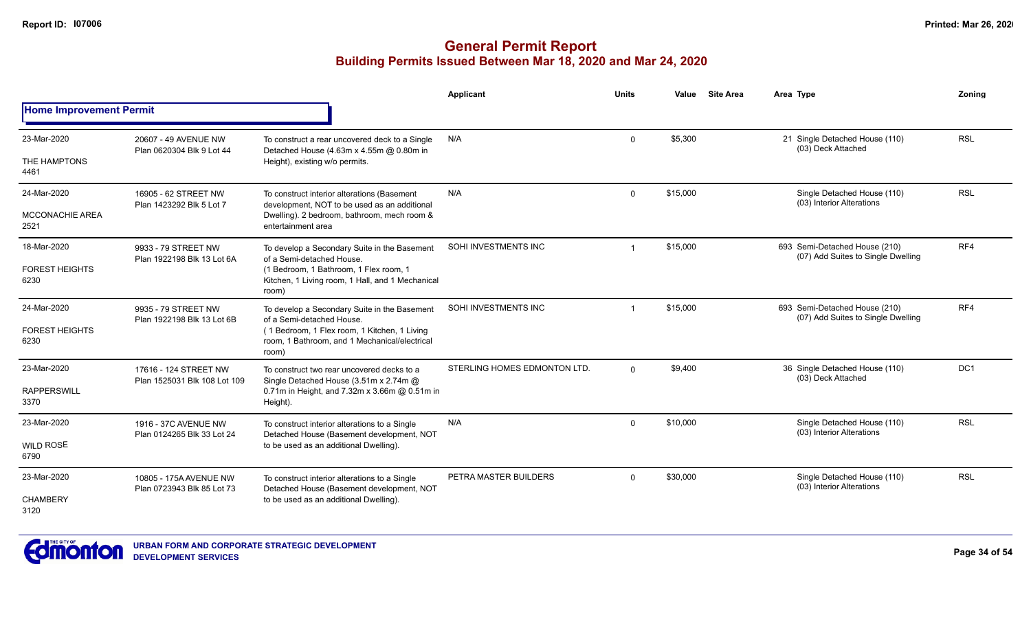# General Permit Report
## Building Permits Issued Between Mar 18, 2020 and Mar 24, 2020

| | | | Applicant | Units | Value | Site Area | Area | Type | Zoning |
|---|---|---|---|---|---|---|---|---|---|
| **Home Improvement Permit** | | | | | | | | | |
| 23-Mar-2020<br>THE HAMPTONS<br>4461 | 20607 - 49 AVENUE NW<br>Plan 0620304 Blk 9 Lot 44 | To construct a rear uncovered deck to a Single Detached House (4.63m x 4.55m @ 0.80m in Height), existing w/o permits. | N/A | 0 | $5,300 | | 21 | Single Detached House (110)<br>(03) Deck Attached | RSL |
| 24-Mar-2020<br>MCCONACHIE AREA<br>2521 | 16905 - 62 STREET NW<br>Plan 1423292 Blk 5 Lot 7 | To construct interior alterations (Basement development, NOT to be used as an additional Dwelling). 2 bedroom, bathroom, mech room & entertainment area | N/A | 0 | $15,000 | | | Single Detached House (110)<br>(03) Interior Alterations | RSL |
| 18-Mar-2020<br>FOREST HEIGHTS<br>6230 | 9933 - 79 STREET NW<br>Plan 1922198 Blk 13 Lot 6A | To develop a Secondary Suite in the Basement of a Semi-detached House.<br>(1 Bedroom, 1 Bathroom, 1 Flex room, 1 Kitchen, 1 Living room, 1 Hall, and 1 Mechanical room) | SOHI INVESTMENTS INC | 1 | $15,000 | | 693 | Semi-Detached House (210)<br>(07) Add Suites to Single Dwelling | RF4 |
| 24-Mar-2020<br>FOREST HEIGHTS<br>6230 | 9935 - 79 STREET NW<br>Plan 1922198 Blk 13 Lot 6B | To develop a Secondary Suite in the Basement of a Semi-detached House.<br>( 1 Bedroom, 1 Flex room, 1 Kitchen, 1 Living room, 1 Bathroom, and 1 Mechanical/electrical room) | SOHI INVESTMENTS INC | 1 | $15,000 | | 693 | Semi-Detached House (210)<br>(07) Add Suites to Single Dwelling | RF4 |
| 23-Mar-2020<br>RAPPERSWILL<br>3370 | 17616 - 124 STREET NW<br>Plan 1525031 Blk 108 Lot 109 | To construct two rear uncovered decks to a Single Detached House (3.51m x 2.74m @ 0.71m in Height, and 7.32m x 3.66m @ 0.51m in Height). | STERLING HOMES EDMONTON LTD. | 0 | $9,400 | | 36 | Single Detached House (110)<br>(03) Deck Attached | DC1 |
| 23-Mar-2020<br>WILD ROSE<br>6790 | 1916 - 37C AVENUE NW<br>Plan 0124265 Blk 33 Lot 24 | To construct interior alterations to a Single Detached House (Basement development, NOT to be used as an additional Dwelling). | N/A | 0 | $10,000 | | | Single Detached House (110)<br>(03) Interior Alterations | RSL |
| 23-Mar-2020<br>CHAMBERY<br>3120 | 10805 - 175A AVENUE NW<br>Plan 0723943 Blk 85 Lot 73 | To construct interior alterations to a Single Detached House (Basement development, NOT to be used as an additional Dwelling). | PETRA MASTER BUILDERS | 0 | $30,000 | | | Single Detached House (110)<br>(03) Interior Alterations | RSL |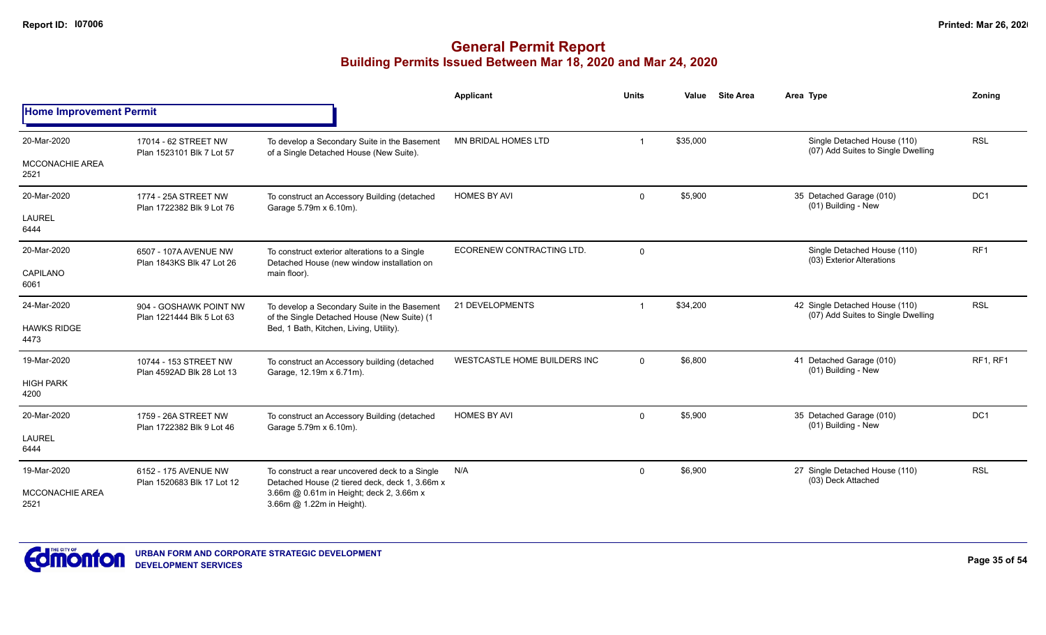# General Permit Report
## Building Permits Issued Between Mar 18, 2020 and Mar 24, 2020

| | | | Applicant | Units | Value | Site Area | Area Type | Zoning |
|---|---|---|---|---|---|---|---|---|
| **Home Improvement Permit** | | | | | | | | |
| 20-Mar-2020<br>MCCONACHIE AREA<br>2521 | 17014 - 62 STREET NW<br>Plan 1523101 Blk 7 Lot 57 | To develop a Secondary Suite in the Basement of a Single Detached House (New Suite). | MN BRIDAL HOMES LTD | 1 | $35,000 | | Single Detached House (110)<br>(07) Add Suites to Single Dwelling | RSL |
| 20-Mar-2020<br>LAUREL<br>6444 | 1774 - 25A STREET NW<br>Plan 1722382 Blk 9 Lot 76 | To construct an Accessory Building (detached Garage 5.79m x 6.10m). | HOMES BY AVI | 0 | $5,900 | | 35 Detached Garage (010)<br>(01) Building - New | DC1 |
| 20-Mar-2020<br>CAPILANO<br>6061 | 6507 - 107A AVENUE NW<br>Plan 1843KS Blk 47 Lot 26 | To construct exterior alterations to a Single Detached House (new window installation on main floor). | ECORENEW CONTRACTING LTD. | 0 | | | Single Detached House (110)<br>(03) Exterior Alterations | RF1 |
| 24-Mar-2020<br>HAWKS RIDGE<br>4473 | 904 - GOSHAWK POINT NW<br>Plan 1221444 Blk 5 Lot 63 | To develop a Secondary Suite in the Basement of the Single Detached House (New Suite) (1 Bed, 1 Bath, Kitchen, Living, Utility). | 21 DEVELOPMENTS | 1 | $34,200 | | 42 Single Detached House (110)<br>(07) Add Suites to Single Dwelling | RSL |
| 19-Mar-2020<br>HIGH PARK<br>4200 | 10744 - 153 STREET NW<br>Plan 4592AD Blk 28 Lot 13 | To construct an Accessory building (detached Garage, 12.19m x 6.71m). | WESTCASTLE HOME BUILDERS INC | 0 | $6,800 | | 41 Detached Garage (010)<br>(01) Building - New | RF1, RF1 |
| 20-Mar-2020<br>LAUREL<br>6444 | 1759 - 26A STREET NW<br>Plan 1722382 Blk 9 Lot 46 | To construct an Accessory Building (detached Garage 5.79m x 6.10m). | HOMES BY AVI | 0 | $5,900 | | 35 Detached Garage (010)<br>(01) Building - New | DC1 |
| 19-Mar-2020<br>MCCONACHIE AREA<br>2521 | 6152 - 175 AVENUE NW<br>Plan 1520683 Blk 17 Lot 12 | To construct a rear uncovered deck to a Single Detached House (2 tiered deck, deck 1, 3.66m x 3.66m @ 0.61m in Height; deck 2, 3.66m x 3.66m @ 1.22m in Height). | N/A | 0 | $6,900 | | 27 Single Detached House (110)<br>(03) Deck Attached | RSL |

**URBAN FORM AND CORPORATE STRATEGIC DEVELOPMENT**
**DEVELOPMENT SERVICES**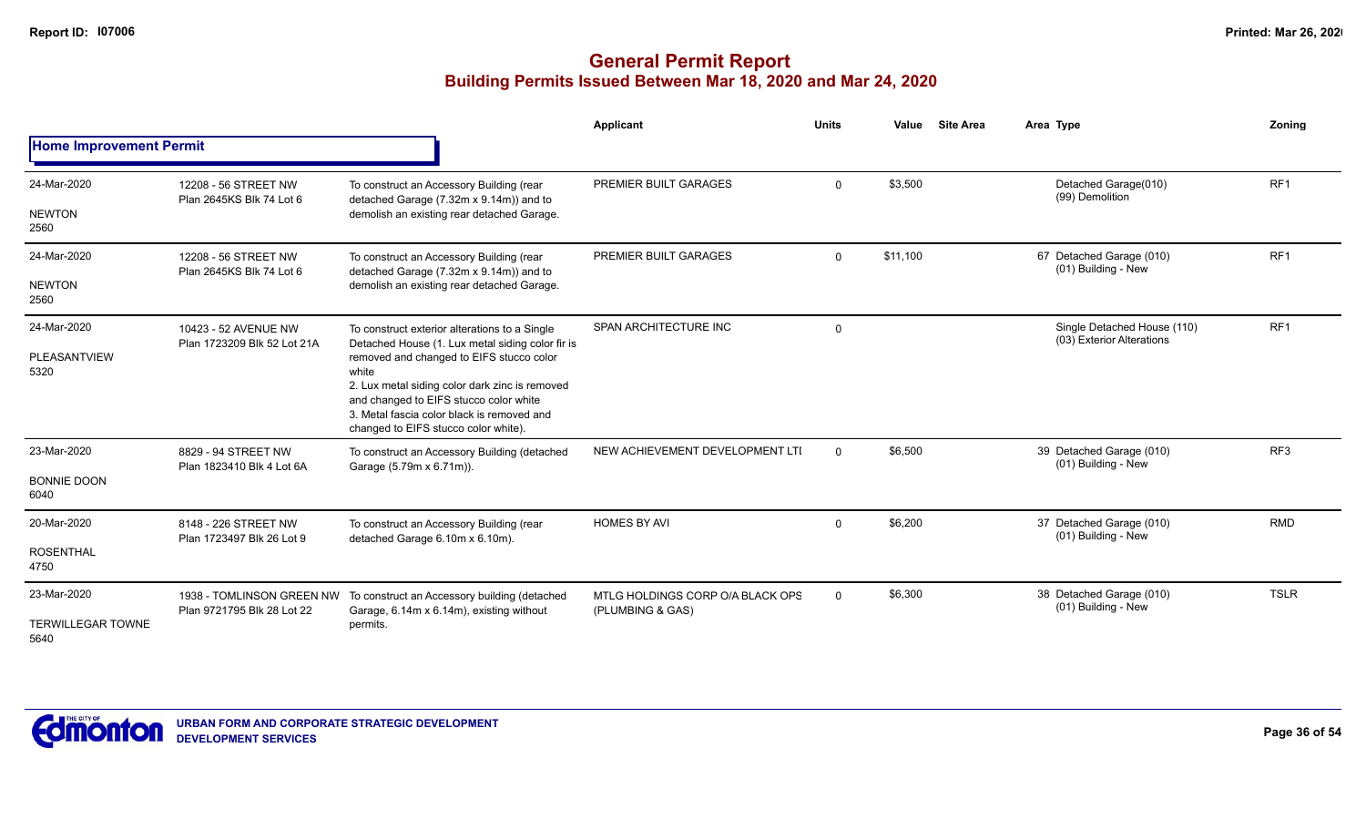# General Permit Report

## Building Permits Issued Between Mar 18, 2020 and Mar 24, 2020

| | | | Applicant | Units | Value | Site Area | Area Type | Zoning |
|---|---|---|---|---|---|---|---|---|
| **Home Improvement Permit** | | | | | | | | |
| 24-Mar-2020<br>NEWTON<br>2560 | 12208 - 56 STREET NW<br>Plan 2645KS Blk 74 Lot 6 | To construct an Accessory Building (rear detached Garage (7.32m x 9.14m)) and to demolish an existing rear detached Garage. | PREMIER BUILT GARAGES | 0 | $3,500 | | Detached Garage(010)<br>(99) Demolition | RF1 |
| 24-Mar-2020<br>NEWTON<br>2560 | 12208 - 56 STREET NW<br>Plan 2645KS Blk 74 Lot 6 | To construct an Accessory Building (rear detached Garage (7.32m x 9.14m)) and to demolish an existing rear detached Garage. | PREMIER BUILT GARAGES | 0 | $11,100 | | 67 Detached Garage (010)<br>(01) Building - New | RF1 |
| 24-Mar-2020<br>PLEASANTVIEW<br>5320 | 10423 - 52 AVENUE NW<br>Plan 1723209 Blk 52 Lot 21A | To construct exterior alterations to a Single Detached House (1. Lux metal siding color fir is removed and changed to EIFS stucco color white<br>2. Lux metal siding color dark zinc is removed and changed to EIFS stucco color white<br>3. Metal fascia color black is removed and changed to EIFS stucco color white). | SPAN ARCHITECTURE INC | 0 | | | Single Detached House (110)<br>(03) Exterior Alterations | RF1 |
| 23-Mar-2020<br>BONNIE DOON<br>6040 | 8829 - 94 STREET NW<br>Plan 1823410 Blk 4 Lot 6A | To construct an Accessory Building (detached Garage (5.79m x 6.71m)). | NEW ACHIEVEMENT DEVELOPMENT LTI | 0 | $6,500 | | 39 Detached Garage (010)<br>(01) Building - New | RF3 |
| 20-Mar-2020<br>ROSENTHAL<br>4750 | 8148 - 226 STREET NW<br>Plan 1723497 Blk 26 Lot 9 | To construct an Accessory Building (rear detached Garage 6.10m x 6.10m). | HOMES BY AVI | 0 | $6,200 | | 37 Detached Garage (010)<br>(01) Building - New | RMD |
| 23-Mar-2020<br>TERWILLEGAR TOWNE<br>5640 | 1938 - TOMLINSON GREEN NW<br>Plan 9721795 Blk 28 Lot 22 | To construct an Accessory building (detached Garage, 6.14m x 6.14m), existing without permits. | MTLG HOLDINGS CORP O/A BLACK OPS (PLUMBING & GAS) | 0 | $6,300 | | 38 Detached Garage (010)<br>(01) Building - New | TSLR |

URBAN FORM AND CORPORATE STRATEGIC DEVELOPMENT
DEVELOPMENT SERVICES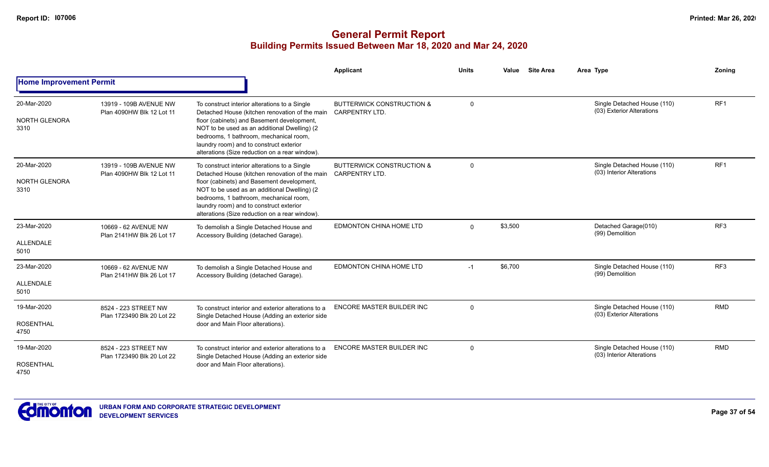# General Permit Report

## Building Permits Issued Between Mar 18, 2020 and Mar 24, 2020

| | | | Applicant | Units | Value | Site Area | Area Type | Zoning |
|---|---|---|---|---|---|---|---|---|
| **Home Improvement Permit** | | | | | | | | |
| 20-Mar-2020 NORTH GLENORA 3310 | 13919 - 109B AVENUE NW Plan 4090HW Blk 12 Lot 11 | To construct interior alterations to a Single Detached House (kitchen renovation of the main floor (cabinets) and Basement development, NOT to be used as an additional Dwelling) (2 bedrooms, 1 bathroom, mechanical room, laundry room) and to construct exterior alterations (Size reduction on a rear window). | BUTTERWICK CONSTRUCTION & CARPENTRY LTD. | 0 | | | Single Detached House (110) (03) Exterior Alterations | RF1 |
| 20-Mar-2020 NORTH GLENORA 3310 | 13919 - 109B AVENUE NW Plan 4090HW Blk 12 Lot 11 | To construct interior alterations to a Single Detached House (kitchen renovation of the main floor (cabinets) and Basement development, NOT to be used as an additional Dwelling) (2 bedrooms, 1 bathroom, mechanical room, laundry room) and to construct exterior alterations (Size reduction on a rear window). | BUTTERWICK CONSTRUCTION & CARPENTRY LTD. | 0 | | | Single Detached House (110) (03) Interior Alterations | RF1 |
| 23-Mar-2020 ALLENDALE 5010 | 10669 - 62 AVENUE NW Plan 2141HW Blk 26 Lot 17 | To demolish a Single Detached House and Accessory Building (detached Garage). | EDMONTON CHINA HOME LTD | 0 | $3,500 | | Detached Garage(010) (99) Demolition | RF3 |
| 23-Mar-2020 ALLENDALE 5010 | 10669 - 62 AVENUE NW Plan 2141HW Blk 26 Lot 17 | To demolish a Single Detached House and Accessory Building (detached Garage). | EDMONTON CHINA HOME LTD | -1 | $6,700 | | Single Detached House (110) (99) Demolition | RF3 |
| 19-Mar-2020 ROSENTHAL 4750 | 8524 - 223 STREET NW Plan 1723490 Blk 20 Lot 22 | To construct interior and exterior alterations to a Single Detached House (Adding an exterior side door and Main Floor alterations). | ENCORE MASTER BUILDER INC | 0 | | | Single Detached House (110) (03) Exterior Alterations | RMD |
| 19-Mar-2020 ROSENTHAL 4750 | 8524 - 223 STREET NW Plan 1723490 Blk 20 Lot 22 | To construct interior and exterior alterations to a Single Detached House (Adding an exterior side door and Main Floor alterations). | ENCORE MASTER BUILDER INC | 0 | | | Single Detached House (110) (03) Interior Alterations | RMD |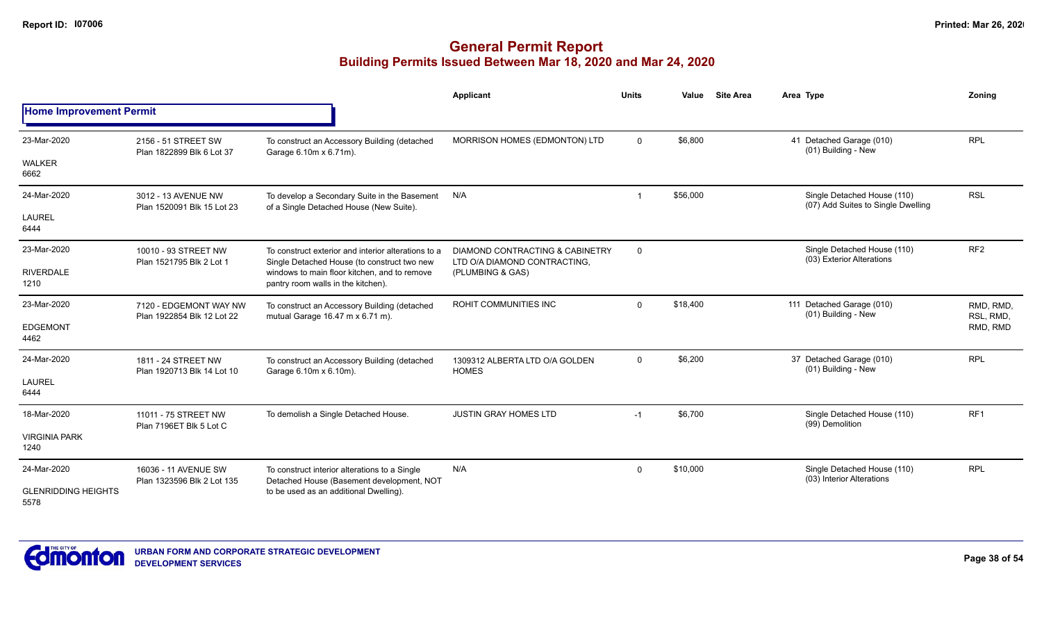## General Permit Report
### Building Permits Issued Between Mar 18, 2020 and Mar 24, 2020

| | | | Applicant | Units | Value | Site Area | Area Type | Zoning |
|---|---|---|---|---|---|---|---|---|
| **Home Improvement Permit** | | | | | | | | |
| 23-Mar-2020<br>WALKER<br>6662 | 2156 - 51 STREET SW<br>Plan 1822899 Blk 6 Lot 37 | To construct an Accessory Building (detached Garage 6.10m x 6.71m). | MORRISON HOMES (EDMONTON) LTD | 0 | $6,800 | | 41 Detached Garage (010)<br>(01) Building - New | RPL |
| 24-Mar-2020<br>LAUREL<br>6444 | 3012 - 13 AVENUE NW<br>Plan 1520091 Blk 15 Lot 23 | To develop a Secondary Suite in the Basement of a Single Detached House (New Suite). | N/A | 1 | $56,000 | | Single Detached House (110)<br>(07) Add Suites to Single Dwelling | RSL |
| 23-Mar-2020<br>RIVERDALE<br>1210 | 10010 - 93 STREET NW<br>Plan 1521795 Blk 2 Lot 1 | To construct exterior and interior alterations to a Single Detached House (to construct two new windows to main floor kitchen, and to remove pantry room walls in the kitchen). | DIAMOND CONTRACTING & CABINETRY LTD O/A DIAMOND CONTRACTING, (PLUMBING & GAS) | 0 | | | Single Detached House (110)<br>(03) Exterior Alterations | RF2 |
| 23-Mar-2020<br>EDGEMONT<br>4462 | 7120 - EDGEMONT WAY NW<br>Plan 1922854 Blk 12 Lot 22 | To construct an Accessory Building (detached mutual Garage 16.47 m x 6.71 m). | ROHIT COMMUNITIES INC | 0 | $18,400 | | 111 Detached Garage (010)<br>(01) Building - New | RMD, RMD, RSL, RMD, RMD, RMD |
| 24-Mar-2020<br>LAUREL<br>6444 | 1811 - 24 STREET NW<br>Plan 1920713 Blk 14 Lot 10 | To construct an Accessory Building (detached Garage 6.10m x 6.10m). | 1309312 ALBERTA LTD O/A GOLDEN HOMES | 0 | $6,200 | | 37 Detached Garage (010)<br>(01) Building - New | RPL |
| 18-Mar-2020<br>VIRGINIA PARK<br>1240 | 11011 - 75 STREET NW<br>Plan 7196ET Blk 5 Lot C | To demolish a Single Detached House. | JUSTIN GRAY HOMES LTD | -1 | $6,700 | | Single Detached House (110)<br>(99) Demolition | RF1 |
| 24-Mar-2020<br>GLENRIDDING HEIGHTS<br>5578 | 16036 - 11 AVENUE SW<br>Plan 1323596 Blk 2 Lot 135 | To construct interior alterations to a Single Detached House (Basement development, NOT to be used as an additional Dwelling). | N/A | 0 | $10,000 | | Single Detached House (110)<br>(03) Interior Alterations | RPL |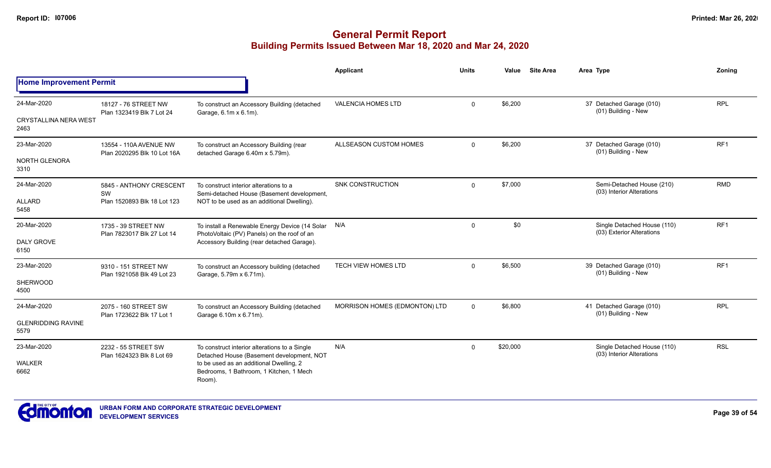# General Permit Report
## Building Permits Issued Between Mar 18, 2020 and Mar 24, 2020

### Home Improvement Permit

| Date / Neighbourhood | Address / Legal | Description | Applicant | Units | Value | Site Area | Area Type | Zoning |
|---|---|---|---|---|---|---|---|---|
| 24-Mar-2020 CRYSTALLINA NERA WEST 2463 | 18127 - 76 STREET NW Plan 1323419 Blk 7 Lot 24 | To construct an Accessory Building (detached Garage, 6.1m x 6.1m). | VALENCIA HOMES LTD | 0 | $6,200 | | 37 Detached Garage (010) (01) Building - New | RPL |
| 23-Mar-2020 NORTH GLENORA 3310 | 13554 - 110A AVENUE NW Plan 2020295 Blk 10 Lot 16A | To construct an Accessory Building (rear detached Garage 6.40m x 5.79m). | ALLSEASON CUSTOM HOMES | 0 | $6,200 | | 37 Detached Garage (010) (01) Building - New | RF1 |
| 24-Mar-2020 ALLARD 5458 | 5845 - ANTHONY CRESCENT SW Plan 1520893 Blk 18 Lot 123 | To construct interior alterations to a Semi-detached House (Basement development, NOT to be used as an additional Dwelling). | SNK CONSTRUCTION | 0 | $7,000 | | Semi-Detached House (210) (03) Interior Alterations | RMD |
| 20-Mar-2020 DALY GROVE 6150 | 1735 - 39 STREET NW Plan 7823017 Blk 27 Lot 14 | To install a Renewable Energy Device (14 Solar PhotoVoltaic (PV) Panels) on the roof of an Accessory Building (rear detached Garage). | N/A | 0 | $0 | | Single Detached House (110) (03) Exterior Alterations | RF1 |
| 23-Mar-2020 SHERWOOD 4500 | 9310 - 151 STREET NW Plan 1921058 Blk 49 Lot 23 | To construct an Accessory building (detached Garage, 5.79m x 6.71m). | TECH VIEW HOMES LTD | 0 | $6,500 | | 39 Detached Garage (010) (01) Building - New | RF1 |
| 24-Mar-2020 GLENRIDDING RAVINE 5579 | 2075 - 160 STREET SW Plan 1723622 Blk 17 Lot 1 | To construct an Accessory Building (detached Garage 6.10m x 6.71m). | MORRISON HOMES (EDMONTON) LTD | 0 | $6,800 | | 41 Detached Garage (010) (01) Building - New | RPL |
| 23-Mar-2020 WALKER 6662 | 2232 - 55 STREET SW Plan 1624323 Blk 8 Lot 69 | To construct interior alterations to a Single Detached House (Basement development, NOT to be used as an additional Dwelling, 2 Bedrooms, 1 Bathroom, 1 Kitchen, 1 Mech Room). | N/A | 0 | $20,000 | | Single Detached House (110) (03) Interior Alterations | RSL |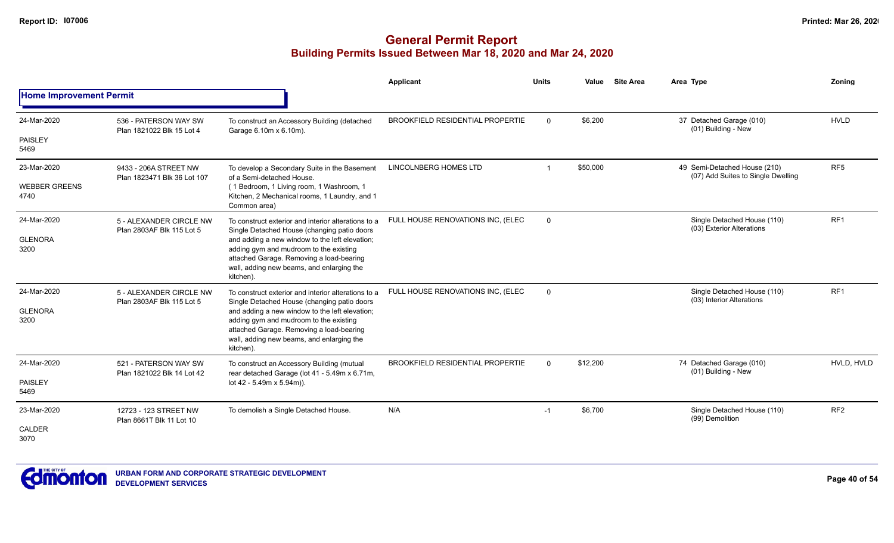# General Permit Report

## Building Permits Issued Between Mar 18, 2020 and Mar 24, 2020

**Home Improvement Permit**

| | | | Applicant | Units | Value | Site Area | Area Type | Zoning |
|---|---|---|---|---|---|---|---|---|
| 24-Mar-2020<br>PAISLEY<br>5469 | 536 - PATERSON WAY SW<br>Plan 1821022 Blk 15 Lot 4 | To construct an Accessory Building (detached Garage 6.10m x 6.10m). | BROOKFIELD RESIDENTIAL PROPERTIE | 0 | $6,200 | | 37 Detached Garage (010)<br>(01) Building - New | HVLD |
| 23-Mar-2020<br>WEBBER GREENS<br>4740 | 9433 - 206A STREET NW<br>Plan 1823471 Blk 36 Lot 107 | To develop a Secondary Suite in the Basement of a Semi-detached House.<br>( 1 Bedroom, 1 Living room, 1 Washroom, 1 Kitchen, 2 Mechanical rooms, 1 Laundry, and 1 Common area) | LINCOLNBERG HOMES LTD | 1 | $50,000 | | 49 Semi-Detached House (210)<br>(07) Add Suites to Single Dwelling | RF5 |
| 24-Mar-2020<br>GLENORA<br>3200 | 5 - ALEXANDER CIRCLE NW<br>Plan 2803AF Blk 115 Lot 5 | To construct exterior and interior alterations to a Single Detached House (changing patio doors and adding a new window to the left elevation; adding gym and mudroom to the existing attached Garage. Removing a load-bearing wall, adding new beams, and enlarging the kitchen). | FULL HOUSE RENOVATIONS INC, (ELEC | 0 | | | Single Detached House (110)<br>(03) Exterior Alterations | RF1 |
| 24-Mar-2020<br>GLENORA<br>3200 | 5 - ALEXANDER CIRCLE NW<br>Plan 2803AF Blk 115 Lot 5 | To construct exterior and interior alterations to a Single Detached House (changing patio doors and adding a new window to the left elevation; adding gym and mudroom to the existing attached Garage. Removing a load-bearing wall, adding new beams, and enlarging the kitchen). | FULL HOUSE RENOVATIONS INC, (ELEC | 0 | | | Single Detached House (110)<br>(03) Interior Alterations | RF1 |
| 24-Mar-2020<br>PAISLEY<br>5469 | 521 - PATERSON WAY SW<br>Plan 1821022 Blk 14 Lot 42 | To construct an Accessory Building (mutual rear detached Garage (lot 41 - 5.49m x 6.71m, lot 42 - 5.49m x 5.94m)). | BROOKFIELD RESIDENTIAL PROPERTIE | 0 | $12,200 | | 74 Detached Garage (010)<br>(01) Building - New | HVLD, HVLD |
| 23-Mar-2020<br>CALDER<br>3070 | 12723 - 123 STREET NW<br>Plan 8661T Blk 11 Lot 10 | To demolish a Single Detached House. | N/A | -1 | $6,700 | | Single Detached House (110)<br>(99) Demolition | RF2 |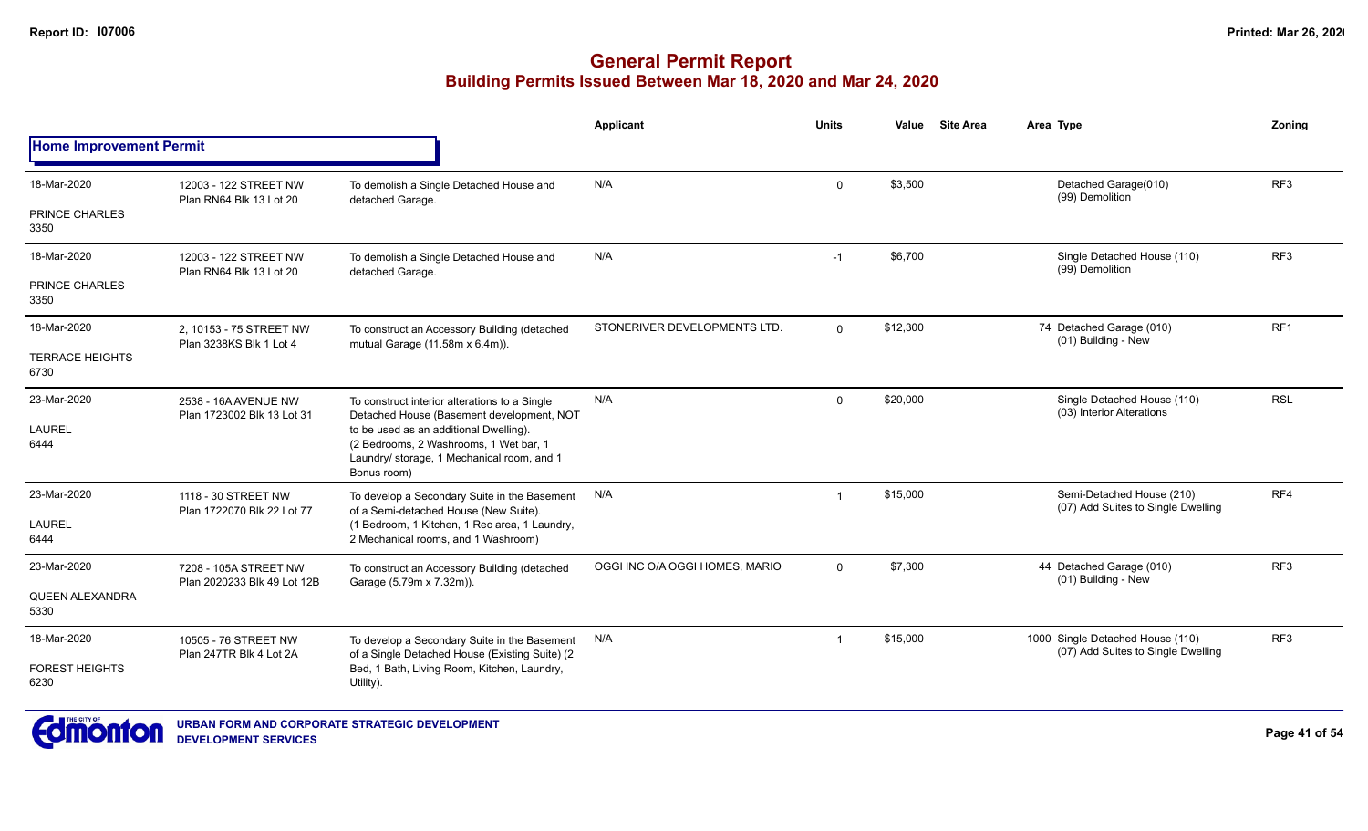# General Permit Report

## Building Permits Issued Between Mar 18, 2020 and Mar 24, 2020

### Home Improvement Permit

| Date / Neighbourhood | Address / Legal | Description | Applicant | Units | Value | Site Area | Area | Type | Zoning |
|---|---|---|---|---|---|---|---|---|---|
| 18-Mar-2020 PRINCE CHARLES 3350 | 12003 - 122 STREET NW Plan RN64 Blk 13 Lot 20 | To demolish a Single Detached House and detached Garage. | N/A | 0 | $3,500 | | | Detached Garage(010) (99) Demolition | RF3 |
| 18-Mar-2020 PRINCE CHARLES 3350 | 12003 - 122 STREET NW Plan RN64 Blk 13 Lot 20 | To demolish a Single Detached House and detached Garage. | N/A | -1 | $6,700 | | | Single Detached House (110) (99) Demolition | RF3 |
| 18-Mar-2020 TERRACE HEIGHTS 6730 | 2, 10153 - 75 STREET NW Plan 3238KS Blk 1 Lot 4 | To construct an Accessory Building (detached mutual Garage (11.58m x 6.4m)). | STONERIVER DEVELOPMENTS LTD. | 0 | $12,300 | | 74 | Detached Garage (010) (01) Building - New | RF1 |
| 23-Mar-2020 LAUREL 6444 | 2538 - 16A AVENUE NW Plan 1723002 Blk 13 Lot 31 | To construct interior alterations to a Single Detached House (Basement development, NOT to be used as an additional Dwelling). (2 Bedrooms, 2 Washrooms, 1 Wet bar, 1 Laundry/ storage, 1 Mechanical room, and 1 Bonus room) | N/A | 0 | $20,000 | | | Single Detached House (110) (03) Interior Alterations | RSL |
| 23-Mar-2020 LAUREL 6444 | 1118 - 30 STREET NW Plan 1722070 Blk 22 Lot 77 | To develop a Secondary Suite in the Basement of a Semi-detached House (New Suite). (1 Bedroom, 1 Kitchen, 1 Rec area, 1 Laundry, 2 Mechanical rooms, and 1 Washroom) | N/A | 1 | $15,000 | | | Semi-Detached House (210) (07) Add Suites to Single Dwelling | RF4 |
| 23-Mar-2020 QUEEN ALEXANDRA 5330 | 7208 - 105A STREET NW Plan 2020233 Blk 49 Lot 12B | To construct an Accessory Building (detached Garage (5.79m x 7.32m)). | OGGI INC O/A OGGI HOMES, MARIO | 0 | $7,300 | | 44 | Detached Garage (010) (01) Building - New | RF3 |
| 18-Mar-2020 FOREST HEIGHTS 6230 | 10505 - 76 STREET NW Plan 247TR Blk 4 Lot 2A | To develop a Secondary Suite in the Basement of a Single Detached House (Existing Suite) (2 Bed, 1 Bath, Living Room, Kitchen, Laundry, Utility). | N/A | 1 | $15,000 | | 1000 | Single Detached House (110) (07) Add Suites to Single Dwelling | RF3 |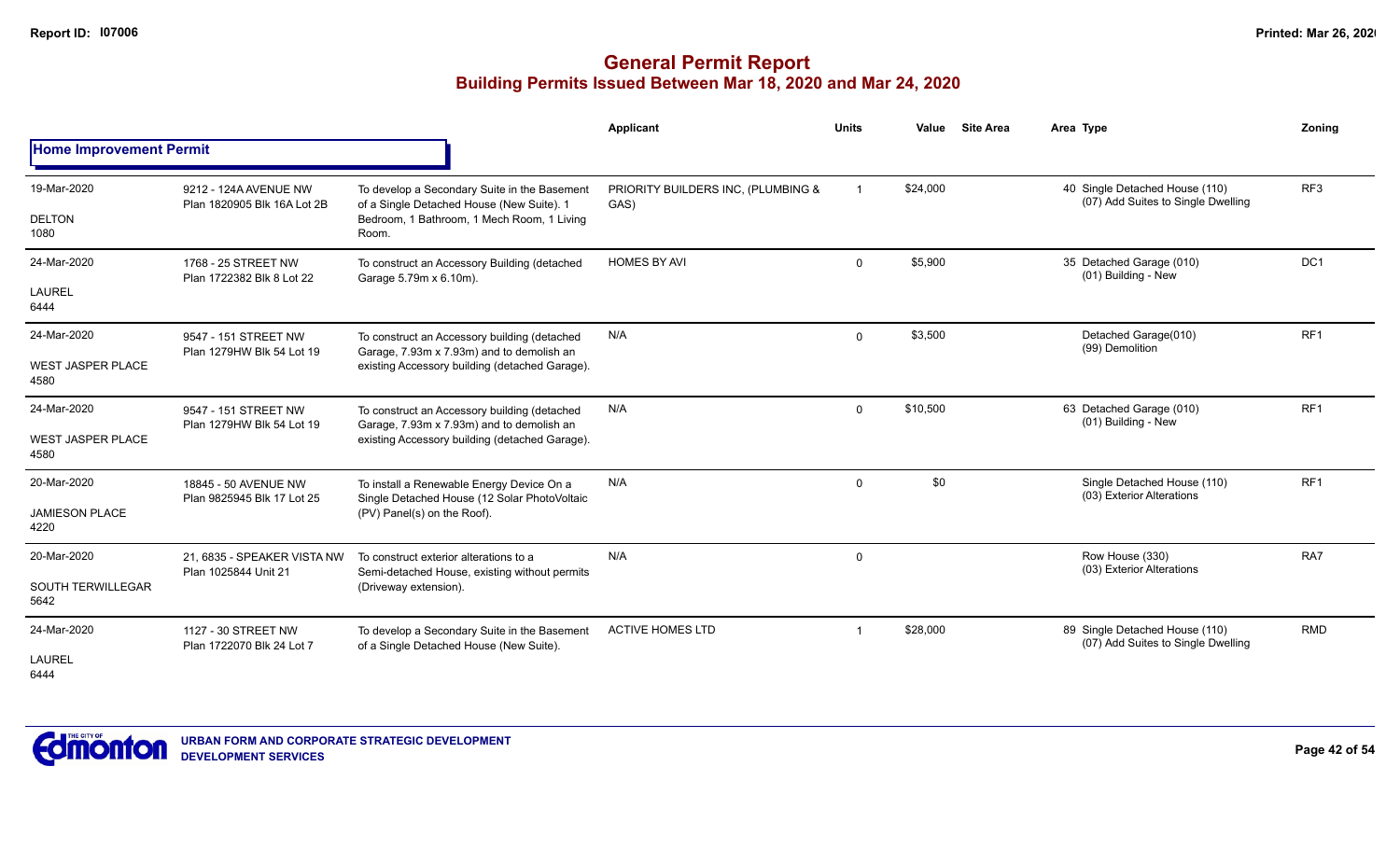# General Permit Report

## Building Permits Issued Between Mar 18, 2020 and Mar 24, 2020

### Home Improvement Permit

| Date / Neighbourhood | Address / Legal | Description | Applicant | Units | Value | Site Area | Area Type | Zoning |
|---|---|---|---|---|---|---|---|---|
| 19-Mar-2020<br>DELTON<br>1080 | 9212 - 124A AVENUE NW<br>Plan 1820905 Blk 16A Lot 2B | To develop a Secondary Suite in the Basement of a Single Detached House (New Suite). 1 Bedroom, 1 Bathroom, 1 Mech Room, 1 Living Room. | PRIORITY BUILDERS INC, (PLUMBING & GAS) | 1 | $24,000 | | 40 Single Detached House (110)<br>(07) Add Suites to Single Dwelling | RF3 |
| 24-Mar-2020<br>LAUREL<br>6444 | 1768 - 25 STREET NW<br>Plan 1722382 Blk 8 Lot 22 | To construct an Accessory Building (detached Garage 5.79m x 6.10m). | HOMES BY AVI | 0 | $5,900 | | 35 Detached Garage (010)<br>(01) Building - New | DC1 |
| 24-Mar-2020<br>WEST JASPER PLACE<br>4580 | 9547 - 151 STREET NW<br>Plan 1279HW Blk 54 Lot 19 | To construct an Accessory building (detached Garage, 7.93m x 7.93m) and to demolish an existing Accessory building (detached Garage). | N/A | 0 | $3,500 | | Detached Garage(010)<br>(99) Demolition | RF1 |
| 24-Mar-2020<br>WEST JASPER PLACE<br>4580 | 9547 - 151 STREET NW<br>Plan 1279HW Blk 54 Lot 19 | To construct an Accessory building (detached Garage, 7.93m x 7.93m) and to demolish an existing Accessory building (detached Garage). | N/A | 0 | $10,500 | | 63 Detached Garage (010)<br>(01) Building - New | RF1 |
| 20-Mar-2020<br>JAMIESON PLACE<br>4220 | 18845 - 50 AVENUE NW<br>Plan 9825945 Blk 17 Lot 25 | To install a Renewable Energy Device On a Single Detached House (12 Solar PhotoVoltaic (PV) Panel(s) on the Roof). | N/A | 0 | $0 | | Single Detached House (110)<br>(03) Exterior Alterations | RF1 |
| 20-Mar-2020<br>SOUTH TERWILLEGAR<br>5642 | 21, 6835 - SPEAKER VISTA NW<br>Plan 1025844 Unit 21 | To construct exterior alterations to a Semi-detached House, existing without permits (Driveway extension). | N/A | 0 | | | Row House (330)<br>(03) Exterior Alterations | RA7 |
| 24-Mar-2020<br>LAUREL<br>6444 | 1127 - 30 STREET NW<br>Plan 1722070 Blk 24 Lot 7 | To develop a Secondary Suite in the Basement of a Single Detached House (New Suite). | ACTIVE HOMES LTD | 1 | $28,000 | | 89 Single Detached House (110)<br>(07) Add Suites to Single Dwelling | RMD |

URBAN FORM AND CORPORATE STRATEGIC DEVELOPMENT
DEVELOPMENT SERVICES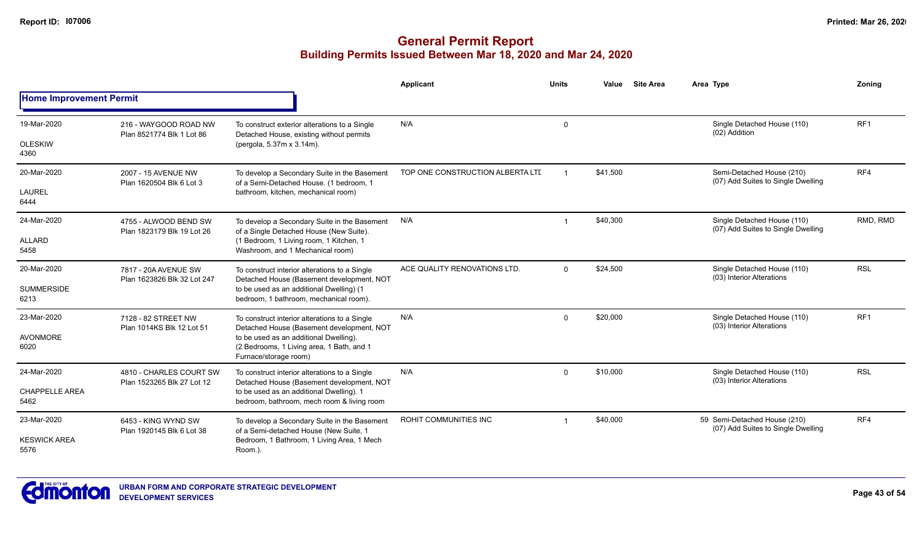# General Permit Report
## Building Permits Issued Between Mar 18, 2020 and Mar 24, 2020

| Date / Neighbourhood | Address / Legal | Description | Applicant | Units | Value | Site Area | Area Type | Zoning |
|---|---|---|---|---|---|---|---|---|
| **Home Improvement Permit** | | | | | | | | |
| 19-Mar-2020 OLESKIW 4360 | 216 - WAYGOOD ROAD NW Plan 8521774 Blk 1 Lot 86 | To construct exterior alterations to a Single Detached House, existing without permits (pergola, 5.37m x 3.14m). | N/A | 0 | | | Single Detached House (110) (02) Addition | RF1 |
| 20-Mar-2020 LAUREL 6444 | 2007 - 15 AVENUE NW Plan 1620504 Blk 6 Lot 3 | To develop a Secondary Suite in the Basement of a Semi-Detached House. (1 bedroom, 1 bathroom, kitchen, mechanical room) | TOP ONE CONSTRUCTION ALBERTA LTD | 1 | $41,500 | | Semi-Detached House (210) (07) Add Suites to Single Dwelling | RF4 |
| 24-Mar-2020 ALLARD 5458 | 4755 - ALWOOD BEND SW Plan 1823179 Blk 19 Lot 26 | To develop a Secondary Suite in the Basement of a Single Detached House (New Suite). (1 Bedroom, 1 Living room, 1 Kitchen, 1 Washroom, and 1 Mechanical room) | N/A | 1 | $40,300 | | Single Detached House (110) (07) Add Suites to Single Dwelling | RMD, RMD |
| 20-Mar-2020 SUMMERSIDE 6213 | 7817 - 20A AVENUE SW Plan 1623826 Blk 32 Lot 247 | To construct interior alterations to a Single Detached House (Basement development, NOT to be used as an additional Dwelling) (1 bedroom, 1 bathroom, mechanical room). | ACE QUALITY RENOVATIONS LTD. | 0 | $24,500 | | Single Detached House (110) (03) Interior Alterations | RSL |
| 23-Mar-2020 AVONMORE 6020 | 7128 - 82 STREET NW Plan 1014KS Blk 12 Lot 51 | To construct interior alterations to a Single Detached House (Basement development, NOT to be used as an additional Dwelling). (2 Bedrooms, 1 Living area, 1 Bath, and 1 Furnace/storage room) | N/A | 0 | $20,000 | | Single Detached House (110) (03) Interior Alterations | RF1 |
| 24-Mar-2020 CHAPPELLE AREA 5462 | 4810 - CHARLES COURT SW Plan 1523265 Blk 27 Lot 12 | To construct interior alterations to a Single Detached House (Basement development, NOT to be used as an additional Dwelling). 1 bedroom, bathroom, mech room & living room | N/A | 0 | $10,000 | | Single Detached House (110) (03) Interior Alterations | RSL |
| 23-Mar-2020 KESWICK AREA 5576 | 6453 - KING WYND SW Plan 1920145 Blk 6 Lot 38 | To develop a Secondary Suite in the Basement of a Semi-detached House (New Suite, 1 Bedroom, 1 Bathroom, 1 Living Area, 1 Mech Room.). | ROHIT COMMUNITIES INC | 1 | $40,000 | 59 | Semi-Detached House (210) (07) Add Suites to Single Dwelling | RF4 |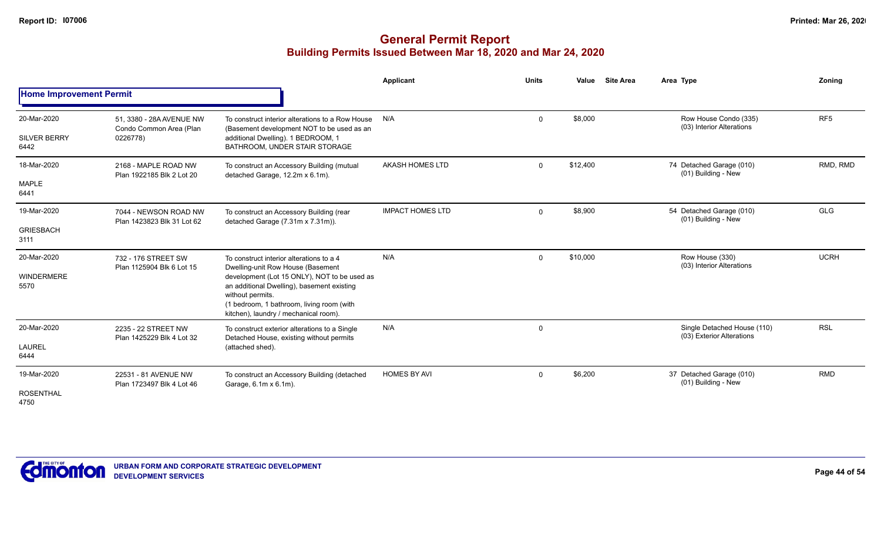# General Permit Report
## Building Permits Issued Between Mar 18, 2020 and Mar 24, 2020

| | | | Applicant | Units | Value | Site Area | Area Type | Zoning |
|---|---|---|---|---|---|---|---|---|
| **Home Improvement Permit** | | | | | | | | |
| 20-Mar-2020<br>SILVER BERRY<br>6442 | 51, 3380 - 28A AVENUE NW<br>Condo Common Area (Plan 0226778) | To construct interior alterations to a Row House (Basement development NOT to be used as an additional Dwelling). 1 BEDROOM, 1 BATHROOM, UNDER STAIR STORAGE | N/A | 0 | $8,000 | | Row House Condo (335)<br>(03) Interior Alterations | RF5 |
| 18-Mar-2020<br>MAPLE<br>6441 | 2168 - MAPLE ROAD NW<br>Plan 1922185 Blk 2 Lot 20 | To construct an Accessory Building (mutual detached Garage, 12.2m x 6.1m). | AKASH HOMES LTD | 0 | $12,400 | | 74 Detached Garage (010)<br>(01) Building - New | RMD, RMD |
| 19-Mar-2020<br>GRIESBACH<br>3111 | 7044 - NEWSON ROAD NW<br>Plan 1423823 Blk 31 Lot 62 | To construct an Accessory Building (rear detached Garage (7.31m x 7.31m)). | IMPACT HOMES LTD | 0 | $8,900 | | 54 Detached Garage (010)<br>(01) Building - New | GLG |
| 20-Mar-2020<br>WINDERMERE<br>5570 | 732 - 176 STREET SW<br>Plan 1125904 Blk 6 Lot 15 | To construct interior alterations to a 4 Dwelling-unit Row House (Basement development (Lot 15 ONLY), NOT to be used as an additional Dwelling), basement existing without permits.<br>(1 bedroom, 1 bathroom, living room (with kitchen), laundry / mechanical room). | N/A | 0 | $10,000 | | Row House (330)<br>(03) Interior Alterations | UCRH |
| 20-Mar-2020<br>LAUREL<br>6444 | 2235 - 22 STREET NW<br>Plan 1425229 Blk 4 Lot 32 | To construct exterior alterations to a Single Detached House, existing without permits (attached shed). | N/A | 0 | | | Single Detached House (110)<br>(03) Exterior Alterations | RSL |
| 19-Mar-2020<br>ROSENTHAL<br>4750 | 22531 - 81 AVENUE NW<br>Plan 1723497 Blk 4 Lot 46 | To construct an Accessory Building (detached Garage, 6.1m x 6.1m). | HOMES BY AVI | 0 | $6,200 | | 37 Detached Garage (010)<br>(01) Building - New | RMD |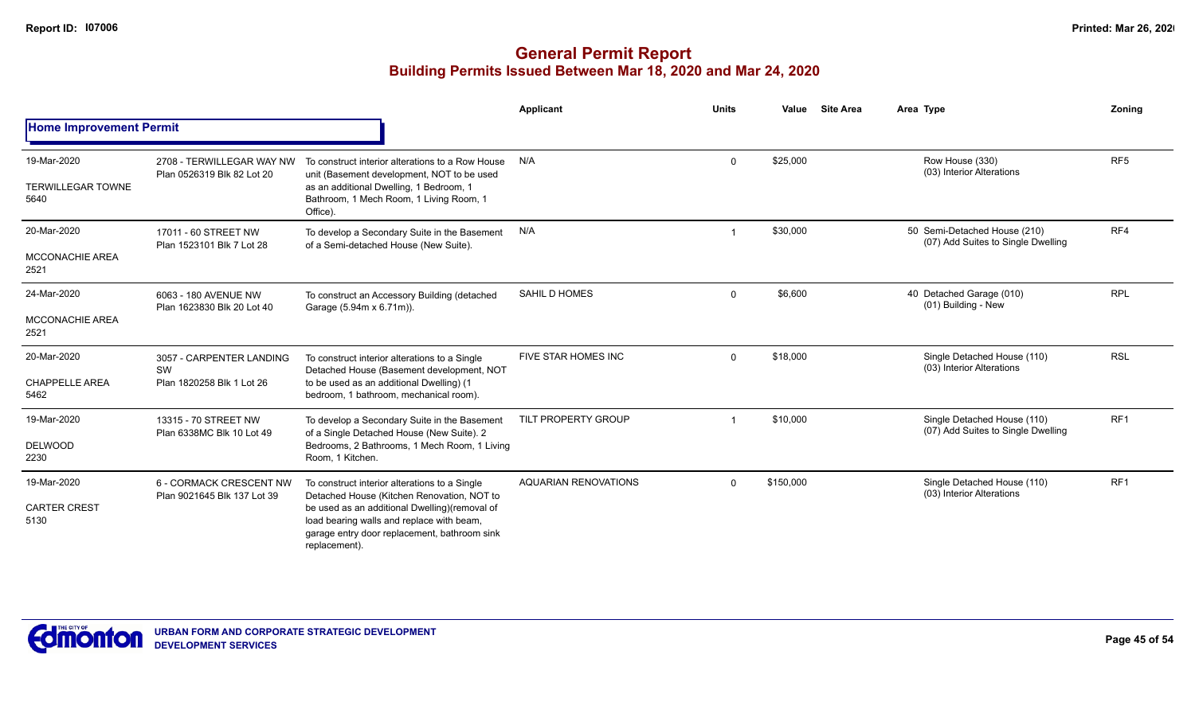# General Permit Report

## Building Permits Issued Between Mar 18, 2020 and Mar 24, 2020

### Home Improvement Permit

| Date / Neighbourhood | Address / Legal | Description | Applicant | Units | Value | Site Area | Area Type | Zoning |
|---|---|---|---|---|---|---|---|---|
| 19-Mar-2020 TERWILLEGAR TOWNE 5640 | 2708 - TERWILLEGAR WAY NW Plan 0526319 Blk 82 Lot 20 | To construct interior alterations to a Row House unit (Basement development, NOT to be used as an additional Dwelling, 1 Bedroom, 1 Bathroom, 1 Mech Room, 1 Living Room, 1 Office). | N/A | 0 | $25,000 | | Row House (330) (03) Interior Alterations | RF5 |
| 20-Mar-2020 MCCONACHIE AREA 2521 | 17011 - 60 STREET NW Plan 1523101 Blk 7 Lot 28 | To develop a Secondary Suite in the Basement of a Semi-detached House (New Suite). | N/A | 1 | $30,000 | | 50 Semi-Detached House (210) (07) Add Suites to Single Dwelling | RF4 |
| 24-Mar-2020 MCCONACHIE AREA 2521 | 6063 - 180 AVENUE NW Plan 1623830 Blk 20 Lot 40 | To construct an Accessory Building (detached Garage (5.94m x 6.71m)). | SAHIL D HOMES | 0 | $6,600 | | 40 Detached Garage (010) (01) Building - New | RPL |
| 20-Mar-2020 CHAPPELLE AREA 5462 | 3057 - CARPENTER LANDING SW Plan 1820258 Blk 1 Lot 26 | To construct interior alterations to a Single Detached House (Basement development, NOT to be used as an additional Dwelling) (1 bedroom, 1 bathroom, mechanical room). | FIVE STAR HOMES INC | 0 | $18,000 | | Single Detached House (110) (03) Interior Alterations | RSL |
| 19-Mar-2020 DELWOOD 2230 | 13315 - 70 STREET NW Plan 6338MC Blk 10 Lot 49 | To develop a Secondary Suite in the Basement of a Single Detached House (New Suite). 2 Bedrooms, 2 Bathrooms, 1 Mech Room, 1 Living Room, 1 Kitchen. | TILT PROPERTY GROUP | 1 | $10,000 | | Single Detached House (110) (07) Add Suites to Single Dwelling | RF1 |
| 19-Mar-2020 CARTER CREST 5130 | 6 - CORMACK CRESCENT NW Plan 9021645 Blk 137 Lot 39 | To construct interior alterations to a Single Detached House (Kitchen Renovation, NOT to be used as an additional Dwelling)(removal of load bearing walls and replace with beam, garage entry door replacement, bathroom sink replacement). | AQUARIAN RENOVATIONS | 0 | $150,000 | | Single Detached House (110) (03) Interior Alterations | RF1 |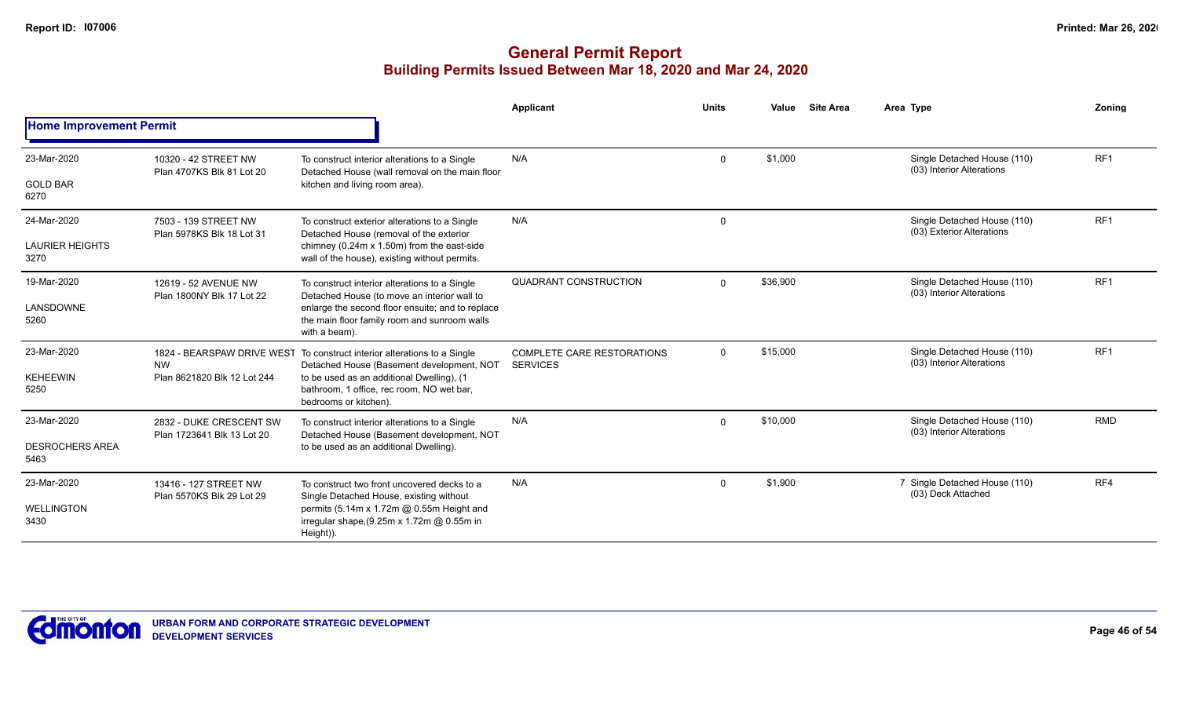# General Permit Report

## Building Permits Issued Between Mar 18, 2020 and Mar 24, 2020

### Home Improvement Permit

| Date / Neighbourhood | Address / Legal | Description | Applicant | Units | Value | Site Area | Area | Type | Zoning |
|---|---|---|---|---|---|---|---|---|---|
| 23-Mar-2020<br>GOLD BAR<br>6270 | 10320 - 42 STREET NW<br>Plan 4707KS Blk 81 Lot 20 | To construct interior alterations to a Single Detached House (wall removal on the main floor kitchen and living room area). | N/A | 0 | $1,000 | | | Single Detached House (110)<br>(03) Interior Alterations | RF1 |
| 24-Mar-2020<br>LAURIER HEIGHTS<br>3270 | 7503 - 139 STREET NW<br>Plan 5978KS Blk 18 Lot 31 | To construct exterior alterations to a Single Detached House (removal of the exterior chimney (0.24m x 1.50m) from the east-side wall of the house), existing without permits. | N/A | 0 | | | | Single Detached House (110)<br>(03) Exterior Alterations | RF1 |
| 19-Mar-2020<br>LANSDOWNE<br>5260 | 12619 - 52 AVENUE NW<br>Plan 1800NY Blk 17 Lot 22 | To construct interior alterations to a Single Detached House (to move an interior wall to enlarge the second floor ensuite; and to replace the main floor family room and sunroom walls with a beam). | QUADRANT CONSTRUCTION | 0 | $36,900 | | | Single Detached House (110)<br>(03) Interior Alterations | RF1 |
| 23-Mar-2020<br>KEHEEWIN<br>5250 | 1824 - BEARSPAW DRIVE WEST NW<br>Plan 8621820 Blk 12 Lot 244 | To construct interior alterations to a Single Detached House (Basement development, NOT to be used as an additional Dwelling), (1 bathroom, 1 office, rec room, NO wet bar, bedrooms or kitchen). | COMPLETE CARE RESTORATIONS SERVICES | 0 | $15,000 | | | Single Detached House (110)<br>(03) Interior Alterations | RF1 |
| 23-Mar-2020<br>DESROCHERS AREA<br>5463 | 2832 - DUKE CRESCENT SW<br>Plan 1723641 Blk 13 Lot 20 | To construct interior alterations to a Single Detached House (Basement development, NOT to be used as an additional Dwelling). | N/A | 0 | $10,000 | | | Single Detached House (110)<br>(03) Interior Alterations | RMD |
| 23-Mar-2020<br>WELLINGTON<br>3430 | 13416 - 127 STREET NW<br>Plan 5570KS Blk 29 Lot 29 | To construct two front uncovered decks to a Single Detached House, existing without permits (5.14m x 1.72m @ 0.55m Height and irregular shape,(9.25m x 1.72m @ 0.55m in Height)). | N/A | 0 | $1,900 | | 7 | Single Detached House (110)<br>(03) Deck Attached | RF4 |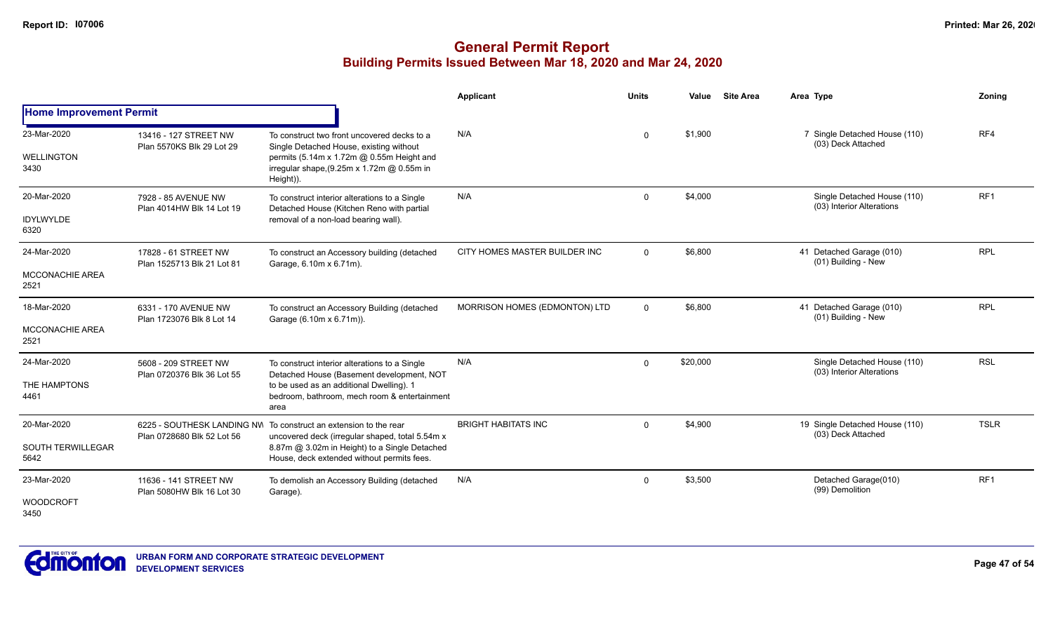# General Permit Report

## Building Permits Issued Between Mar 18, 2020 and Mar 24, 2020

| | | | Applicant | Units | Value | Site Area | Area Type | Zoning |
|---|---|---|---|---|---|---|---|---|
| **Home Improvement Permit** | | | | | | | | |
| 23-Mar-2020<br>WELLINGTON<br>3430 | 13416 - 127 STREET NW<br>Plan 5570KS Blk 29 Lot 29 | To construct two front uncovered decks to a Single Detached House, existing without permits (5.14m x 1.72m @ 0.55m Height and irregular shape,(9.25m x 1.72m @ 0.55m in Height)). | N/A | 0 | $1,900 | | 7 Single Detached House (110)<br>(03) Deck Attached | RF4 |
| 20-Mar-2020<br>IDYLWYLDE<br>6320 | 7928 - 85 AVENUE NW<br>Plan 4014HW Blk 14 Lot 19 | To construct interior alterations to a Single Detached House (Kitchen Reno with partial removal of a non-load bearing wall). | N/A | 0 | $4,000 | | Single Detached House (110)<br>(03) Interior Alterations | RF1 |
| 24-Mar-2020<br>MCCONACHIE AREA<br>2521 | 17828 - 61 STREET NW<br>Plan 1525713 Blk 21 Lot 81 | To construct an Accessory building (detached Garage, 6.10m x 6.71m). | CITY HOMES MASTER BUILDER INC | 0 | $6,800 | | 41 Detached Garage (010)<br>(01) Building - New | RPL |
| 18-Mar-2020<br>MCCONACHIE AREA<br>2521 | 6331 - 170 AVENUE NW<br>Plan 1723076 Blk 8 Lot 14 | To construct an Accessory Building (detached Garage (6.10m x 6.71m)). | MORRISON HOMES (EDMONTON) LTD | 0 | $6,800 | | 41 Detached Garage (010)<br>(01) Building - New | RPL |
| 24-Mar-2020<br>THE HAMPTONS<br>4461 | 5608 - 209 STREET NW<br>Plan 0720376 Blk 36 Lot 55 | To construct interior alterations to a Single Detached House (Basement development, NOT to be used as an additional Dwelling). 1 bedroom, bathroom, mech room & entertainment area | N/A | 0 | $20,000 | | Single Detached House (110)<br>(03) Interior Alterations | RSL |
| 20-Mar-2020<br>SOUTH TERWILLEGAR<br>5642 | 6225 - SOUTHESK LANDING NW<br>Plan 0728680 Blk 52 Lot 56 | To construct an extension to the rear uncovered deck (irregular shaped, total 5.54m x 8.87m @ 3.02m in Height) to a Single Detached House, deck extended without permits fees. | BRIGHT HABITATS INC | 0 | $4,900 | | 19 Single Detached House (110)<br>(03) Deck Attached | TSLR |
| 23-Mar-2020<br>WOODCROFT<br>3450 | 11636 - 141 STREET NW<br>Plan 5080HW Blk 16 Lot 30 | To demolish an Accessory Building (detached Garage). | N/A | 0 | $3,500 | | Detached Garage(010)<br>(99) Demolition | RF1 |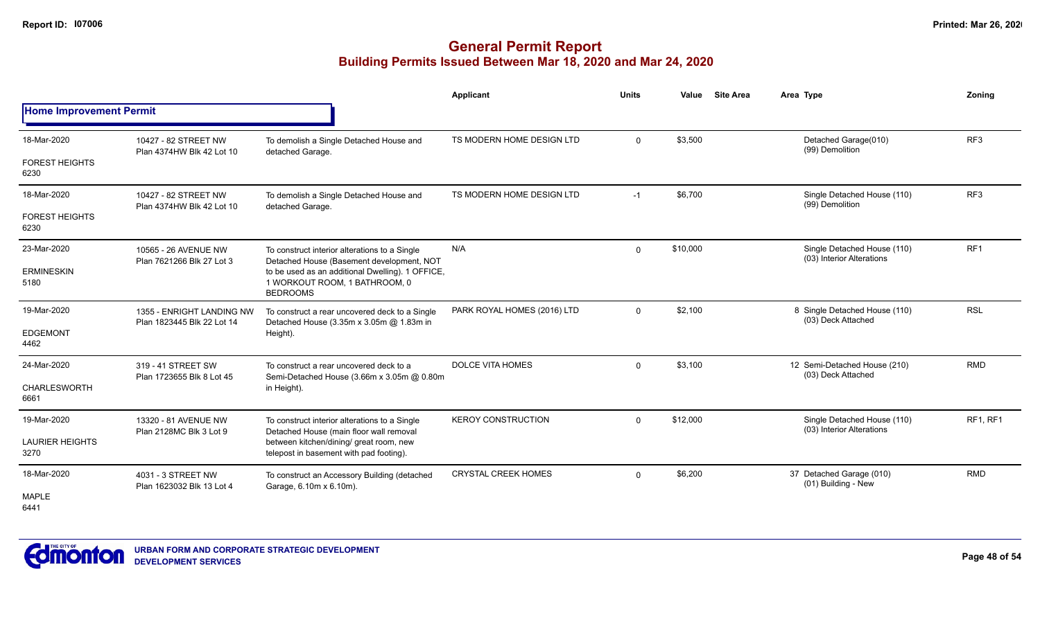# General Permit Report
## Building Permits Issued Between Mar 18, 2020 and Mar 24, 2020

| | | | Applicant | Units | Value | Site Area | Area Type | Zoning |
|---|---|---|---|---|---|---|---|---|
| **Home Improvement Permit** | | | | | | | | |
| 18-Mar-2020<br>FOREST HEIGHTS<br>6230 | 10427 - 82 STREET NW<br>Plan 4374HW Blk 42 Lot 10 | To demolish a Single Detached House and detached Garage. | TS MODERN HOME DESIGN LTD | 0 | $3,500 | | Detached Garage(010)<br>(99) Demolition | RF3 |
| 18-Mar-2020<br>FOREST HEIGHTS<br>6230 | 10427 - 82 STREET NW<br>Plan 4374HW Blk 42 Lot 10 | To demolish a Single Detached House and detached Garage. | TS MODERN HOME DESIGN LTD | -1 | $6,700 | | Single Detached House (110)<br>(99) Demolition | RF3 |
| 23-Mar-2020<br>ERMINESKIN<br>5180 | 10565 - 26 AVENUE NW<br>Plan 7621266 Blk 27 Lot 3 | To construct interior alterations to a Single Detached House (Basement development, NOT to be used as an additional Dwelling). 1 OFFICE, 1 WORKOUT ROOM, 1 BATHROOM, 0 BEDROOMS | N/A | 0 | $10,000 | | Single Detached House (110)<br>(03) Interior Alterations | RF1 |
| 19-Mar-2020<br>EDGEMONT<br>4462 | 1355 - ENRIGHT LANDING NW<br>Plan 1823445 Blk 22 Lot 14 | To construct a rear uncovered deck to a Single Detached House (3.35m x 3.05m @ 1.83m in Height). | PARK ROYAL HOMES (2016) LTD | 0 | $2,100 | | 8 Single Detached House (110)<br>(03) Deck Attached | RSL |
| 24-Mar-2020<br>CHARLESWORTH<br>6661 | 319 - 41 STREET SW<br>Plan 1723655 Blk 8 Lot 45 | To construct a rear uncovered deck to a Semi-Detached House (3.66m x 3.05m @ 0.80m in Height). | DOLCE VITA HOMES | 0 | $3,100 | | 12 Semi-Detached House (210)<br>(03) Deck Attached | RMD |
| 19-Mar-2020<br>LAURIER HEIGHTS<br>3270 | 13320 - 81 AVENUE NW<br>Plan 2128MC Blk 3 Lot 9 | To construct interior alterations to a Single Detached House (main floor wall removal between kitchen/dining/ great room, new telepost in basement with pad footing). | KEROY CONSTRUCTION | 0 | $12,000 | | Single Detached House (110)<br>(03) Interior Alterations | RF1, RF1 |
| 18-Mar-2020<br>MAPLE<br>6441 | 4031 - 3 STREET NW<br>Plan 1623032 Blk 13 Lot 4 | To construct an Accessory Building (detached Garage, 6.10m x 6.10m). | CRYSTAL CREEK HOMES | 0 | $6,200 | | 37 Detached Garage (010)<br>(01) Building - New | RMD |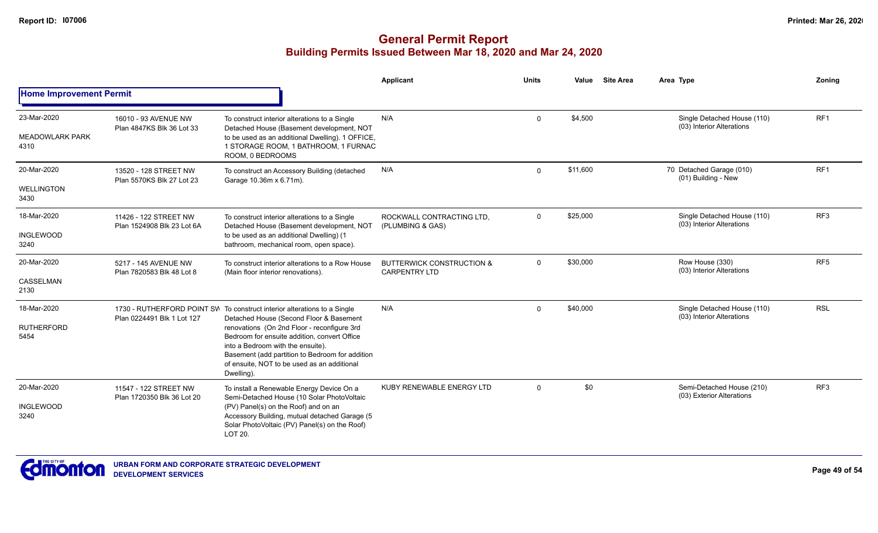# General Permit Report

## Building Permits Issued Between Mar 18, 2020 and Mar 24, 2020

| | | | Applicant | Units | Value | Site Area | Area Type | Zoning |
|---|---|---|---|---|---|---|---|---|
| **Home Improvement Permit** | | | | | | | | |
| 23-Mar-2020<br>MEADOWLARK PARK<br>4310 | 16010 - 93 AVENUE NW<br>Plan 4847KS Blk 36 Lot 33 | To construct interior alterations to a Single Detached House (Basement development, NOT to be used as an additional Dwelling). 1 OFFICE, 1 STORAGE ROOM, 1 BATHROOM, 1 FURNAC ROOM, 0 BEDROOMS | N/A | 0 | $4,500 | | Single Detached House (110)<br>(03) Interior Alterations | RF1 |
| 20-Mar-2020<br>WELLINGTON<br>3430 | 13520 - 128 STREET NW<br>Plan 5570KS Blk 27 Lot 23 | To construct an Accessory Building (detached Garage 10.36m x 6.71m). | N/A | 0 | $11,600 | | 70 Detached Garage (010)<br>(01) Building - New | RF1 |
| 18-Mar-2020<br>INGLEWOOD<br>3240 | 11426 - 122 STREET NW<br>Plan 1524908 Blk 23 Lot 6A | To construct interior alterations to a Single Detached House (Basement development, NOT to be used as an additional Dwelling) (1 bathroom, mechanical room, open space). | ROCKWALL CONTRACTING LTD, (PLUMBING & GAS) | 0 | $25,000 | | Single Detached House (110)<br>(03) Interior Alterations | RF3 |
| 20-Mar-2020<br>CASSELMAN<br>2130 | 5217 - 145 AVENUE NW<br>Plan 7820583 Blk 48 Lot 8 | To construct interior alterations to a Row House (Main floor interior renovations). | BUTTERWICK CONSTRUCTION & CARPENTRY LTD | 0 | $30,000 | | Row House (330)<br>(03) Interior Alterations | RF5 |
| 18-Mar-2020<br>RUTHERFORD<br>5454 | 1730 - RUTHERFORD POINT SW<br>Plan 0224491 Blk 1 Lot 127 | To construct interior alterations to a Single Detached House (Second Floor & Basement renovations (On 2nd Floor - reconfigure 3rd Bedroom for ensuite addition, convert Office into a Bedroom with the ensuite). Basement (add partition to Bedroom for addition of ensuite, NOT to be used as an additional Dwelling). | N/A | 0 | $40,000 | | Single Detached House (110)<br>(03) Interior Alterations | RSL |
| 20-Mar-2020<br>INGLEWOOD<br>3240 | 11547 - 122 STREET NW<br>Plan 1720350 Blk 36 Lot 20 | To install a Renewable Energy Device On a Semi-Detached House (10 Solar PhotoVoltaic (PV) Panel(s) on the Roof) and on an Accessory Building, mutual detached Garage (5 Solar PhotoVoltaic (PV) Panel(s) on the Roof) LOT 20. | KUBY RENEWABLE ENERGY LTD | 0 | $0 | | Semi-Detached House (210)<br>(03) Exterior Alterations | RF3 |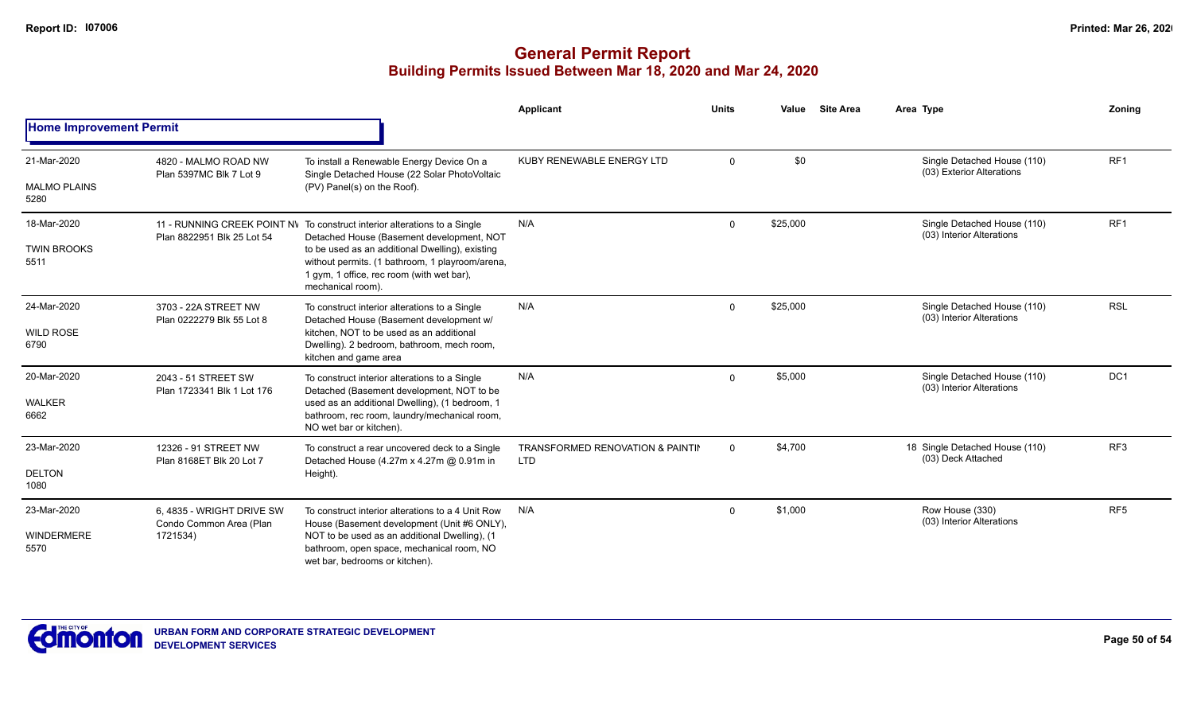# General Permit Report

## Building Permits Issued Between Mar 18, 2020 and Mar 24, 2020

| | | | Applicant | Units | Value | Site Area | Area Type | Zoning |
|---|---|---|---|---|---|---|---|---|
| **Home Improvement Permit** | | | | | | | | |
| 21-Mar-2020 MALMO PLAINS 5280 | 4820 - MALMO ROAD NW Plan 5397MC Blk 7 Lot 9 | To install a Renewable Energy Device On a Single Detached House (22 Solar PhotoVoltaic (PV) Panel(s) on the Roof). | KUBY RENEWABLE ENERGY LTD | 0 | $0 | | Single Detached House (110) (03) Exterior Alterations | RF1 |
| 18-Mar-2020 TWIN BROOKS 5511 | 11 - RUNNING CREEK POINT NV Plan 8822951 Blk 25 Lot 54 | To construct interior alterations to a Single Detached House (Basement development, NOT to be used as an additional Dwelling), existing without permits. (1 bathroom, 1 playroom/arena, 1 gym, 1 office, rec room (with wet bar), mechanical room). | N/A | 0 | $25,000 | | Single Detached House (110) (03) Interior Alterations | RF1 |
| 24-Mar-2020 WILD ROSE 6790 | 3703 - 22A STREET NW Plan 0222279 Blk 55 Lot 8 | To construct interior alterations to a Single Detached House (Basement development w/ kitchen, NOT to be used as an additional Dwelling). 2 bedroom, bathroom, mech room, kitchen and game area | N/A | 0 | $25,000 | | Single Detached House (110) (03) Interior Alterations | RSL |
| 20-Mar-2020 WALKER 6662 | 2043 - 51 STREET SW Plan 1723341 Blk 1 Lot 176 | To construct interior alterations to a Single Detached (Basement development, NOT to be used as an additional Dwelling), (1 bedroom, 1 bathroom, rec room, laundry/mechanical room, NO wet bar or kitchen). | N/A | 0 | $5,000 | | Single Detached House (110) (03) Interior Alterations | DC1 |
| 23-Mar-2020 DELTON 1080 | 12326 - 91 STREET NW Plan 8168ET Blk 20 Lot 7 | To construct a rear uncovered deck to a Single Detached House (4.27m x 4.27m @ 0.91m in Height). | TRANSFORMED RENOVATION & PAINTIN LTD | 0 | $4,700 | 18 | Single Detached House (110) (03) Deck Attached | RF3 |
| 23-Mar-2020 WINDERMERE 5570 | 6, 4835 - WRIGHT DRIVE SW Condo Common Area (Plan 1721534) | To construct interior alterations to a 4 Unit Row House (Basement development (Unit #6 ONLY), NOT to be used as an additional Dwelling), (1 bathroom, open space, mechanical room, NO wet bar, bedrooms or kitchen). | N/A | 0 | $1,000 | | Row House (330) (03) Interior Alterations | RF5 |

URBAN FORM AND CORPORATE STRATEGIC DEVELOPMENT
DEVELOPMENT SERVICES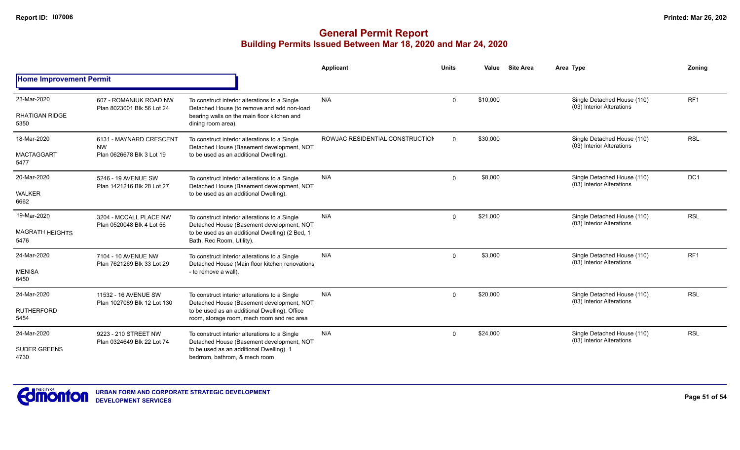# General Permit Report

## Building Permits Issued Between Mar 18, 2020 and Mar 24, 2020

### Home Improvement Permit

| Date / Neighbourhood | Address / Legal | Description | Applicant | Units | Value | Site Area | Area Type | Zoning |
|---|---|---|---|---|---|---|---|---|
| 23-Mar-2020<br>RHATIGAN RIDGE<br>5350 | 607 - ROMANIUK ROAD NW<br>Plan 8023001 Blk 56 Lot 24 | To construct interior alterations to a Single Detached House (to remove and add non-load bearing walls on the main floor kitchen and dining room area). | N/A | 0 | $10,000 | | Single Detached House (110)<br>(03) Interior Alterations | RF1 |
| 18-Mar-2020<br>MACTAGGART<br>5477 | 6131 - MAYNARD CRESCENT NW<br>Plan 0626678 Blk 3 Lot 19 | To construct interior alterations to a Single Detached House (Basement development, NOT to be used as an additional Dwelling). | ROWJAC RESIDENTIAL CONSTRUCTION | 0 | $30,000 | | Single Detached House (110)<br>(03) Interior Alterations | RSL |
| 20-Mar-2020<br>WALKER<br>6662 | 5246 - 19 AVENUE SW<br>Plan 1421216 Blk 28 Lot 27 | To construct interior alterations to a Single Detached House (Basement development, NOT to be used as an additional Dwelling). | N/A | 0 | $8,000 | | Single Detached House (110)<br>(03) Interior Alterations | DC1 |
| 19-Mar-2020<br>MAGRATH HEIGHTS<br>5476 | 3204 - MCCALL PLACE NW<br>Plan 0520048 Blk 4 Lot 56 | To construct interior alterations to a Single Detached House (Basement development, NOT to be used as an additional Dwelling) (2 Bed, 1 Bath, Rec Room, Utility). | N/A | 0 | $21,000 | | Single Detached House (110)<br>(03) Interior Alterations | RSL |
| 24-Mar-2020<br>MENISA<br>6450 | 7104 - 10 AVENUE NW<br>Plan 7621269 Blk 33 Lot 29 | To construct interior alterations to a Single Detached House (Main floor kitchen renovations - to remove a wall). | N/A | 0 | $3,000 | | Single Detached House (110)<br>(03) Interior Alterations | RF1 |
| 24-Mar-2020<br>RUTHERFORD<br>5454 | 11532 - 16 AVENUE SW<br>Plan 1027089 Blk 12 Lot 130 | To construct interior alterations to a Single Detached House (Basement development, NOT to be used as an additional Dwelling). Office room, storage room, mech room and rec area | N/A | 0 | $20,000 | | Single Detached House (110)<br>(03) Interior Alterations | RSL |
| 24-Mar-2020<br>SUDER GREENS<br>4730 | 9223 - 210 STREET NW<br>Plan 0324649 Blk 22 Lot 74 | To construct interior alterations to a Single Detached House (Basement development, NOT to be used as an additional Dwelling). 1 bedrrom, bathrom, & mech room | N/A | 0 | $24,000 | | Single Detached House (110)<br>(03) Interior Alterations | RSL |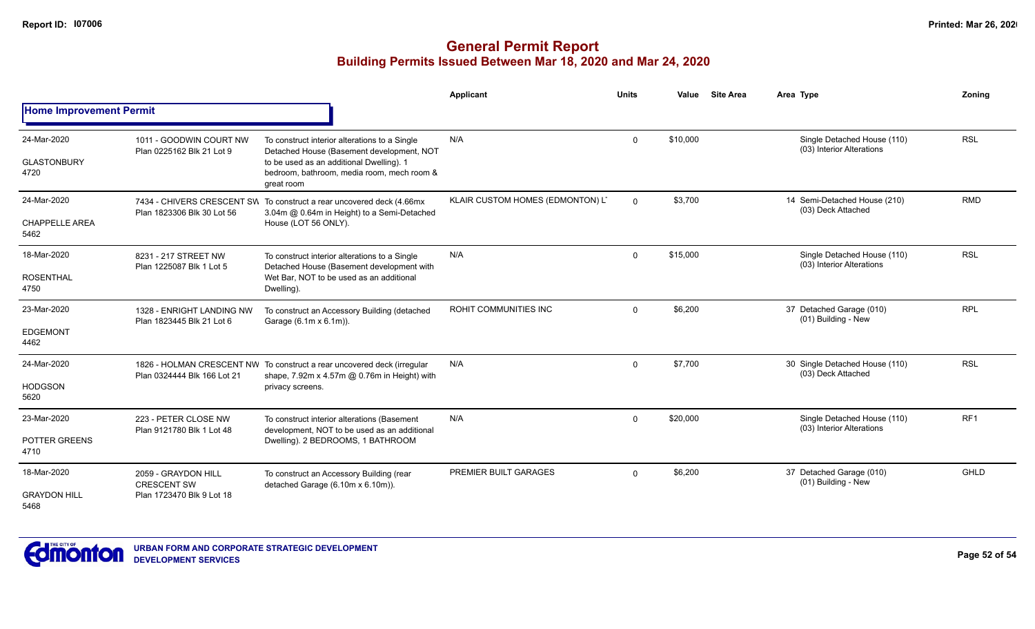# General Permit Report

## Building Permits Issued Between Mar 18, 2020 and Mar 24, 2020

| | | | Applicant | Units | Value | Site Area | Area Type | Zoning |
|---|---|---|---|---|---|---|---|---|
| **Home Improvement Permit** | | | | | | | | |
| 24-Mar-2020 GLASTONBURY 4720 | 1011 - GOODWIN COURT NW Plan 0225162 Blk 21 Lot 9 | To construct interior alterations to a Single Detached House (Basement development, NOT to be used as an additional Dwelling). 1 bedroom, bathroom, media room, mech room & great room | N/A | 0 | $10,000 | | Single Detached House (110) (03) Interior Alterations | RSL |
| 24-Mar-2020 CHAPPELLE AREA 5462 | 7434 - CHIVERS CRESCENT SW Plan 1823306 Blk 30 Lot 56 | To construct a rear uncovered deck (4.66mx 3.04m @ 0.64m in Height) to a Semi-Detached House (LOT 56 ONLY). | KLAIR CUSTOM HOMES (EDMONTON) LT | 0 | $3,700 | | 14 Semi-Detached House (210) (03) Deck Attached | RMD |
| 18-Mar-2020 ROSENTHAL 4750 | 8231 - 217 STREET NW Plan 1225087 Blk 1 Lot 5 | To construct interior alterations to a Single Detached House (Basement development with Wet Bar, NOT to be used as an additional Dwelling). | N/A | 0 | $15,000 | | Single Detached House (110) (03) Interior Alterations | RSL |
| 23-Mar-2020 EDGEMONT 4462 | 1328 - ENRIGHT LANDING NW Plan 1823445 Blk 21 Lot 6 | To construct an Accessory Building (detached Garage (6.1m x 6.1m)). | ROHIT COMMUNITIES INC | 0 | $6,200 | | 37 Detached Garage (010) (01) Building - New | RPL |
| 24-Mar-2020 HODGSON 5620 | 1826 - HOLMAN CRESCENT NW Plan 0324444 Blk 166 Lot 21 | To construct a rear uncovered deck (irregular shape, 7.92m x 4.57m @ 0.76m in Height) with privacy screens. | N/A | 0 | $7,700 | | 30 Single Detached House (110) (03) Deck Attached | RSL |
| 23-Mar-2020 POTTER GREENS 4710 | 223 - PETER CLOSE NW Plan 9121780 Blk 1 Lot 48 | To construct interior alterations (Basement development, NOT to be used as an additional Dwelling). 2 BEDROOMS, 1 BATHROOM | N/A | 0 | $20,000 | | Single Detached House (110) (03) Interior Alterations | RF1 |
| 18-Mar-2020 GRAYDON HILL 5468 | 2059 - GRAYDON HILL CRESCENT SW Plan 1723470 Blk 9 Lot 18 | To construct an Accessory Building (rear detached Garage (6.10m x 6.10m)). | PREMIER BUILT GARAGES | 0 | $6,200 | | 37 Detached Garage (010) (01) Building - New | GHLD |

URBAN FORM AND CORPORATE STRATEGIC DEVELOPMENT
DEVELOPMENT SERVICES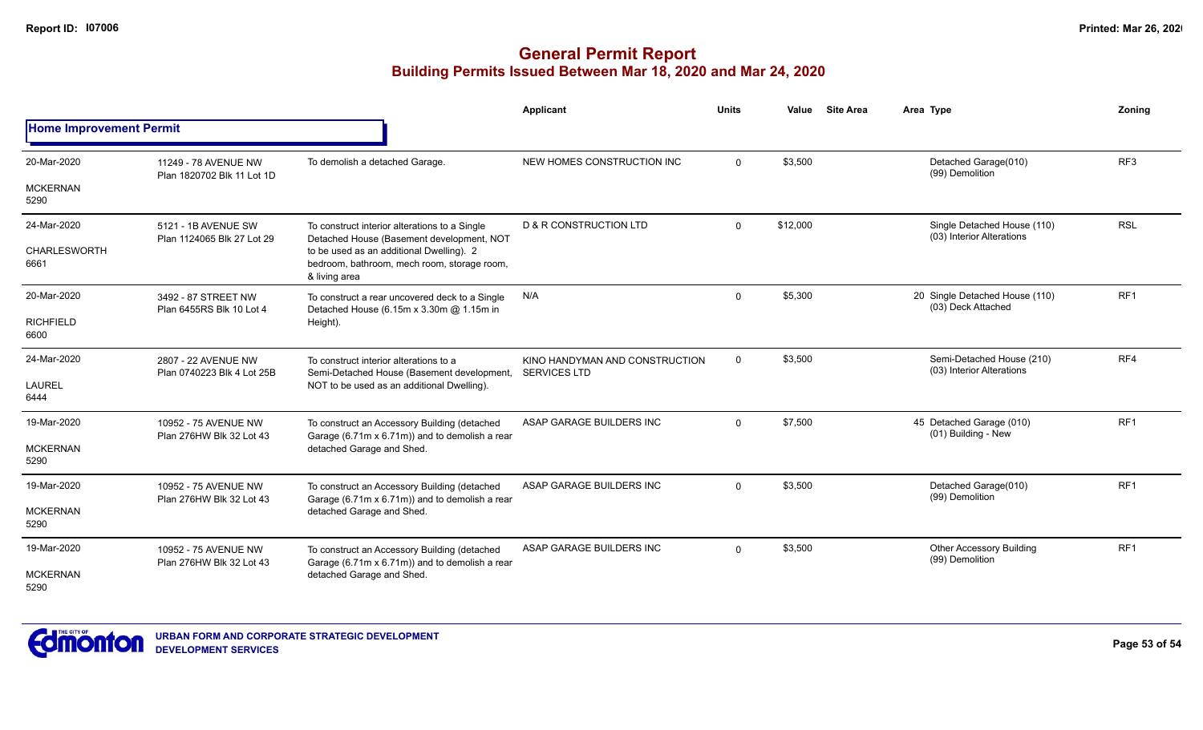# General Permit Report

## Building Permits Issued Between Mar 18, 2020 and Mar 24, 2020

| | | | Applicant | Units | Value | Site Area | Area | Type | Zoning |
|---|---|---|---|---|---|---|---|---|---|
| **Home Improvement Permit** | | | | | | | | | |
| 20-Mar-2020<br>MCKERNAN<br>5290 | 11249 - 78 AVENUE NW<br>Plan 1820702 Blk 11 Lot 1D | To demolish a detached Garage. | NEW HOMES CONSTRUCTION INC | 0 | $3,500 | | | Detached Garage(010)<br>(99) Demolition | RF3 |
| 24-Mar-2020<br>CHARLESWORTH<br>6661 | 5121 - 1B AVENUE SW<br>Plan 1124065 Blk 27 Lot 29 | To construct interior alterations to a Single Detached House (Basement development, NOT to be used as an additional Dwelling). 2 bedroom, bathroom, mech room, storage room, & living area | D & R CONSTRUCTION LTD | 0 | $12,000 | | | Single Detached House (110)<br>(03) Interior Alterations | RSL |
| 20-Mar-2020<br>RICHFIELD<br>6600 | 3492 - 87 STREET NW<br>Plan 6455RS Blk 10 Lot 4 | To construct a rear uncovered deck to a Single Detached House (6.15m x 3.30m @ 1.15m in Height). | N/A | 0 | $5,300 | | 20 | Single Detached House (110)<br>(03) Deck Attached | RF1 |
| 24-Mar-2020<br>LAUREL<br>6444 | 2807 - 22 AVENUE NW<br>Plan 0740223 Blk 4 Lot 25B | To construct interior alterations to a Semi-Detached House (Basement development, NOT to be used as an additional Dwelling). | KINO HANDYMAN AND CONSTRUCTION SERVICES LTD | 0 | $3,500 | | | Semi-Detached House (210)<br>(03) Interior Alterations | RF4 |
| 19-Mar-2020<br>MCKERNAN<br>5290 | 10952 - 75 AVENUE NW<br>Plan 276HW Blk 32 Lot 43 | To construct an Accessory Building (detached Garage (6.71m x 6.71m)) and to demolish a rear detached Garage and Shed. | ASAP GARAGE BUILDERS INC | 0 | $7,500 | | 45 | Detached Garage (010)<br>(01) Building - New | RF1 |
| 19-Mar-2020<br>MCKERNAN<br>5290 | 10952 - 75 AVENUE NW<br>Plan 276HW Blk 32 Lot 43 | To construct an Accessory Building (detached Garage (6.71m x 6.71m)) and to demolish a rear detached Garage and Shed. | ASAP GARAGE BUILDERS INC | 0 | $3,500 | | | Detached Garage(010)<br>(99) Demolition | RF1 |
| 19-Mar-2020<br>MCKERNAN<br>5290 | 10952 - 75 AVENUE NW<br>Plan 276HW Blk 32 Lot 43 | To construct an Accessory Building (detached Garage (6.71m x 6.71m)) and to demolish a rear detached Garage and Shed. | ASAP GARAGE BUILDERS INC | 0 | $3,500 | | | Other Accessory Building<br>(99) Demolition | RF1 |

URBAN FORM AND CORPORATE STRATEGIC DEVELOPMENT
DEVELOPMENT SERVICES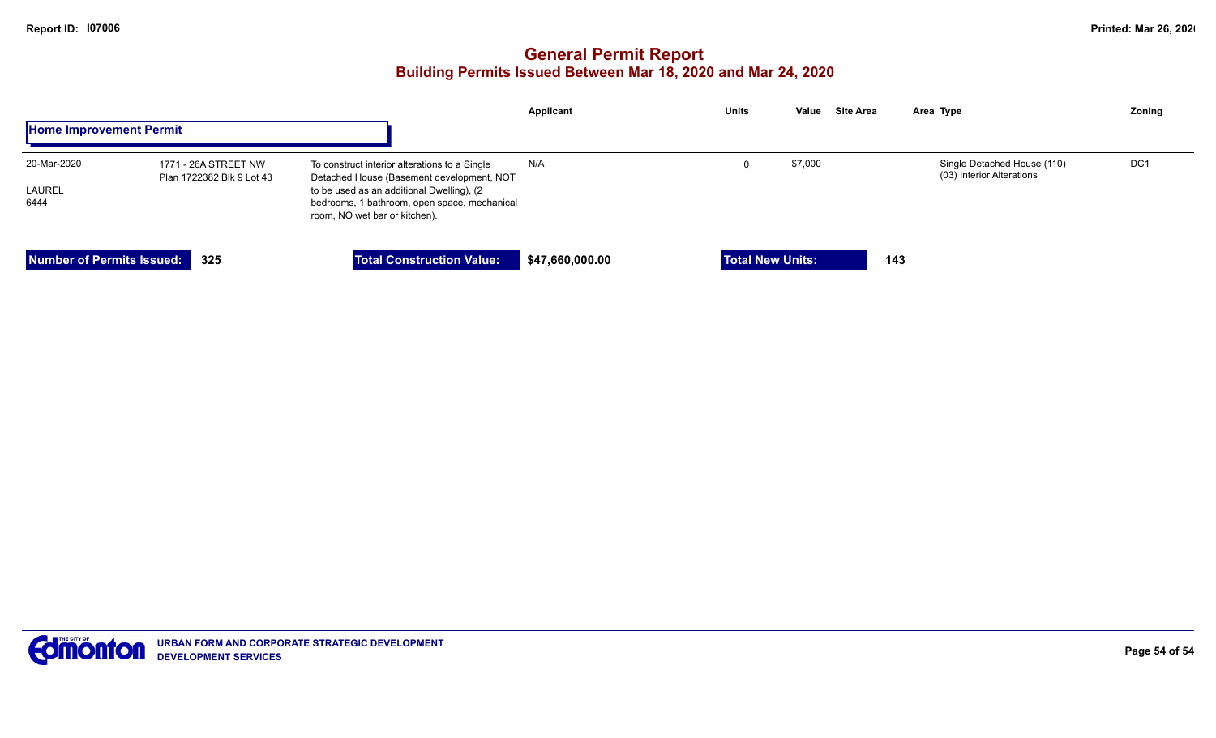# General Permit Report
## Building Permits Issued Between Mar 18, 2020 and Mar 24, 2020

### Home Improvement Permit

| | | | Applicant | Units | Value | Site Area | Area Type | Zoning |
|---|---|---|---|---|---|---|---|---|
| 20-Mar-2020<br>LAUREL<br>6444 | 1771 - 26A STREET NW<br>Plan 1722382 Blk 9 Lot 43 | To construct interior alterations to a Single Detached House (Basement development, NOT to be used as an additional Dwelling), (2 bedrooms, 1 bathroom, open space, mechanical room, NO wet bar or kitchen). | N/A | 0 | $7,000 | | Single Detached House (110)<br>(03) Interior Alterations | DC1 |

**Number of Permits Issued:** 325 **Total Construction Value:** $47,660,000.00 **Total New Units:** 143

URBAN FORM AND CORPORATE STRATEGIC DEVELOPMENT
DEVELOPMENT SERVICES